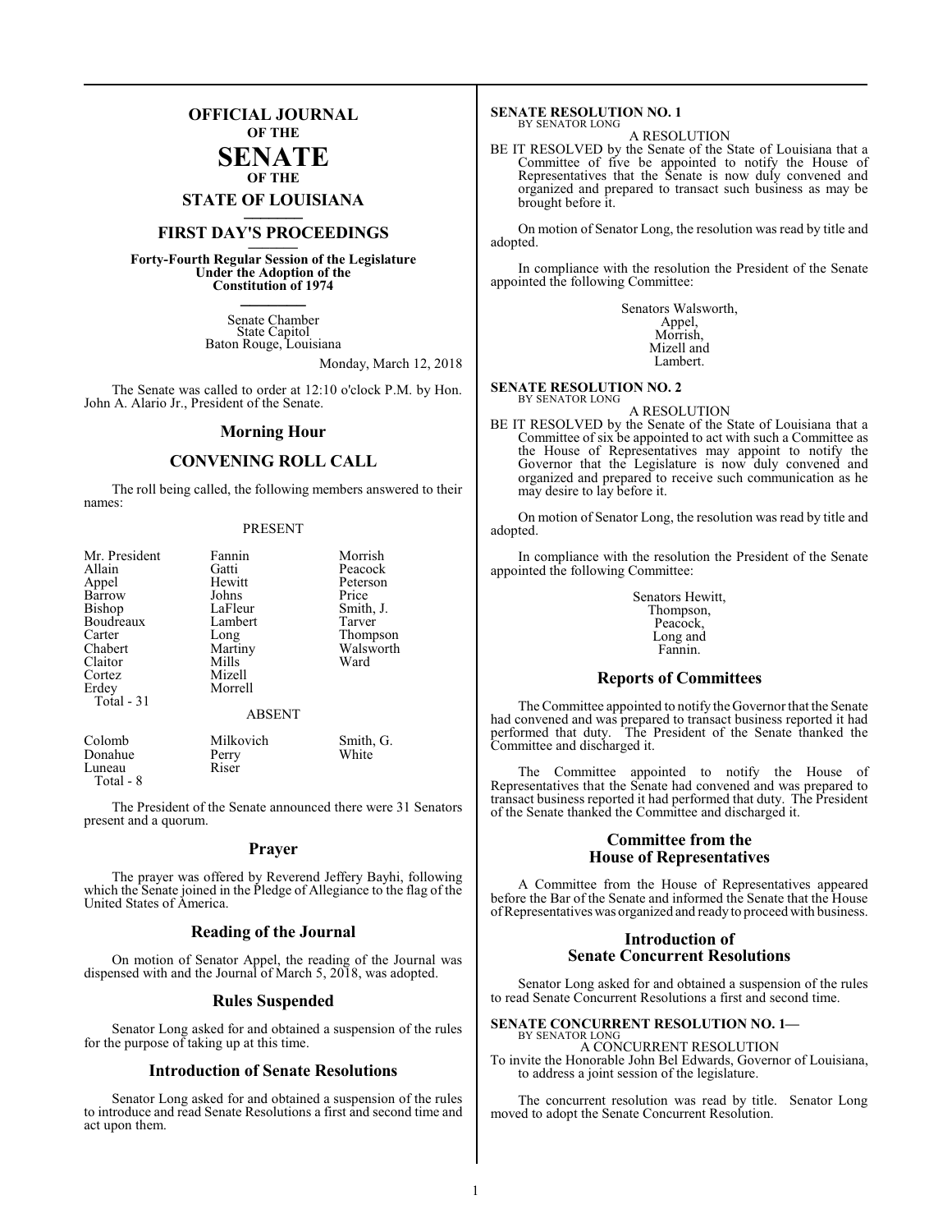# OFFICIAL JOURNAL
OF THE
# SENATE
OF THE
## STATE OF LOUISIANA

## FIRST DAY'S PROCEEDINGS

**Forty-Fourth Regular Session of the Legislature Under the Adoption of the Constitution of 1974**

Senate Chamber
State Capitol
Baton Rouge, Louisiana

Monday, March 12, 2018

The Senate was called to order at 12:10 o'clock P.M. by Hon. John A. Alario Jr., President of the Senate.

## Morning Hour

## CONVENING ROLL CALL

The roll being called, the following members answered to their names:

PRESENT

| | | |
|---|---|---|
| Mr. President | Fannin | Morrish |
| Allain | Gatti | Peacock |
| Appel | Hewitt | Peterson |
| Barrow | Johns | Price |
| Bishop | LaFleur | Smith, J. |
| Boudreaux | Lambert | Tarver |
| Carter | Long | Thompson |
| Chabert | Martiny | Walsworth |
| Claitor | Mills | Ward |
| Cortez | Mizell | |
| Erdey | Morrell | |

Total - 31

ABSENT

| | | |
|---|---|---|
| Colomb | Milkovich | Smith, G. |
| Donahue | Perry | White |
| Luneau | Riser | |

Total - 8

The President of the Senate announced there were 31 Senators present and a quorum.

## Prayer

The prayer was offered by Reverend Jeffery Bayhi, following which the Senate joined in the Pledge of Allegiance to the flag of the United States of America.

## Reading of the Journal

On motion of Senator Appel, the reading of the Journal was dispensed with and the Journal of March 5, 2018, was adopted.

## Rules Suspended

Senator Long asked for and obtained a suspension of the rules for the purpose of taking up at this time.

## Introduction of Senate Resolutions

Senator Long asked for and obtained a suspension of the rules to introduce and read Senate Resolutions a first and second time and act upon them.

**SENATE RESOLUTION NO. 1**
BY SENATOR LONG

A RESOLUTION

BE IT RESOLVED by the Senate of the State of Louisiana that a Committee of five be appointed to notify the House of Representatives that the Senate is now duly convened and organized and prepared to transact such business as may be brought before it.

On motion of Senator Long, the resolution was read by title and adopted.

In compliance with the resolution the President of the Senate appointed the following Committee:

Senators Walsworth,
Appel,
Morrish,
Mizell and
Lambert.

**SENATE RESOLUTION NO. 2**
BY SENATOR LONG

A RESOLUTION

BE IT RESOLVED by the Senate of the State of Louisiana that a Committee of six be appointed to act with such a Committee as the House of Representatives may appoint to notify the Governor that the Legislature is now duly convened and organized and prepared to receive such communication as he may desire to lay before it.

On motion of Senator Long, the resolution was read by title and adopted.

In compliance with the resolution the President of the Senate appointed the following Committee:

Senators Hewitt,
Thompson,
Peacock,
Long and
Fannin.

## Reports of Committees

The Committee appointed to notify the Governor that the Senate had convened and was prepared to transact business reported it had performed that duty. The President of the Senate thanked the Committee and discharged it.

The Committee appointed to notify the House of Representatives that the Senate had convened and was prepared to transact business reported it had performed that duty. The President of the Senate thanked the Committee and discharged it.

## Committee from the House of Representatives

A Committee from the House of Representatives appeared before the Bar of the Senate and informed the Senate that the House of Representatives was organized and ready to proceed with business.

## Introduction of Senate Concurrent Resolutions

Senator Long asked for and obtained a suspension of the rules to read Senate Concurrent Resolutions a first and second time.

**SENATE CONCURRENT RESOLUTION NO. 1—**
BY SENATOR LONG

A CONCURRENT RESOLUTION

To invite the Honorable John Bel Edwards, Governor of Louisiana, to address a joint session of the legislature.

The concurrent resolution was read by title. Senator Long moved to adopt the Senate Concurrent Resolution.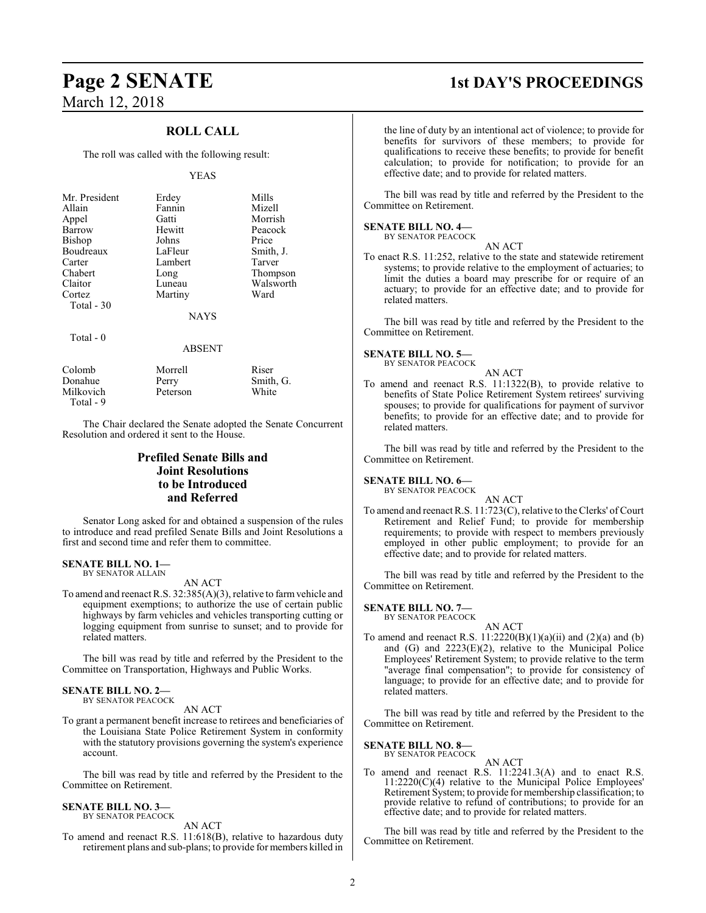## ROLL CALL

The roll was called with the following result:

YEAS

| | | |
|---|---|---|
| Mr. President | Erdey | Mills |
| Allain | Fannin | Mizell |
| Appel | Gatti | Morrish |
| Barrow | Hewitt | Peacock |
| Bishop | Johns | Price |
| Boudreaux | LaFleur | Smith, J. |
| Carter | Lambert | Tarver |
| Chabert | Long | Thompson |
| Claitor | Luneau | Walsworth |
| Cortez | Martiny | Ward |

Total - 30

NAYS

Total - 0

ABSENT

| | | |
|---|---|---|
| Colomb | Morrell | Riser |
| Donahue | Perry | Smith, G. |
| Milkovich | Peterson | White |

Total - 9

The Chair declared the Senate adopted the Senate Concurrent Resolution and ordered it sent to the House.

## Prefiled Senate Bills and Joint Resolutions to be Introduced and Referred

Senator Long asked for and obtained a suspension of the rules to introduce and read prefiled Senate Bills and Joint Resolutions a first and second time and refer them to committee.

**SENATE BILL NO. 1—**
BY SENATOR ALLAIN

AN ACT

To amend and reenact R.S. 32:385(A)(3), relative to farm vehicle and equipment exemptions; to authorize the use of certain public highways by farm vehicles and vehicles transporting cutting or logging equipment from sunrise to sunset; and to provide for related matters.

The bill was read by title and referred by the President to the Committee on Transportation, Highways and Public Works.

**SENATE BILL NO. 2—**
BY SENATOR PEACOCK

AN ACT

To grant a permanent benefit increase to retirees and beneficiaries of the Louisiana State Police Retirement System in conformity with the statutory provisions governing the system's experience account.

The bill was read by title and referred by the President to the Committee on Retirement.

**SENATE BILL NO. 3—**
BY SENATOR PEACOCK

AN ACT

To amend and reenact R.S. 11:618(B), relative to hazardous duty retirement plans and sub-plans; to provide for members killed in the line of duty by an intentional act of violence; to provide for benefits for survivors of these members; to provide for qualifications to receive these benefits; to provide for benefit calculation; to provide for notification; to provide for an effective date; and to provide for related matters.

The bill was read by title and referred by the President to the Committee on Retirement.

**SENATE BILL NO. 4—**
BY SENATOR PEACOCK

AN ACT

To enact R.S. 11:252, relative to the state and statewide retirement systems; to provide relative to the employment of actuaries; to limit the duties a board may prescribe for or require of an actuary; to provide for an effective date; and to provide for related matters.

The bill was read by title and referred by the President to the Committee on Retirement.

**SENATE BILL NO. 5—**
BY SENATOR PEACOCK

AN ACT

To amend and reenact R.S. 11:1322(B), to provide relative to benefits of State Police Retirement System retirees' surviving spouses; to provide for qualifications for payment of survivor benefits; to provide for an effective date; and to provide for related matters.

The bill was read by title and referred by the President to the Committee on Retirement.

**SENATE BILL NO. 6—**
BY SENATOR PEACOCK

AN ACT

To amend and reenact R.S. 11:723(C), relative to the Clerks' of Court Retirement and Relief Fund; to provide for membership requirements; to provide with respect to members previously employed in other public employment; to provide for an effective date; and to provide for related matters.

The bill was read by title and referred by the President to the Committee on Retirement.

**SENATE BILL NO. 7—**
BY SENATOR PEACOCK

AN ACT

To amend and reenact R.S. 11:2220(B)(1)(a)(ii) and (2)(a) and (b) and (G) and 2223(E)(2), relative to the Municipal Police Employees' Retirement System; to provide relative to the term "average final compensation"; to provide for consistency of language; to provide for an effective date; and to provide for related matters.

The bill was read by title and referred by the President to the Committee on Retirement.

**SENATE BILL NO. 8—**
BY SENATOR PEACOCK

AN ACT

To amend and reenact R.S. 11:2241.3(A) and to enact R.S. 11:2220(C)(4) relative to the Municipal Police Employees' Retirement System; to provide for membership classification; to provide relative to refund of contributions; to provide for an effective date; and to provide for related matters.

The bill was read by title and referred by the President to the Committee on Retirement.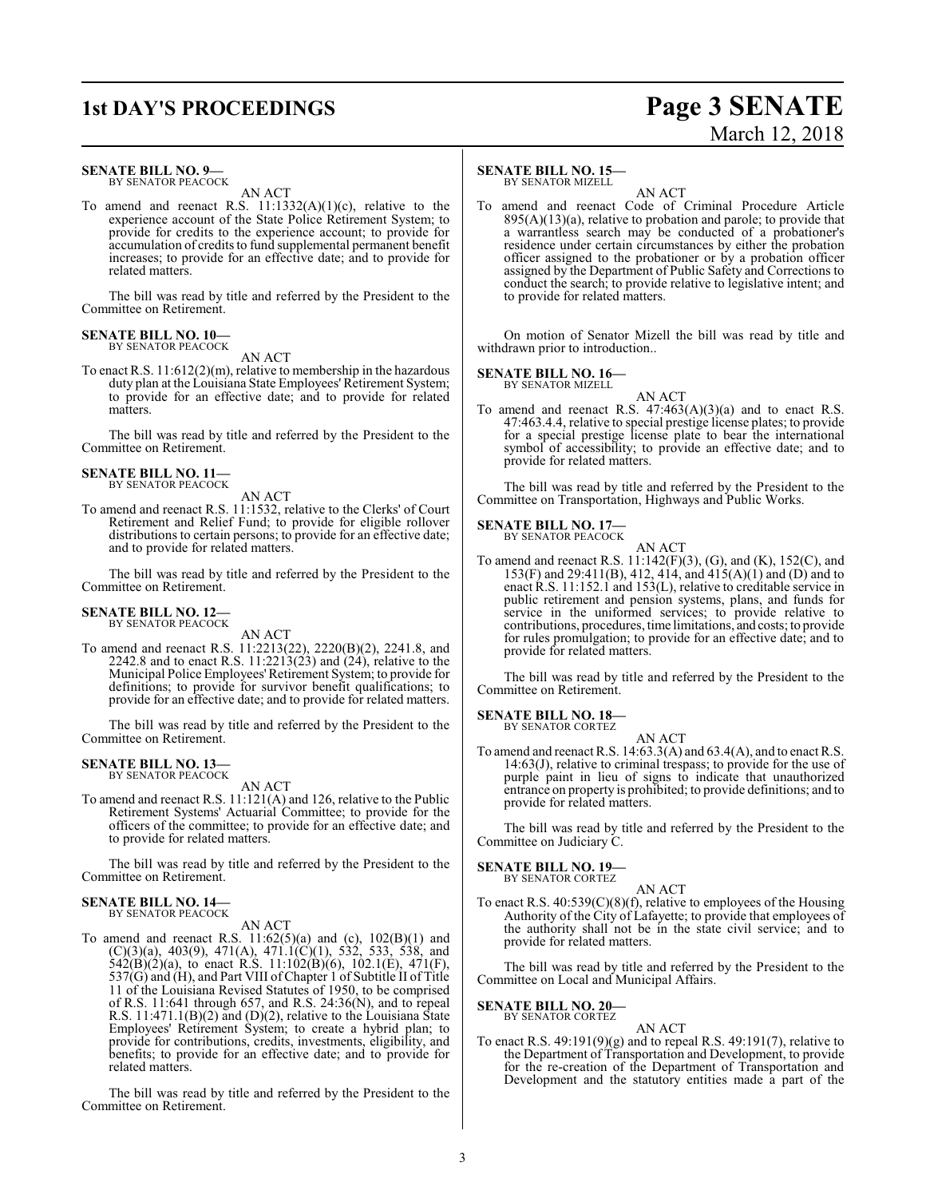**SENATE BILL NO. 9—**
BY SENATOR PEACOCK

AN ACT

To amend and reenact R.S. 11:1332(A)(1)(c), relative to the experience account of the State Police Retirement System; to provide for credits to the experience account; to provide for accumulation of credits to fund supplemental permanent benefit increases; to provide for an effective date; and to provide for related matters.

The bill was read by title and referred by the President to the Committee on Retirement.

**SENATE BILL NO. 10—**
BY SENATOR PEACOCK

AN ACT

To enact R.S. 11:612(2)(m), relative to membership in the hazardous duty plan at the Louisiana State Employees' Retirement System; to provide for an effective date; and to provide for related matters.

The bill was read by title and referred by the President to the Committee on Retirement.

**SENATE BILL NO. 11—**
BY SENATOR PEACOCK

AN ACT

To amend and reenact R.S. 11:1532, relative to the Clerks' of Court Retirement and Relief Fund; to provide for eligible rollover distributions to certain persons; to provide for an effective date; and to provide for related matters.

The bill was read by title and referred by the President to the Committee on Retirement.

**SENATE BILL NO. 12—**
BY SENATOR PEACOCK

AN ACT

To amend and reenact R.S. 11:2213(22), 2220(B)(2), 2241.8, and 2242.8 and to enact R.S. 11:2213(23) and (24), relative to the Municipal Police Employees' Retirement System; to provide for definitions; to provide for survivor benefit qualifications; to provide for an effective date; and to provide for related matters.

The bill was read by title and referred by the President to the Committee on Retirement.

**SENATE BILL NO. 13—**
BY SENATOR PEACOCK

AN ACT

To amend and reenact R.S. 11:121(A) and 126, relative to the Public Retirement Systems' Actuarial Committee; to provide for the officers of the committee; to provide for an effective date; and to provide for related matters.

The bill was read by title and referred by the President to the Committee on Retirement.

**SENATE BILL NO. 14—**
BY SENATOR PEACOCK

AN ACT

To amend and reenact R.S. 11:62(5)(a) and (c), 102(B)(1) and (C)(3)(a), 403(9), 471(A), 471.1(C)(1), 532, 533, 538, and 542(B)(2)(a), to enact R.S. 11:102(B)(6), 102.1(E), 471(F), 537(G) and (H), and Part VIII of Chapter 1 of Subtitle II of Title 11 of the Louisiana Revised Statutes of 1950, to be comprised of R.S. 11:641 through 657, and R.S. 24:36(N), and to repeal R.S. 11:471.1(B)(2) and (D)(2), relative to the Louisiana State Employees' Retirement System; to create a hybrid plan; to provide for contributions, credits, investments, eligibility, and benefits; to provide for an effective date; and to provide for related matters.

The bill was read by title and referred by the President to the Committee on Retirement.

**SENATE BILL NO. 15—**
BY SENATOR MIZELL

AN ACT

To amend and reenact Code of Criminal Procedure Article 895(A)(13)(a), relative to probation and parole; to provide that a warrantless search may be conducted of a probationer's residence under certain circumstances by either the probation officer assigned to the probationer or by a probation officer assigned by the Department of Public Safety and Corrections to conduct the search; to provide relative to legislative intent; and to provide for related matters.

On motion of Senator Mizell the bill was read by title and withdrawn prior to introduction..

**SENATE BILL NO. 16—**
BY SENATOR MIZELL

AN ACT

To amend and reenact R.S. 47:463(A)(3)(a) and to enact R.S. 47:463.4.4, relative to special prestige license plates; to provide for a special prestige license plate to bear the international symbol of accessibility; to provide an effective date; and to provide for related matters.

The bill was read by title and referred by the President to the Committee on Transportation, Highways and Public Works.

**SENATE BILL NO. 17—**
BY SENATOR PEACOCK

AN ACT

To amend and reenact R.S. 11:142(F)(3), (G), and (K), 152(C), and 153(F) and 29:411(B), 412, 414, and 415(A)(1) and (D) and to enact R.S. 11:152.1 and 153(L), relative to creditable service in public retirement and pension systems, plans, and funds for service in the uniformed services; to provide relative to contributions, procedures, time limitations, and costs; to provide for rules promulgation; to provide for an effective date; and to provide for related matters.

The bill was read by title and referred by the President to the Committee on Retirement.

**SENATE BILL NO. 18—**
BY SENATOR CORTEZ

AN ACT

To amend and reenact R.S. 14:63.3(A) and 63.4(A), and to enact R.S. 14:63(J), relative to criminal trespass; to provide for the use of purple paint in lieu of signs to indicate that unauthorized entrance on property is prohibited; to provide definitions; and to provide for related matters.

The bill was read by title and referred by the President to the Committee on Judiciary C.

**SENATE BILL NO. 19—**
BY SENATOR CORTEZ

AN ACT

To enact R.S. 40:539(C)(8)(f), relative to employees of the Housing Authority of the City of Lafayette; to provide that employees of the authority shall not be in the state civil service; and to provide for related matters.

The bill was read by title and referred by the President to the Committee on Local and Municipal Affairs.

**SENATE BILL NO. 20—**
BY SENATOR CORTEZ

AN ACT

To enact R.S. 49:191(9)(g) and to repeal R.S. 49:191(7), relative to the Department of Transportation and Development, to provide for the re-creation of the Department of Transportation and Development and the statutory entities made a part of the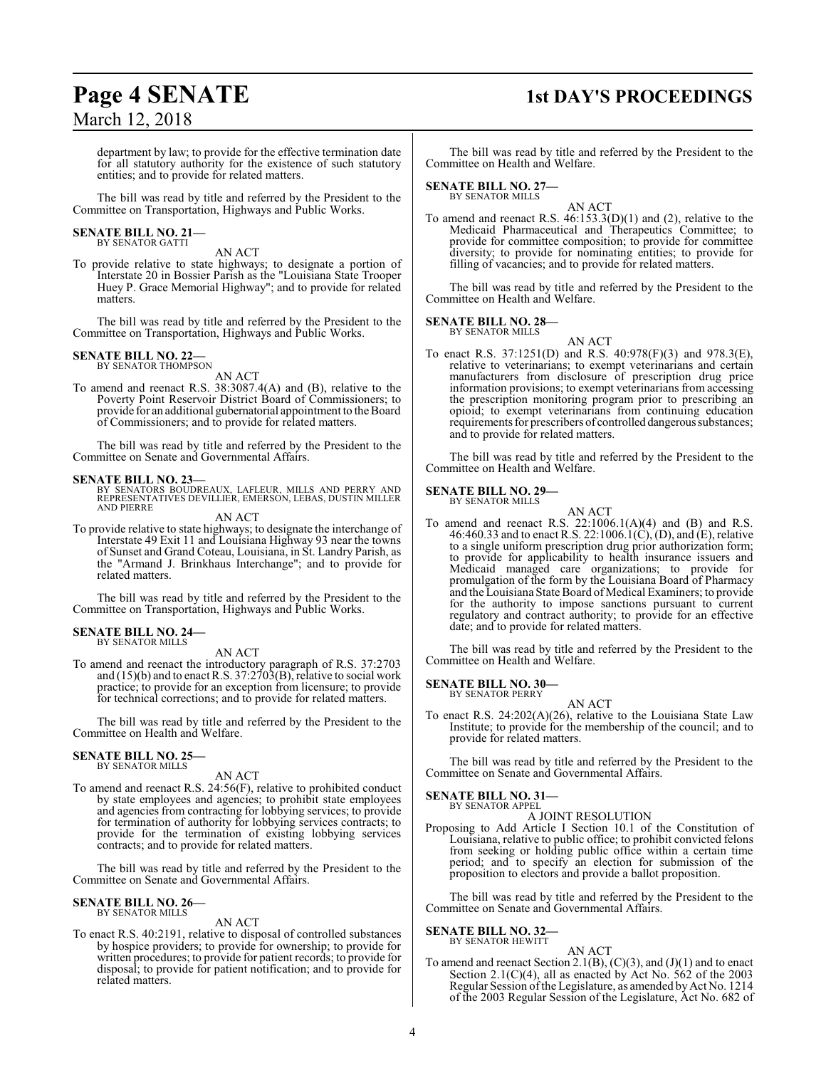department by law; to provide for the effective termination date for all statutory authority for the existence of such statutory entities; and to provide for related matters.

The bill was read by title and referred by the President to the Committee on Transportation, Highways and Public Works.

**SENATE BILL NO. 21—**
BY SENATOR GATTI

AN ACT

To provide relative to state highways; to designate a portion of Interstate 20 in Bossier Parish as the "Louisiana State Trooper Huey P. Grace Memorial Highway"; and to provide for related matters.

The bill was read by title and referred by the President to the Committee on Transportation, Highways and Public Works.

**SENATE BILL NO. 22—**
BY SENATOR THOMPSON

AN ACT

To amend and reenact R.S. 38:3087.4(A) and (B), relative to the Poverty Point Reservoir District Board of Commissioners; to provide for an additional gubernatorial appointment to the Board of Commissioners; and to provide for related matters.

The bill was read by title and referred by the President to the Committee on Senate and Governmental Affairs.

**SENATE BILL NO. 23—**
BY SENATORS BOUDREAUX, LAFLEUR, MILLS AND PERRY AND REPRESENTATIVES DEVILLIER, EMERSON, LEBAS, DUSTIN MILLER AND PIERRE

AN ACT

To provide relative to state highways; to designate the interchange of Interstate 49 Exit 11 and Louisiana Highway 93 near the towns of Sunset and Grand Coteau, Louisiana, in St. Landry Parish, as the "Armand J. Brinkhaus Interchange"; and to provide for related matters.

The bill was read by title and referred by the President to the Committee on Transportation, Highways and Public Works.

**SENATE BILL NO. 24—**
BY SENATOR MILLS

AN ACT

To amend and reenact the introductory paragraph of R.S. 37:2703 and (15)(b) and to enact R.S. 37:2703(B), relative to social work practice; to provide for an exception from licensure; to provide for technical corrections; and to provide for related matters.

The bill was read by title and referred by the President to the Committee on Health and Welfare.

**SENATE BILL NO. 25—**
BY SENATOR MILLS

AN ACT

To amend and reenact R.S. 24:56(F), relative to prohibited conduct by state employees and agencies; to prohibit state employees and agencies from contracting for lobbying services; to provide for termination of authority for lobbying services contracts; to provide for the termination of existing lobbying services contracts; and to provide for related matters.

The bill was read by title and referred by the President to the Committee on Senate and Governmental Affairs.

**SENATE BILL NO. 26—**
BY SENATOR MILLS

AN ACT

To enact R.S. 40:2191, relative to disposal of controlled substances by hospice providers; to provide for ownership; to provide for written procedures; to provide for patient records; to provide for disposal; to provide for patient notification; and to provide for related matters.

The bill was read by title and referred by the President to the Committee on Health and Welfare.

**SENATE BILL NO. 27—**
BY SENATOR MILLS

AN ACT

To amend and reenact R.S. 46:153.3(D)(1) and (2), relative to the Medicaid Pharmaceutical and Therapeutics Committee; to provide for committee composition; to provide for committee diversity; to provide for nominating entities; to provide for filling of vacancies; and to provide for related matters.

The bill was read by title and referred by the President to the Committee on Health and Welfare.

**SENATE BILL NO. 28—**
BY SENATOR MILLS

AN ACT

To enact R.S. 37:1251(D) and R.S. 40:978(F)(3) and 978.3(E), relative to veterinarians; to exempt veterinarians and certain manufacturers from disclosure of prescription drug price information provisions; to exempt veterinarians from accessing the prescription monitoring program prior to prescribing an opioid; to exempt veterinarians from continuing education requirements for prescribers of controlled dangerous substances; and to provide for related matters.

The bill was read by title and referred by the President to the Committee on Health and Welfare.

**SENATE BILL NO. 29—**
BY SENATOR MILLS

AN ACT

To amend and reenact R.S. 22:1006.1(A)(4) and (B) and R.S. 46:460.33 and to enact R.S. 22:1006.1(C), (D), and (E), relative to a single uniform prescription drug prior authorization form; to provide for applicability to health insurance issuers and Medicaid managed care organizations; to provide for promulgation of the form by the Louisiana Board of Pharmacy and the Louisiana State Board of Medical Examiners; to provide for the authority to impose sanctions pursuant to current regulatory and contract authority; to provide for an effective date; and to provide for related matters.

The bill was read by title and referred by the President to the Committee on Health and Welfare.

**SENATE BILL NO. 30—**
BY SENATOR PERRY

AN ACT

To enact R.S. 24:202(A)(26), relative to the Louisiana State Law Institute; to provide for the membership of the council; and to provide for related matters.

The bill was read by title and referred by the President to the Committee on Senate and Governmental Affairs.

**SENATE BILL NO. 31—**
BY SENATOR APPEL

A JOINT RESOLUTION

Proposing to Add Article I Section 10.1 of the Constitution of Louisiana, relative to public office; to prohibit convicted felons from seeking or holding public office within a certain time period; and to specify an election for submission of the proposition to electors and provide a ballot proposition.

The bill was read by title and referred by the President to the Committee on Senate and Governmental Affairs.

**SENATE BILL NO. 32—**
BY SENATOR HEWITT

AN ACT

To amend and reenact Section 2.1(B), (C)(3), and (J)(1) and to enact Section 2.1(C)(4), all as enacted by Act No. 562 of the 2003 Regular Session of the Legislature, as amended by Act No. 1214 of the 2003 Regular Session of the Legislature, Act No. 682 of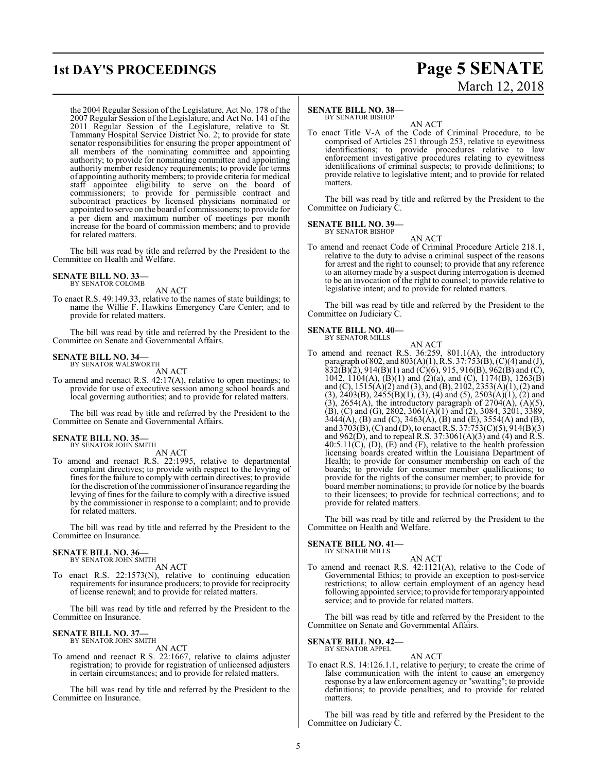the 2004 Regular Session of the Legislature, Act No. 178 of the 2007 Regular Session of the Legislature, and Act No. 141 of the 2011 Regular Session of the Legislature, relative to St. Tammany Hospital Service District No. 2; to provide for state senator responsibilities for ensuring the proper appointment of all members of the nominating committee and appointing authority; to provide for nominating committee and appointing authority member residency requirements; to provide for terms of appointing authority members; to provide criteria for medical staff appointee eligibility to serve on the board of commissioners; to provide for permissible contract and subcontract practices by licensed physicians nominated or appointed to serve on the board of commissioners; to provide for a per diem and maximum number of meetings per month increase for the board of commission members; and to provide for related matters.

The bill was read by title and referred by the President to the Committee on Health and Welfare.

**SENATE BILL NO. 33—**
BY SENATOR COLOMB

AN ACT

To enact R.S. 49:149.33, relative to the names of state buildings; to name the Willie F. Hawkins Emergency Care Center; and to provide for related matters.

The bill was read by title and referred by the President to the Committee on Senate and Governmental Affairs.

**SENATE BILL NO. 34—**
BY SENATOR WALSWORTH

AN ACT

To amend and reenact R.S. 42:17(A), relative to open meetings; to provide for use of executive session among school boards and local governing authorities; and to provide for related matters.

The bill was read by title and referred by the President to the Committee on Senate and Governmental Affairs.

**SENATE BILL NO. 35—**
BY SENATOR JOHN SMITH

AN ACT

To amend and reenact R.S. 22:1995, relative to departmental complaint directives; to provide with respect to the levying of fines for the failure to comply with certain directives; to provide for the discretion of the commissioner of insurance regarding the levying of fines for the failure to comply with a directive issued by the commissioner in response to a complaint; and to provide for related matters.

The bill was read by title and referred by the President to the Committee on Insurance.

**SENATE BILL NO. 36—**
BY SENATOR JOHN SMITH

AN ACT

To enact R.S. 22:1573(N), relative to continuing education requirements for insurance producers; to provide for reciprocity of license renewal; and to provide for related matters.

The bill was read by title and referred by the President to the Committee on Insurance.

**SENATE BILL NO. 37—**
BY SENATOR JOHN SMITH

AN ACT

To amend and reenact R.S. 22:1667, relative to claims adjuster registration; to provide for registration of unlicensed adjusters in certain circumstances; and to provide for related matters.

The bill was read by title and referred by the President to the Committee on Insurance.

**SENATE BILL NO. 38—**
BY SENATOR BISHOP

AN ACT

To enact Title V-A of the Code of Criminal Procedure, to be comprised of Articles 251 through 253, relative to eyewitness identifications; to provide procedures relative to law enforcement investigative procedures relating to eyewitness identifications of criminal suspects; to provide definitions; to provide relative to legislative intent; and to provide for related matters.

The bill was read by title and referred by the President to the Committee on Judiciary C.

**SENATE BILL NO. 39—**
BY SENATOR BISHOP

AN ACT

To amend and reenact Code of Criminal Procedure Article 218.1, relative to the duty to advise a criminal suspect of the reasons for arrest and the right to counsel; to provide that any reference to an attorney made by a suspect during interrogation is deemed to be an invocation of the right to counsel; to provide relative to legislative intent; and to provide for related matters.

The bill was read by title and referred by the President to the Committee on Judiciary C.

**SENATE BILL NO. 40—**
BY SENATOR MILLS

AN ACT

To amend and reenact R.S. 36:259, 801.1(A), the introductory paragraph of 802, and 803(A)(1), R.S. 37:753(B), (C)(4) and (J), 832(B)(2), 914(B)(1) and (C)(6), 915, 916(B), 962(B) and (C), 1042, 1104(A), (B)(1) and (2)(a), and (C), 1174(B), 1263(B) and (C), 1515(A)(2) and (3), and (B), 2102, 2353(A)(1), (2) and (3), 2403(B), 2455(B)(1), (3), (4) and (5), 2503(A)(1), (2) and (3), 2654(A), the introductory paragraph of 2704(A), (A)(5), (B), (C) and (G), 2802, 3061(A)(1) and (2), 3084, 3201, 3389, 3444(A), (B) and (C), 3463(A), (B) and (E), 3554(A) and (B), and 3703(B), (C) and (D), to enact R.S. 37:753(C)(5), 914(B)(3) and 962(D), and to repeal R.S. 37:3061(A)(3) and (4) and R.S. 40:5.11(C), (D), (E) and (F), relative to the health profession licensing boards created within the Louisiana Department of Health; to provide for consumer membership on each of the boards; to provide for consumer member qualifications; to provide for the rights of the consumer member; to provide for board member nominations; to provide for notice by the boards to their licensees; to provide for technical corrections; and to provide for related matters.

The bill was read by title and referred by the President to the Committee on Health and Welfare.

**SENATE BILL NO. 41—**
BY SENATOR MILLS

AN ACT

To amend and reenact R.S. 42:1121(A), relative to the Code of Governmental Ethics; to provide an exception to post-service restrictions; to allow certain employment of an agency head following appointed service; to provide for temporary appointed service; and to provide for related matters.

The bill was read by title and referred by the President to the Committee on Senate and Governmental Affairs.

**SENATE BILL NO. 42—**
BY SENATOR APPEL

AN ACT

To enact R.S. 14:126.1.1, relative to perjury; to create the crime of false communication with the intent to cause an emergency response by a law enforcement agency or "swatting"; to provide definitions; to provide penalties; and to provide for related matters.

The bill was read by title and referred by the President to the Committee on Judiciary C.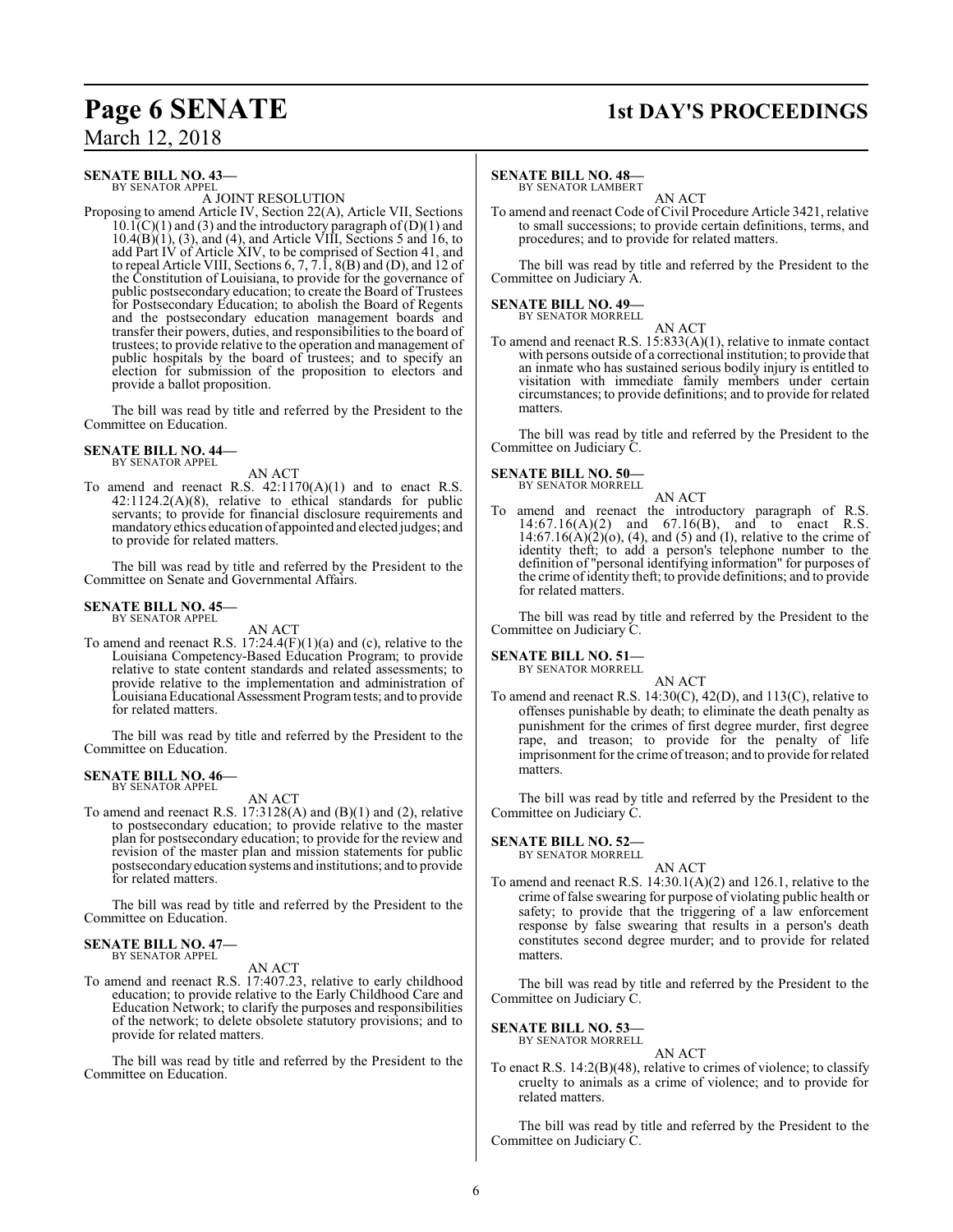**SENATE BILL NO. 43—**
BY SENATOR APPEL

A JOINT RESOLUTION

Proposing to amend Article IV, Section 22(A), Article VII, Sections 10.1(C)(1) and (3) and the introductory paragraph of (D)(1) and 10.4(B)(1), (3), and (4), and Article VIII, Sections 5 and 16, to add Part IV of Article XIV, to be comprised of Section 41, and to repeal Article VIII, Sections 6, 7, 7.1, 8(B) and (D), and 12 of the Constitution of Louisiana, to provide for the governance of public postsecondary education; to create the Board of Trustees for Postsecondary Education; to abolish the Board of Regents and the postsecondary education management boards and transfer their powers, duties, and responsibilities to the board of trustees; to provide relative to the operation and management of public hospitals by the board of trustees; and to specify an election for submission of the proposition to electors and provide a ballot proposition.

The bill was read by title and referred by the President to the Committee on Education.

**SENATE BILL NO. 44—**
BY SENATOR APPEL

AN ACT

To amend and reenact R.S. 42:1170(A)(1) and to enact R.S. 42:1124.2(A)(8), relative to ethical standards for public servants; to provide for financial disclosure requirements and mandatory ethics education of appointed and elected judges; and to provide for related matters.

The bill was read by title and referred by the President to the Committee on Senate and Governmental Affairs.

**SENATE BILL NO. 45—**
BY SENATOR APPEL

AN ACT

To amend and reenact R.S. 17:24.4(F)(1)(a) and (c), relative to the Louisiana Competency-Based Education Program; to provide relative to state content standards and related assessments; to provide relative to the implementation and administration of Louisiana Educational Assessment Program tests; and to provide for related matters.

The bill was read by title and referred by the President to the Committee on Education.

**SENATE BILL NO. 46—**
BY SENATOR APPEL

AN ACT

To amend and reenact R.S. 17:3128(A) and (B)(1) and (2), relative to postsecondary education; to provide relative to the master plan for postsecondary education; to provide for the review and revision of the master plan and mission statements for public postsecondary education systems and institutions; and to provide for related matters.

The bill was read by title and referred by the President to the Committee on Education.

**SENATE BILL NO. 47—**
BY SENATOR APPEL

AN ACT

To amend and reenact R.S. 17:407.23, relative to early childhood education; to provide relative to the Early Childhood Care and Education Network; to clarify the purposes and responsibilities of the network; to delete obsolete statutory provisions; and to provide for related matters.

The bill was read by title and referred by the President to the Committee on Education.

**SENATE BILL NO. 48—**
BY SENATOR LAMBERT

AN ACT

To amend and reenact Code of Civil Procedure Article 3421, relative to small successions; to provide certain definitions, terms, and procedures; and to provide for related matters.

The bill was read by title and referred by the President to the Committee on Judiciary A.

**SENATE BILL NO. 49—**
BY SENATOR MORRELL

AN ACT

To amend and reenact R.S. 15:833(A)(1), relative to inmate contact with persons outside of a correctional institution; to provide that an inmate who has sustained serious bodily injury is entitled to visitation with immediate family members under certain circumstances; to provide definitions; and to provide for related matters.

The bill was read by title and referred by the President to the Committee on Judiciary C.

**SENATE BILL NO. 50—**
BY SENATOR MORRELL

AN ACT

To amend and reenact the introductory paragraph of R.S. 14:67.16(A)(2) and 67.16(B), and to enact R.S. 14:67.16(A)(2)(o), (4), and (5) and (I), relative to the crime of identity theft; to add a person's telephone number to the definition of "personal identifying information" for purposes of the crime of identity theft; to provide definitions; and to provide for related matters.

The bill was read by title and referred by the President to the Committee on Judiciary C.

**SENATE BILL NO. 51—**
BY SENATOR MORRELL

AN ACT

To amend and reenact R.S. 14:30(C), 42(D), and 113(C), relative to offenses punishable by death; to eliminate the death penalty as punishment for the crimes of first degree murder, first degree rape, and treason; to provide for the penalty of life imprisonment for the crime of treason; and to provide for related matters.

The bill was read by title and referred by the President to the Committee on Judiciary C.

**SENATE BILL NO. 52—**
BY SENATOR MORRELL

AN ACT

To amend and reenact R.S. 14:30.1(A)(2) and 126.1, relative to the crime of false swearing for purpose of violating public health or safety; to provide that the triggering of a law enforcement response by false swearing that results in a person's death constitutes second degree murder; and to provide for related matters.

The bill was read by title and referred by the President to the Committee on Judiciary C.

**SENATE BILL NO. 53—**
BY SENATOR MORRELL

AN ACT

To enact R.S. 14:2(B)(48), relative to crimes of violence; to classify cruelty to animals as a crime of violence; and to provide for related matters.

The bill was read by title and referred by the President to the Committee on Judiciary C.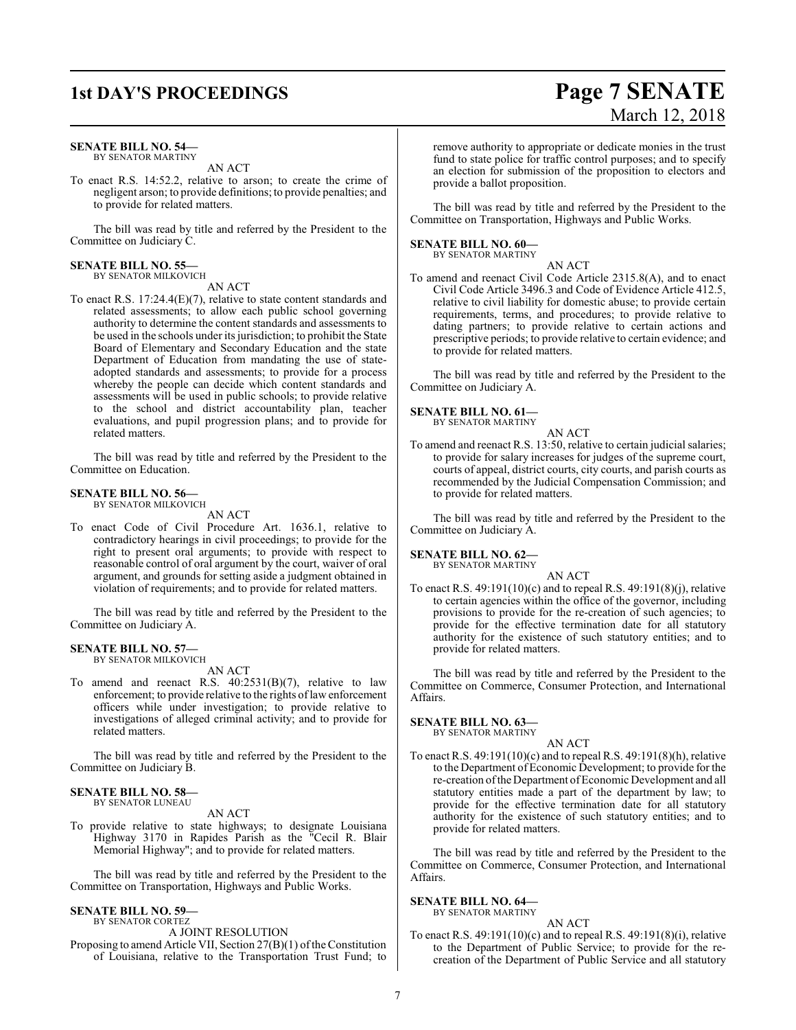**SENATE BILL NO. 54—**
BY SENATOR MARTINY

AN ACT

To enact R.S. 14:52.2, relative to arson; to create the crime of negligent arson; to provide definitions; to provide penalties; and to provide for related matters.

The bill was read by title and referred by the President to the Committee on Judiciary C.

**SENATE BILL NO. 55—**
BY SENATOR MILKOVICH

AN ACT

To enact R.S. 17:24.4(E)(7), relative to state content standards and related assessments; to allow each public school governing authority to determine the content standards and assessments to be used in the schools under its jurisdiction; to prohibit the State Board of Elementary and Secondary Education and the state Department of Education from mandating the use of state-adopted standards and assessments; to provide for a process whereby the people can decide which content standards and assessments will be used in public schools; to provide relative to the school and district accountability plan, teacher evaluations, and pupil progression plans; and to provide for related matters.

The bill was read by title and referred by the President to the Committee on Education.

**SENATE BILL NO. 56—**
BY SENATOR MILKOVICH

AN ACT

To enact Code of Civil Procedure Art. 1636.1, relative to contradictory hearings in civil proceedings; to provide for the right to present oral arguments; to provide with respect to reasonable control of oral argument by the court, waiver of oral argument, and grounds for setting aside a judgment obtained in violation of requirements; and to provide for related matters.

The bill was read by title and referred by the President to the Committee on Judiciary A.

**SENATE BILL NO. 57—**
BY SENATOR MILKOVICH

AN ACT

To amend and reenact R.S. 40:2531(B)(7), relative to law enforcement; to provide relative to the rights of law enforcement officers while under investigation; to provide relative to investigations of alleged criminal activity; and to provide for related matters.

The bill was read by title and referred by the President to the Committee on Judiciary B.

**SENATE BILL NO. 58—**
BY SENATOR LUNEAU

AN ACT

To provide relative to state highways; to designate Louisiana Highway 3170 in Rapides Parish as the "Cecil R. Blair Memorial Highway"; and to provide for related matters.

The bill was read by title and referred by the President to the Committee on Transportation, Highways and Public Works.

**SENATE BILL NO. 59—**
BY SENATOR CORTEZ

A JOINT RESOLUTION

Proposing to amend Article VII, Section 27(B)(1) of the Constitution of Louisiana, relative to the Transportation Trust Fund; to remove authority to appropriate or dedicate monies in the trust fund to state police for traffic control purposes; and to specify an election for submission of the proposition to electors and provide a ballot proposition.

The bill was read by title and referred by the President to the Committee on Transportation, Highways and Public Works.

**SENATE BILL NO. 60—**
BY SENATOR MARTINY

AN ACT

To amend and reenact Civil Code Article 2315.8(A), and to enact Civil Code Article 3496.3 and Code of Evidence Article 412.5, relative to civil liability for domestic abuse; to provide certain requirements, terms, and procedures; to provide relative to dating partners; to provide relative to certain actions and prescriptive periods; to provide relative to certain evidence; and to provide for related matters.

The bill was read by title and referred by the President to the Committee on Judiciary A.

**SENATE BILL NO. 61—**
BY SENATOR MARTINY

AN ACT

To amend and reenact R.S. 13:50, relative to certain judicial salaries; to provide for salary increases for judges of the supreme court, courts of appeal, district courts, city courts, and parish courts as recommended by the Judicial Compensation Commission; and to provide for related matters.

The bill was read by title and referred by the President to the Committee on Judiciary A.

**SENATE BILL NO. 62—**
BY SENATOR MARTINY

AN ACT

To enact R.S. 49:191(10)(c) and to repeal R.S. 49:191(8)(j), relative to certain agencies within the office of the governor, including provisions to provide for the re-creation of such agencies; to provide for the effective termination date for all statutory authority for the existence of such statutory entities; and to provide for related matters.

The bill was read by title and referred by the President to the Committee on Commerce, Consumer Protection, and International Affairs.

**SENATE BILL NO. 63—**
BY SENATOR MARTINY

AN ACT

To enact R.S. 49:191(10)(c) and to repeal R.S. 49:191(8)(h), relative to the Department of Economic Development; to provide for the re-creation of the Department of Economic Development and all statutory entities made a part of the department by law; to provide for the effective termination date for all statutory authority for the existence of such statutory entities; and to provide for related matters.

The bill was read by title and referred by the President to the Committee on Commerce, Consumer Protection, and International Affairs.

**SENATE BILL NO. 64—**
BY SENATOR MARTINY

AN ACT

To enact R.S. 49:191(10)(c) and to repeal R.S. 49:191(8)(i), relative to the Department of Public Service; to provide for the re-creation of the Department of Public Service and all statutory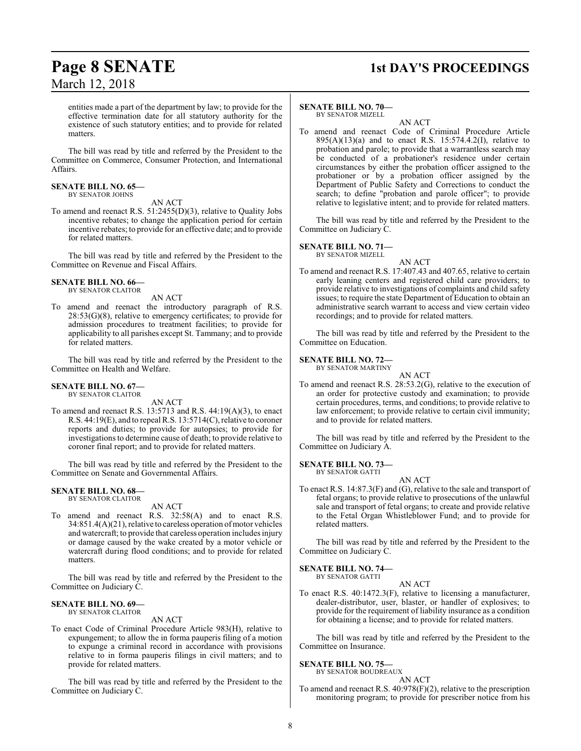entities made a part of the department by law; to provide for the effective termination date for all statutory authority for the existence of such statutory entities; and to provide for related matters.

The bill was read by title and referred by the President to the Committee on Commerce, Consumer Protection, and International Affairs.

**SENATE BILL NO. 65—**
BY SENATOR JOHNS

AN ACT

To amend and reenact R.S. 51:2455(D)(3), relative to Quality Jobs incentive rebates; to change the application period for certain incentive rebates; to provide for an effective date; and to provide for related matters.

The bill was read by title and referred by the President to the Committee on Revenue and Fiscal Affairs.

**SENATE BILL NO. 66—**
BY SENATOR CLAITOR

AN ACT

To amend and reenact the introductory paragraph of R.S. 28:53(G)(8), relative to emergency certificates; to provide for admission procedures to treatment facilities; to provide for applicability to all parishes except St. Tammany; and to provide for related matters.

The bill was read by title and referred by the President to the Committee on Health and Welfare.

**SENATE BILL NO. 67—**
BY SENATOR CLAITOR

AN ACT

To amend and reenact R.S. 13:5713 and R.S. 44:19(A)(3), to enact R.S. 44:19(E), and to repeal R.S. 13:5714(C), relative to coroner reports and duties; to provide for autopsies; to provide for investigations to determine cause of death; to provide relative to coroner final report; and to provide for related matters.

The bill was read by title and referred by the President to the Committee on Senate and Governmental Affairs.

**SENATE BILL NO. 68—**
BY SENATOR CLAITOR

AN ACT

To amend and reenact R.S. 32:58(A) and to enact R.S. 34:851.4(A)(21), relative to careless operation of motor vehicles and watercraft; to provide that careless operation includes injury or damage caused by the wake created by a motor vehicle or watercraft during flood conditions; and to provide for related matters.

The bill was read by title and referred by the President to the Committee on Judiciary C.

**SENATE BILL NO. 69—**
BY SENATOR CLAITOR

AN ACT

To enact Code of Criminal Procedure Article 983(H), relative to expungement; to allow the in forma pauperis filing of a motion to expunge a criminal record in accordance with provisions relative to in forma pauperis filings in civil matters; and to provide for related matters.

The bill was read by title and referred by the President to the Committee on Judiciary C.

**SENATE BILL NO. 70—**
BY SENATOR MIZELL

AN ACT

To amend and reenact Code of Criminal Procedure Article 895(A)(13)(a) and to enact R.S. 15:574.4.2(I), relative to probation and parole; to provide that a warrantless search may be conducted of a probationer's residence under certain circumstances by either the probation officer assigned to the probationer or by a probation officer assigned by the Department of Public Safety and Corrections to conduct the search; to define "probation and parole officer"; to provide relative to legislative intent; and to provide for related matters.

The bill was read by title and referred by the President to the Committee on Judiciary C.

**SENATE BILL NO. 71—**
BY SENATOR MIZELL

AN ACT

To amend and reenact R.S. 17:407.43 and 407.65, relative to certain early leaning centers and registered child care providers; to provide relative to investigations of complaints and child safety issues; to require the state Department of Education to obtain an administrative search warrant to access and view certain video recordings; and to provide for related matters.

The bill was read by title and referred by the President to the Committee on Education.

**SENATE BILL NO. 72—**
BY SENATOR MARTINY

AN ACT

To amend and reenact R.S. 28:53.2(G), relative to the execution of an order for protective custody and examination; to provide certain procedures, terms, and conditions; to provide relative to law enforcement; to provide relative to certain civil immunity; and to provide for related matters.

The bill was read by title and referred by the President to the Committee on Judiciary A.

**SENATE BILL NO. 73—**
BY SENATOR GATTI

AN ACT

To enact R.S. 14:87.3(F) and (G), relative to the sale and transport of fetal organs; to provide relative to prosecutions of the unlawful sale and transport of fetal organs; to create and provide relative to the Fetal Organ Whistleblower Fund; and to provide for related matters.

The bill was read by title and referred by the President to the Committee on Judiciary C.

**SENATE BILL NO. 74—**
BY SENATOR GATTI

AN ACT

To enact R.S. 40:1472.3(F), relative to licensing a manufacturer, dealer-distributor, user, blaster, or handler of explosives; to provide for the requirement of liability insurance as a condition for obtaining a license; and to provide for related matters.

The bill was read by title and referred by the President to the Committee on Insurance.

**SENATE BILL NO. 75—**
BY SENATOR BOUDREAUX

AN ACT

To amend and reenact R.S. 40:978(F)(2), relative to the prescription monitoring program; to provide for prescriber notice from his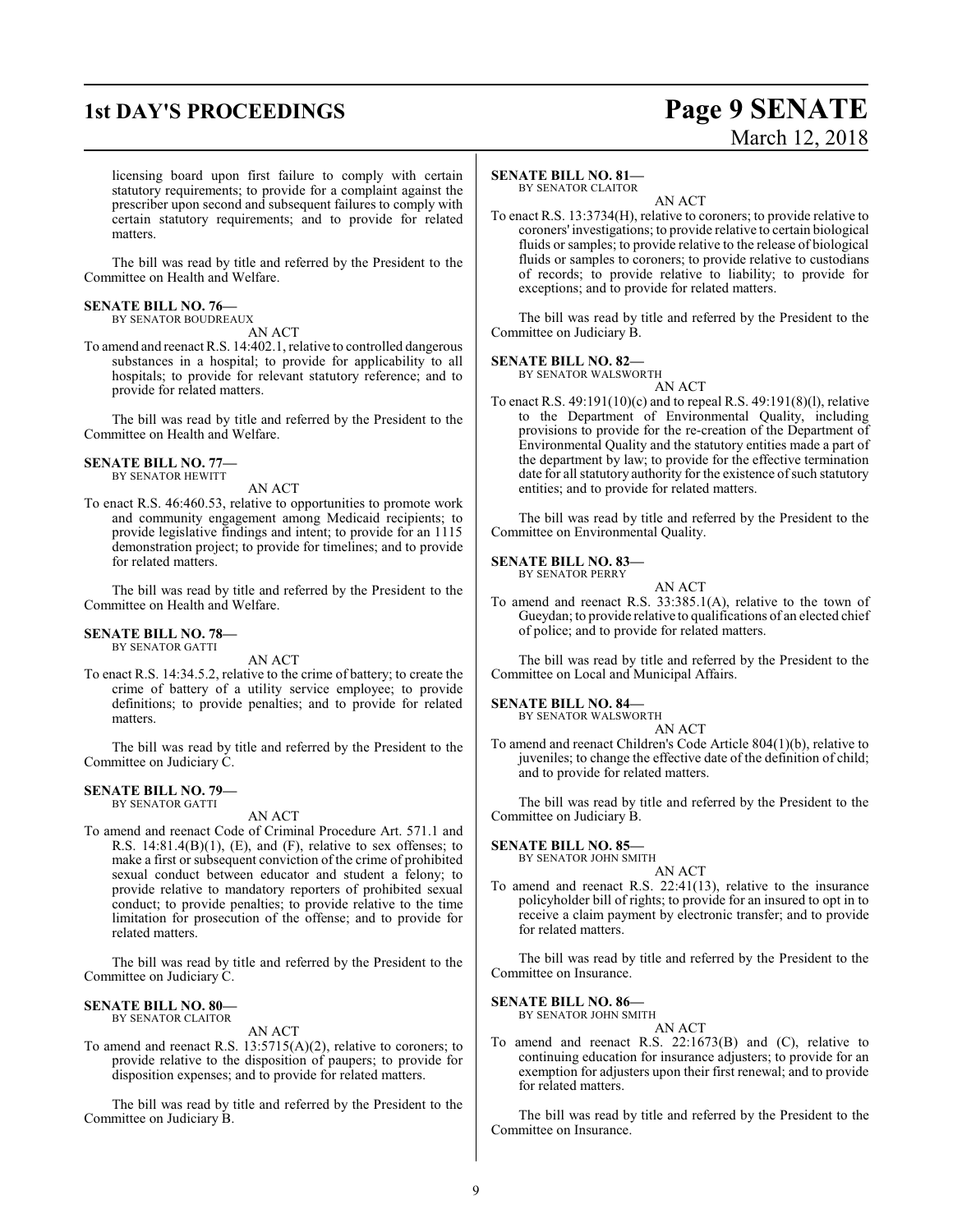licensing board upon first failure to comply with certain statutory requirements; to provide for a complaint against the prescriber upon second and subsequent failures to comply with certain statutory requirements; and to provide for related matters.

The bill was read by title and referred by the President to the Committee on Health and Welfare.

**SENATE BILL NO. 76—**
BY SENATOR BOUDREAUX

AN ACT

To amend and reenact R.S. 14:402.1, relative to controlled dangerous substances in a hospital; to provide for applicability to all hospitals; to provide for relevant statutory reference; and to provide for related matters.

The bill was read by title and referred by the President to the Committee on Health and Welfare.

**SENATE BILL NO. 77—**
BY SENATOR HEWITT

AN ACT

To enact R.S. 46:460.53, relative to opportunities to promote work and community engagement among Medicaid recipients; to provide legislative findings and intent; to provide for an 1115 demonstration project; to provide for timelines; and to provide for related matters.

The bill was read by title and referred by the President to the Committee on Health and Welfare.

**SENATE BILL NO. 78—**
BY SENATOR GATTI

AN ACT

To enact R.S. 14:34.5.2, relative to the crime of battery; to create the crime of battery of a utility service employee; to provide definitions; to provide penalties; and to provide for related matters.

The bill was read by title and referred by the President to the Committee on Judiciary C.

**SENATE BILL NO. 79—**
BY SENATOR GATTI

AN ACT

To amend and reenact Code of Criminal Procedure Art. 571.1 and R.S. 14:81.4(B)(1), (E), and (F), relative to sex offenses; to make a first or subsequent conviction of the crime of prohibited sexual conduct between educator and student a felony; to provide relative to mandatory reporters of prohibited sexual conduct; to provide penalties; to provide relative to the time limitation for prosecution of the offense; and to provide for related matters.

The bill was read by title and referred by the President to the Committee on Judiciary C.

**SENATE BILL NO. 80—**
BY SENATOR CLAITOR

AN ACT

To amend and reenact R.S. 13:5715(A)(2), relative to coroners; to provide relative to the disposition of paupers; to provide for disposition expenses; and to provide for related matters.

The bill was read by title and referred by the President to the Committee on Judiciary B.

**SENATE BILL NO. 81—**
BY SENATOR CLAITOR

AN ACT

To enact R.S. 13:3734(H), relative to coroners; to provide relative to coroners' investigations; to provide relative to certain biological fluids or samples; to provide relative to the release of biological fluids or samples to coroners; to provide relative to custodians of records; to provide relative to liability; to provide for exceptions; and to provide for related matters.

The bill was read by title and referred by the President to the Committee on Judiciary B.

**SENATE BILL NO. 82—**
BY SENATOR WALSWORTH

AN ACT

To enact R.S. 49:191(10)(c) and to repeal R.S. 49:191(8)(l), relative to the Department of Environmental Quality, including provisions to provide for the re-creation of the Department of Environmental Quality and the statutory entities made a part of the department by law; to provide for the effective termination date for all statutory authority for the existence of such statutory entities; and to provide for related matters.

The bill was read by title and referred by the President to the Committee on Environmental Quality.

**SENATE BILL NO. 83—**
BY SENATOR PERRY

AN ACT

To amend and reenact R.S. 33:385.1(A), relative to the town of Gueydan; to provide relative to qualifications of an elected chief of police; and to provide for related matters.

The bill was read by title and referred by the President to the Committee on Local and Municipal Affairs.

**SENATE BILL NO. 84—**
BY SENATOR WALSWORTH

AN ACT

To amend and reenact Children's Code Article 804(1)(b), relative to juveniles; to change the effective date of the definition of child; and to provide for related matters.

The bill was read by title and referred by the President to the Committee on Judiciary B.

**SENATE BILL NO. 85—**
BY SENATOR JOHN SMITH

AN ACT

To amend and reenact R.S. 22:41(13), relative to the insurance policyholder bill of rights; to provide for an insured to opt in to receive a claim payment by electronic transfer; and to provide for related matters.

The bill was read by title and referred by the President to the Committee on Insurance.

**SENATE BILL NO. 86—**
BY SENATOR JOHN SMITH

AN ACT

To amend and reenact R.S. 22:1673(B) and (C), relative to continuing education for insurance adjusters; to provide for an exemption for adjusters upon their first renewal; and to provide for related matters.

The bill was read by title and referred by the President to the Committee on Insurance.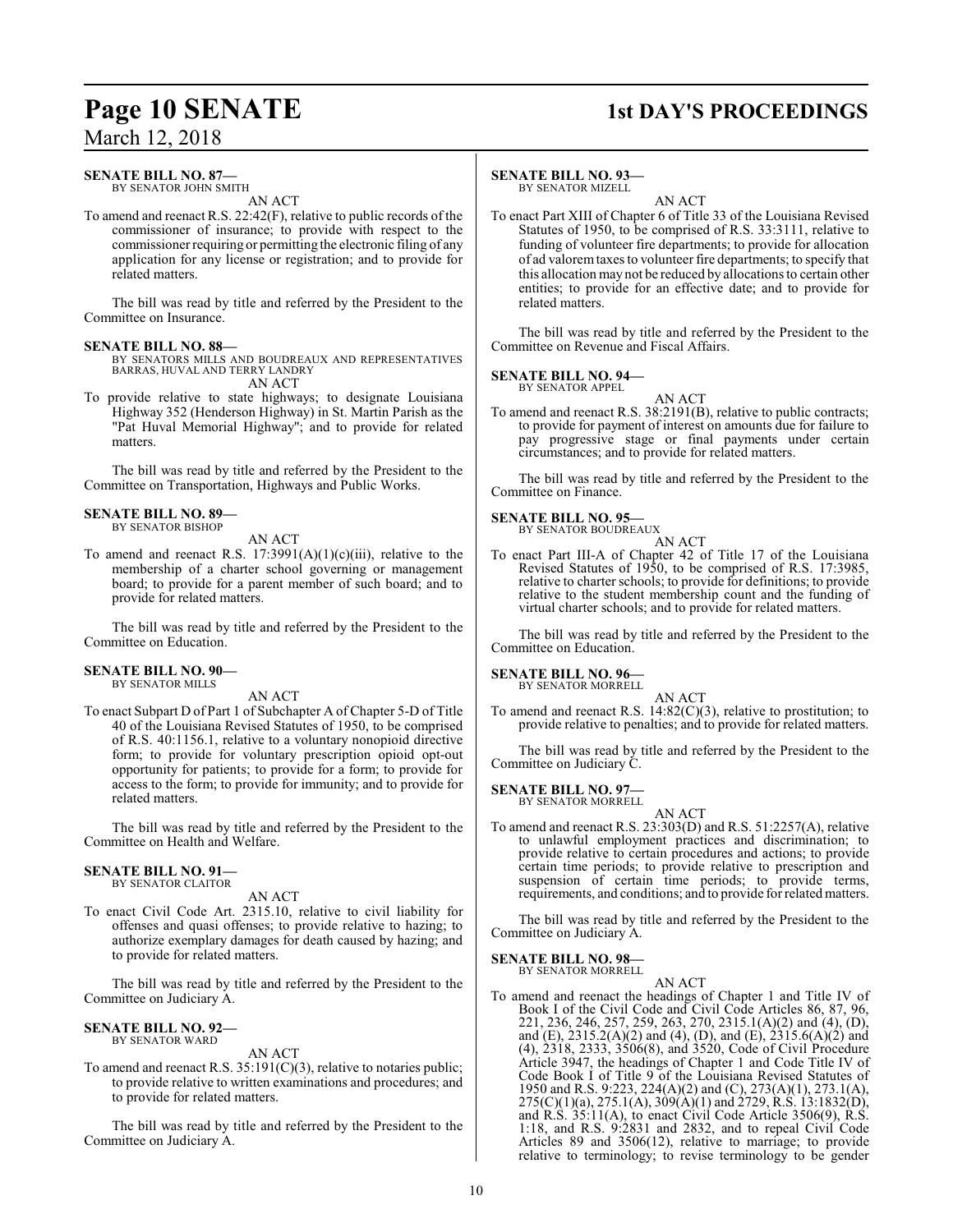**SENATE BILL NO. 87—**
BY SENATOR JOHN SMITH

AN ACT

To amend and reenact R.S. 22:42(F), relative to public records of the commissioner of insurance; to provide with respect to the commissioner requiring or permitting the electronic filing of any application for any license or registration; and to provide for related matters.

The bill was read by title and referred by the President to the Committee on Insurance.

**SENATE BILL NO. 88—**
BY SENATORS MILLS AND BOUDREAUX AND REPRESENTATIVES BARRAS, HUVAL AND TERRY LANDRY

AN ACT

To provide relative to state highways; to designate Louisiana Highway 352 (Henderson Highway) in St. Martin Parish as the "Pat Huval Memorial Highway"; and to provide for related matters.

The bill was read by title and referred by the President to the Committee on Transportation, Highways and Public Works.

**SENATE BILL NO. 89—**
BY SENATOR BISHOP

AN ACT

To amend and reenact R.S. 17:3991(A)(1)(c)(iii), relative to the membership of a charter school governing or management board; to provide for a parent member of such board; and to provide for related matters.

The bill was read by title and referred by the President to the Committee on Education.

**SENATE BILL NO. 90—**
BY SENATOR MILLS

AN ACT

To enact Subpart D of Part 1 of Subchapter A of Chapter 5-D of Title 40 of the Louisiana Revised Statutes of 1950, to be comprised of R.S. 40:1156.1, relative to a voluntary nonopioid directive form; to provide for voluntary prescription opioid opt-out opportunity for patients; to provide for a form; to provide for access to the form; to provide for immunity; and to provide for related matters.

The bill was read by title and referred by the President to the Committee on Health and Welfare.

**SENATE BILL NO. 91—**
BY SENATOR CLAITOR

AN ACT

To enact Civil Code Art. 2315.10, relative to civil liability for offenses and quasi offenses; to provide relative to hazing; to authorize exemplary damages for death caused by hazing; and to provide for related matters.

The bill was read by title and referred by the President to the Committee on Judiciary A.

**SENATE BILL NO. 92—**
BY SENATOR WARD

AN ACT

To amend and reenact R.S. 35:191(C)(3), relative to notaries public; to provide relative to written examinations and procedures; and to provide for related matters.

The bill was read by title and referred by the President to the Committee on Judiciary A.

**SENATE BILL NO. 93—**
BY SENATOR MIZELL

AN ACT

To enact Part XIII of Chapter 6 of Title 33 of the Louisiana Revised Statutes of 1950, to be comprised of R.S. 33:3111, relative to funding of volunteer fire departments; to provide for allocation of ad valorem taxes to volunteer fire departments; to specify that this allocation may not be reduced by allocations to certain other entities; to provide for an effective date; and to provide for related matters.

The bill was read by title and referred by the President to the Committee on Revenue and Fiscal Affairs.

**SENATE BILL NO. 94—**
BY SENATOR APPEL

AN ACT

To amend and reenact R.S. 38:2191(B), relative to public contracts; to provide for payment of interest on amounts due for failure to pay progressive stage or final payments under certain circumstances; and to provide for related matters.

The bill was read by title and referred by the President to the Committee on Finance.

**SENATE BILL NO. 95—**
BY SENATOR BOUDREAUX

AN ACT

To enact Part III-A of Chapter 42 of Title 17 of the Louisiana Revised Statutes of 1950, to be comprised of R.S. 17:3985, relative to charter schools; to provide for definitions; to provide relative to the student membership count and the funding of virtual charter schools; and to provide for related matters.

The bill was read by title and referred by the President to the Committee on Education.

**SENATE BILL NO. 96—**
BY SENATOR MORRELL

AN ACT

To amend and reenact R.S. 14:82(C)(3), relative to prostitution; to provide relative to penalties; and to provide for related matters.

The bill was read by title and referred by the President to the Committee on Judiciary C.

**SENATE BILL NO. 97—**
BY SENATOR MORRELL

AN ACT

To amend and reenact R.S. 23:303(D) and R.S. 51:2257(A), relative to unlawful employment practices and discrimination; to provide relative to certain procedures and actions; to provide certain time periods; to provide relative to prescription and suspension of certain time periods; to provide terms, requirements, and conditions; and to provide for related matters.

The bill was read by title and referred by the President to the Committee on Judiciary A.

**SENATE BILL NO. 98—**
BY SENATOR MORRELL

AN ACT

To amend and reenact the headings of Chapter 1 and Title IV of Book I of the Civil Code and Civil Code Articles 86, 87, 96, 221, 236, 246, 257, 259, 263, 270, 2315.1(A)(2) and (4), (D), and (E), 2315.2(A)(2) and (4), (D), and (E), 2315.6(A)(2) and (4), 2318, 2333, 3506(8), and 3520, Code of Civil Procedure Article 3947, the headings of Chapter 1 and Code Title IV of Code Book I of Title 9 of the Louisiana Revised Statutes of 1950 and R.S. 9:223, 224(A)(2) and (C), 273(A)(1), 273.1(A), 275(C)(1)(a), 275.1(A), 309(A)(1) and 2729, R.S. 13:1832(D), and R.S. 35:11(A), to enact Civil Code Article 3506(9), R.S. 1:18, and R.S. 9:2831 and 2832, and to repeal Civil Code Articles 89 and 3506(12), relative to marriage; to provide relative to terminology; to revise terminology to be gender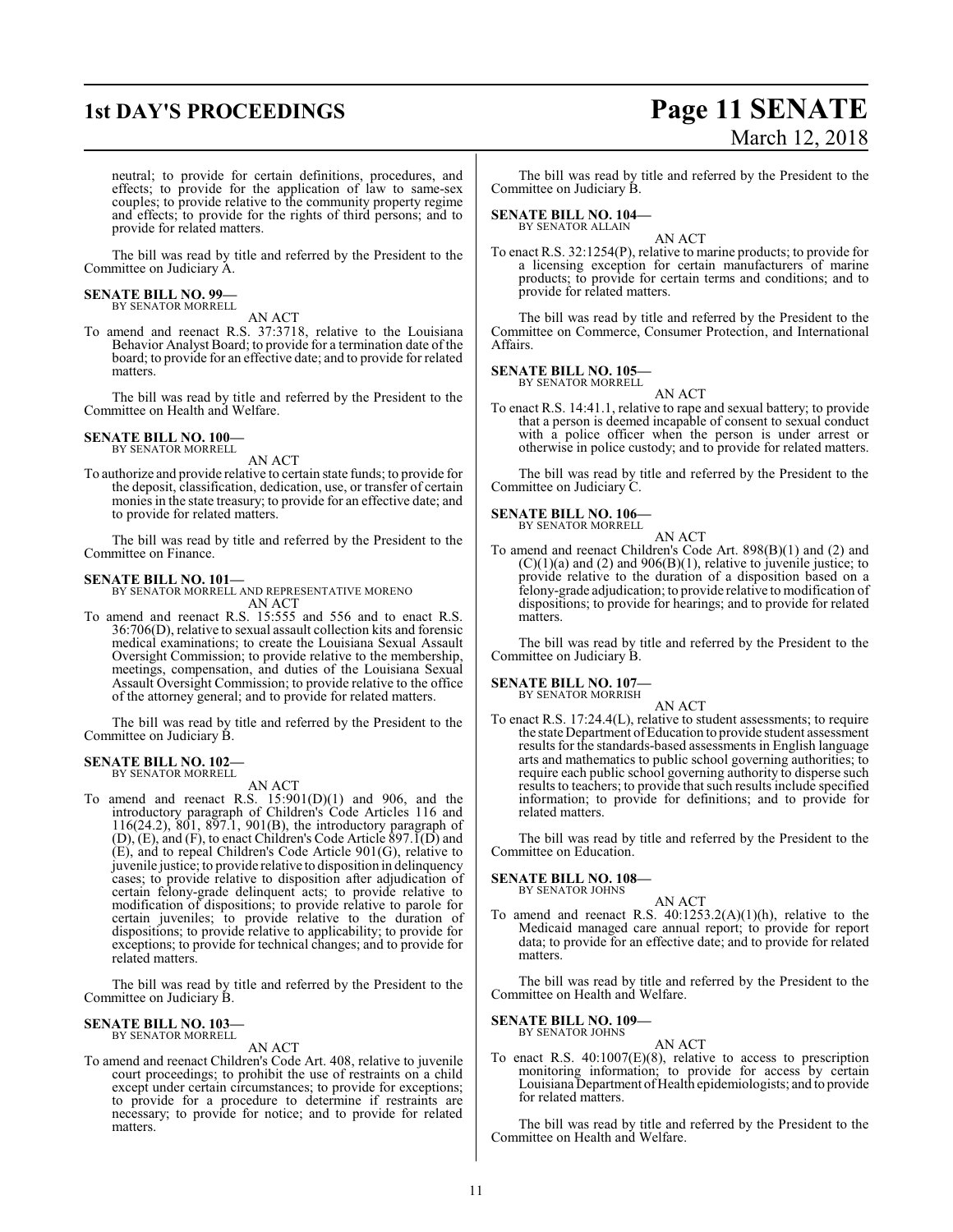neutral; to provide for certain definitions, procedures, and effects; to provide for the application of law to same-sex couples; to provide relative to the community property regime and effects; to provide for the rights of third persons; and to provide for related matters.

The bill was read by title and referred by the President to the Committee on Judiciary A.

**SENATE BILL NO. 99—**
BY SENATOR MORRELL

AN ACT

To amend and reenact R.S. 37:3718, relative to the Louisiana Behavior Analyst Board; to provide for a termination date of the board; to provide for an effective date; and to provide for related matters.

The bill was read by title and referred by the President to the Committee on Health and Welfare.

**SENATE BILL NO. 100—**
BY SENATOR MORRELL

AN ACT

To authorize and provide relative to certain state funds; to provide for the deposit, classification, dedication, use, or transfer of certain monies in the state treasury; to provide for an effective date; and to provide for related matters.

The bill was read by title and referred by the President to the Committee on Finance.

**SENATE BILL NO. 101—**
BY SENATOR MORRELL AND REPRESENTATIVE MORENO

AN ACT

To amend and reenact R.S. 15:555 and 556 and to enact R.S. 36:706(D), relative to sexual assault collection kits and forensic medical examinations; to create the Louisiana Sexual Assault Oversight Commission; to provide relative to the membership, meetings, compensation, and duties of the Louisiana Sexual Assault Oversight Commission; to provide relative to the office of the attorney general; and to provide for related matters.

The bill was read by title and referred by the President to the Committee on Judiciary B.

**SENATE BILL NO. 102—**
BY SENATOR MORRELL

AN ACT

To amend and reenact R.S. 15:901(D)(1) and 906, and the introductory paragraph of Children's Code Articles 116 and 116(24.2), 801, 897.1, 901(B), the introductory paragraph of (D), (E), and (F), to enact Children's Code Article 897.1(D) and (E), and to repeal Children's Code Article 901(G), relative to juvenile justice; to provide relative to disposition in delinquency cases; to provide relative to disposition after adjudication of certain felony-grade delinquent acts; to provide relative to modification of dispositions; to provide relative to parole for certain juveniles; to provide relative to the duration of dispositions; to provide relative to applicability; to provide for exceptions; to provide for technical changes; and to provide for related matters.

The bill was read by title and referred by the President to the Committee on Judiciary B.

**SENATE BILL NO. 103—**
BY SENATOR MORRELL

AN ACT

To amend and reenact Children's Code Art. 408, relative to juvenile court proceedings; to prohibit the use of restraints on a child except under certain circumstances; to provide for exceptions; to provide for a procedure to determine if restraints are necessary; to provide for notice; and to provide for related matters.

The bill was read by title and referred by the President to the Committee on Judiciary B.

**SENATE BILL NO. 104—**
BY SENATOR ALLAIN

AN ACT

To enact R.S. 32:1254(P), relative to marine products; to provide for a licensing exception for certain manufacturers of marine products; to provide for certain terms and conditions; and to provide for related matters.

The bill was read by title and referred by the President to the Committee on Commerce, Consumer Protection, and International Affairs.

**SENATE BILL NO. 105—**
BY SENATOR MORRELL

AN ACT

To enact R.S. 14:41.1, relative to rape and sexual battery; to provide that a person is deemed incapable of consent to sexual conduct with a police officer when the person is under arrest or otherwise in police custody; and to provide for related matters.

The bill was read by title and referred by the President to the Committee on Judiciary C.

**SENATE BILL NO. 106—**
BY SENATOR MORRELL

AN ACT

To amend and reenact Children's Code Art. 898(B)(1) and (2) and (C)(1)(a) and (2) and 906(B)(1), relative to juvenile justice; to provide relative to the duration of a disposition based on a felony-grade adjudication; to provide relative to modification of dispositions; to provide for hearings; and to provide for related matters.

The bill was read by title and referred by the President to the Committee on Judiciary B.

**SENATE BILL NO. 107—**
BY SENATOR MORRISH

AN ACT

To enact R.S. 17:24.4(L), relative to student assessments; to require the state Department of Education to provide student assessment results for the standards-based assessments in English language arts and mathematics to public school governing authorities; to require each public school governing authority to disperse such results to teachers; to provide that such results include specified information; to provide for definitions; and to provide for related matters.

The bill was read by title and referred by the President to the Committee on Education.

**SENATE BILL NO. 108—**
BY SENATOR JOHNS

AN ACT

To amend and reenact R.S. 40:1253.2(A)(1)(h), relative to the Medicaid managed care annual report; to provide for report data; to provide for an effective date; and to provide for related matters.

The bill was read by title and referred by the President to the Committee on Health and Welfare.

**SENATE BILL NO. 109—**
BY SENATOR JOHNS

AN ACT

To enact R.S. 40:1007(E)(8), relative to access to prescription monitoring information; to provide for access by certain Louisiana Department of Health epidemiologists; and to provide for related matters.

The bill was read by title and referred by the President to the Committee on Health and Welfare.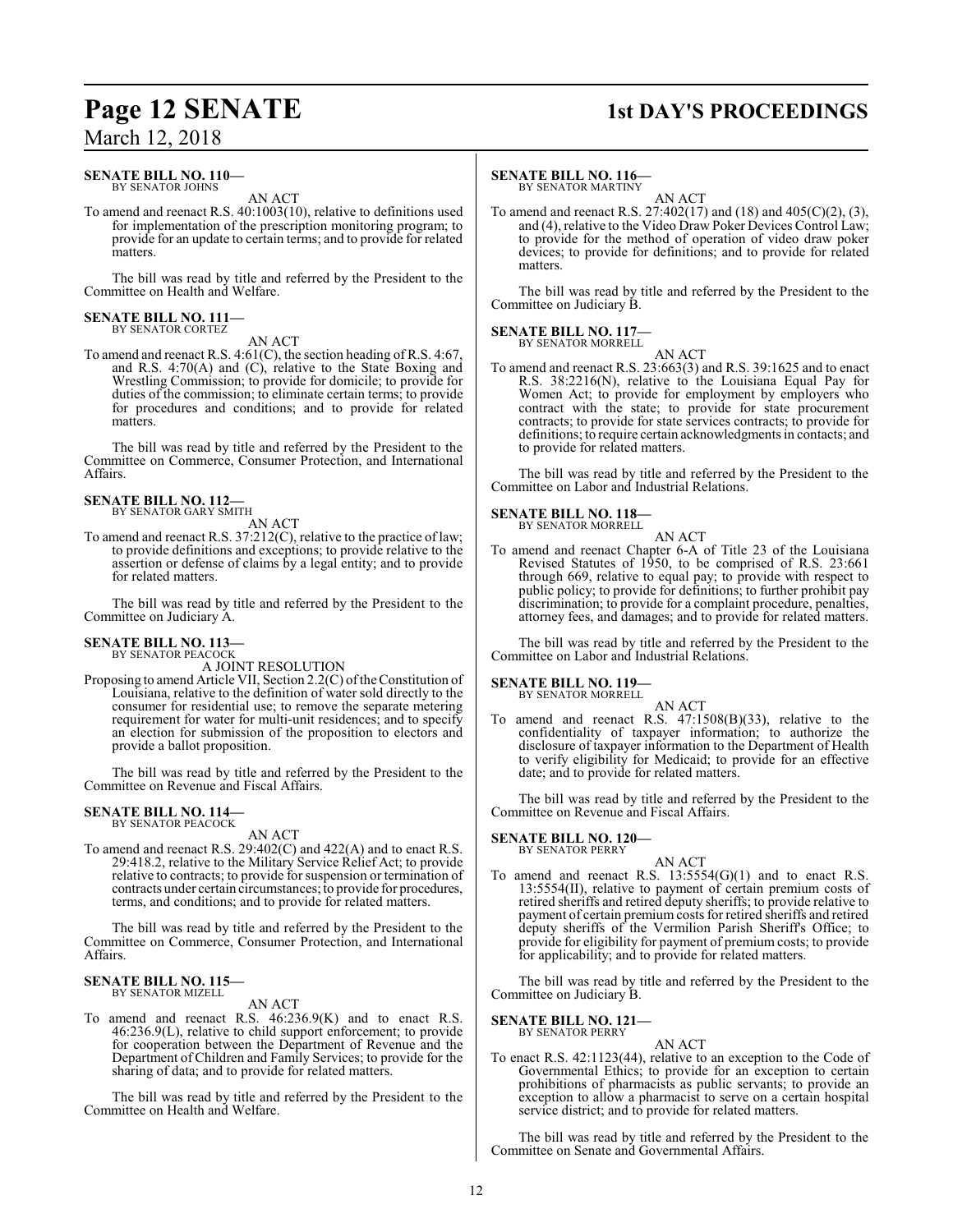**SENATE BILL NO. 110—**
BY SENATOR JOHNS

AN ACT

To amend and reenact R.S. 40:1003(10), relative to definitions used for implementation of the prescription monitoring program; to provide for an update to certain terms; and to provide for related matters.

The bill was read by title and referred by the President to the Committee on Health and Welfare.

**SENATE BILL NO. 111—**
BY SENATOR CORTEZ

AN ACT

To amend and reenact R.S. 4:61(C), the section heading of R.S. 4:67, and R.S. 4:70(A) and (C), relative to the State Boxing and Wrestling Commission; to provide for domicile; to provide for duties of the commission; to eliminate certain terms; to provide for procedures and conditions; and to provide for related matters.

The bill was read by title and referred by the President to the Committee on Commerce, Consumer Protection, and International Affairs.

**SENATE BILL NO. 112—**
BY SENATOR GARY SMITH

AN ACT

To amend and reenact R.S. 37:212(C), relative to the practice of law; to provide definitions and exceptions; to provide relative to the assertion or defense of claims by a legal entity; and to provide for related matters.

The bill was read by title and referred by the President to the Committee on Judiciary A.

**SENATE BILL NO. 113—**
BY SENATOR PEACOCK

A JOINT RESOLUTION

Proposing to amend Article VII, Section 2.2(C) of the Constitution of Louisiana, relative to the definition of water sold directly to the consumer for residential use; to remove the separate metering requirement for water for multi-unit residences; and to specify an election for submission of the proposition to electors and provide a ballot proposition.

The bill was read by title and referred by the President to the Committee on Revenue and Fiscal Affairs.

**SENATE BILL NO. 114—**
BY SENATOR PEACOCK

AN ACT

To amend and reenact R.S. 29:402(C) and 422(A) and to enact R.S. 29:418.2, relative to the Military Service Relief Act; to provide relative to contracts; to provide for suspension or termination of contracts under certain circumstances; to provide for procedures, terms, and conditions; and to provide for related matters.

The bill was read by title and referred by the President to the Committee on Commerce, Consumer Protection, and International Affairs.

**SENATE BILL NO. 115—**
BY SENATOR MIZELL

AN ACT

To amend and reenact R.S. 46:236.9(K) and to enact R.S. 46:236.9(L), relative to child support enforcement; to provide for cooperation between the Department of Revenue and the Department of Children and Family Services; to provide for the sharing of data; and to provide for related matters.

The bill was read by title and referred by the President to the Committee on Health and Welfare.

**SENATE BILL NO. 116—**
BY SENATOR MARTINY

AN ACT

To amend and reenact R.S. 27:402(17) and (18) and 405(C)(2), (3), and (4), relative to the Video Draw Poker Devices Control Law; to provide for the method of operation of video draw poker devices; to provide for definitions; and to provide for related matters.

The bill was read by title and referred by the President to the Committee on Judiciary B.

**SENATE BILL NO. 117—**
BY SENATOR MORRELL

AN ACT

To amend and reenact R.S. 23:663(3) and R.S. 39:1625 and to enact R.S. 38:2216(N), relative to the Louisiana Equal Pay for Women Act; to provide for employment by employers who contract with the state; to provide for state procurement contracts; to provide for state services contracts; to provide for definitions; to require certain acknowledgments in contacts; and to provide for related matters.

The bill was read by title and referred by the President to the Committee on Labor and Industrial Relations.

**SENATE BILL NO. 118—**
BY SENATOR MORRELL

AN ACT

To amend and reenact Chapter 6-A of Title 23 of the Louisiana Revised Statutes of 1950, to be comprised of R.S. 23:661 through 669, relative to equal pay; to provide with respect to public policy; to provide for definitions; to further prohibit pay discrimination; to provide for a complaint procedure, penalties, attorney fees, and damages; and to provide for related matters.

The bill was read by title and referred by the President to the Committee on Labor and Industrial Relations.

**SENATE BILL NO. 119—**
BY SENATOR MORRELL

AN ACT

To amend and reenact R.S. 47:1508(B)(33), relative to the confidentiality of taxpayer information; to authorize the disclosure of taxpayer information to the Department of Health to verify eligibility for Medicaid; to provide for an effective date; and to provide for related matters.

The bill was read by title and referred by the President to the Committee on Revenue and Fiscal Affairs.

**SENATE BILL NO. 120—**
BY SENATOR PERRY

AN ACT

To amend and reenact R.S. 13:5554(G)(1) and to enact R.S. 13:5554(II), relative to payment of certain premium costs of retired sheriffs and retired deputy sheriffs; to provide relative to payment of certain premium costs for retired sheriffs and retired deputy sheriffs of the Vermilion Parish Sheriff's Office; to provide for eligibility for payment of premium costs; to provide for applicability; and to provide for related matters.

The bill was read by title and referred by the President to the Committee on Judiciary B.

**SENATE BILL NO. 121—**
BY SENATOR PERRY

AN ACT

To enact R.S. 42:1123(44), relative to an exception to the Code of Governmental Ethics; to provide for an exception to certain prohibitions of pharmacists as public servants; to provide an exception to allow a pharmacist to serve on a certain hospital service district; and to provide for related matters.

The bill was read by title and referred by the President to the Committee on Senate and Governmental Affairs.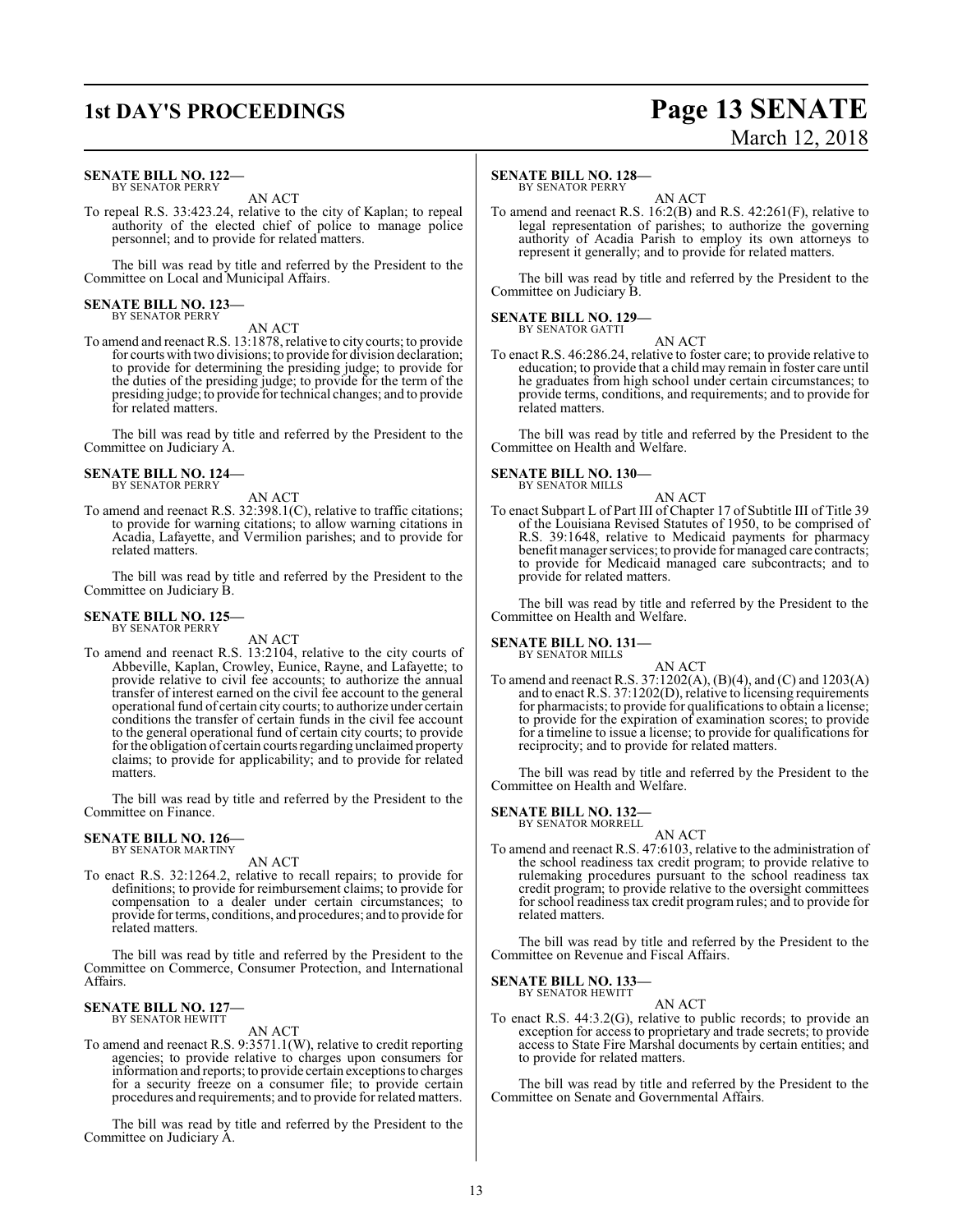**SENATE BILL NO. 122—**
BY SENATOR PERRY

AN ACT

To repeal R.S. 33:423.24, relative to the city of Kaplan; to repeal authority of the elected chief of police to manage police personnel; and to provide for related matters.

The bill was read by title and referred by the President to the Committee on Local and Municipal Affairs.

**SENATE BILL NO. 123—**
BY SENATOR PERRY

AN ACT

To amend and reenact R.S. 13:1878, relative to city courts; to provide for courts with two divisions; to provide for division declaration; to provide for determining the presiding judge; to provide for the duties of the presiding judge; to provide for the term of the presiding judge; to provide for technical changes; and to provide for related matters.

The bill was read by title and referred by the President to the Committee on Judiciary A.

**SENATE BILL NO. 124—**
BY SENATOR PERRY

AN ACT

To amend and reenact R.S. 32:398.1(C), relative to traffic citations; to provide for warning citations; to allow warning citations in Acadia, Lafayette, and Vermilion parishes; and to provide for related matters.

The bill was read by title and referred by the President to the Committee on Judiciary B.

**SENATE BILL NO. 125—**
BY SENATOR PERRY

AN ACT

To amend and reenact R.S. 13:2104, relative to the city courts of Abbeville, Kaplan, Crowley, Eunice, Rayne, and Lafayette; to provide relative to civil fee accounts; to authorize the annual transfer of interest earned on the civil fee account to the general operational fund of certain city courts; to authorize under certain conditions the transfer of certain funds in the civil fee account to the general operational fund of certain city courts; to provide for the obligation of certain courts regarding unclaimed property claims; to provide for applicability; and to provide for related matters.

The bill was read by title and referred by the President to the Committee on Finance.

**SENATE BILL NO. 126—**
BY SENATOR MARTINY

AN ACT

To enact R.S. 32:1264.2, relative to recall repairs; to provide for definitions; to provide for reimbursement claims; to provide for compensation to a dealer under certain circumstances; to provide for terms, conditions, and procedures; and to provide for related matters.

The bill was read by title and referred by the President to the Committee on Commerce, Consumer Protection, and International Affairs.

**SENATE BILL NO. 127—**
BY SENATOR HEWITT

AN ACT

To amend and reenact R.S. 9:3571.1(W), relative to credit reporting agencies; to provide relative to charges upon consumers for information and reports; to provide certain exceptions to charges for a security freeze on a consumer file; to provide certain procedures and requirements; and to provide for related matters.

The bill was read by title and referred by the President to the Committee on Judiciary A.

**SENATE BILL NO. 128—**
BY SENATOR PERRY

AN ACT

To amend and reenact R.S. 16:2(B) and R.S. 42:261(F), relative to legal representation of parishes; to authorize the governing authority of Acadia Parish to employ its own attorneys to represent it generally; and to provide for related matters.

The bill was read by title and referred by the President to the Committee on Judiciary B.

**SENATE BILL NO. 129—**
BY SENATOR GATTI

AN ACT

To enact R.S. 46:286.24, relative to foster care; to provide relative to education; to provide that a child may remain in foster care until he graduates from high school under certain circumstances; to provide terms, conditions, and requirements; and to provide for related matters.

The bill was read by title and referred by the President to the Committee on Health and Welfare.

**SENATE BILL NO. 130—**
BY SENATOR MILLS

AN ACT

To enact Subpart L of Part III of Chapter 17 of Subtitle III of Title 39 of the Louisiana Revised Statutes of 1950, to be comprised of R.S. 39:1648, relative to Medicaid payments for pharmacy benefit manager services; to provide for managed care contracts; to provide for Medicaid managed care subcontracts; and to provide for related matters.

The bill was read by title and referred by the President to the Committee on Health and Welfare.

**SENATE BILL NO. 131—**
BY SENATOR MILLS

AN ACT

To amend and reenact R.S. 37:1202(A), (B)(4), and (C) and 1203(A) and to enact R.S. 37:1202(D), relative to licensing requirements for pharmacists; to provide for qualifications to obtain a license; to provide for the expiration of examination scores; to provide for a timeline to issue a license; to provide for qualifications for reciprocity; and to provide for related matters.

The bill was read by title and referred by the President to the Committee on Health and Welfare.

**SENATE BILL NO. 132—**
BY SENATOR MORRELL

AN ACT

To amend and reenact R.S. 47:6103, relative to the administration of the school readiness tax credit program; to provide relative to rulemaking procedures pursuant to the school readiness tax credit program; to provide relative to the oversight committees for school readiness tax credit program rules; and to provide for related matters.

The bill was read by title and referred by the President to the Committee on Revenue and Fiscal Affairs.

**SENATE BILL NO. 133—**
BY SENATOR HEWITT

AN ACT

To enact R.S. 44:3.2(G), relative to public records; to provide an exception for access to proprietary and trade secrets; to provide access to State Fire Marshal documents by certain entities; and to provide for related matters.

The bill was read by title and referred by the President to the Committee on Senate and Governmental Affairs.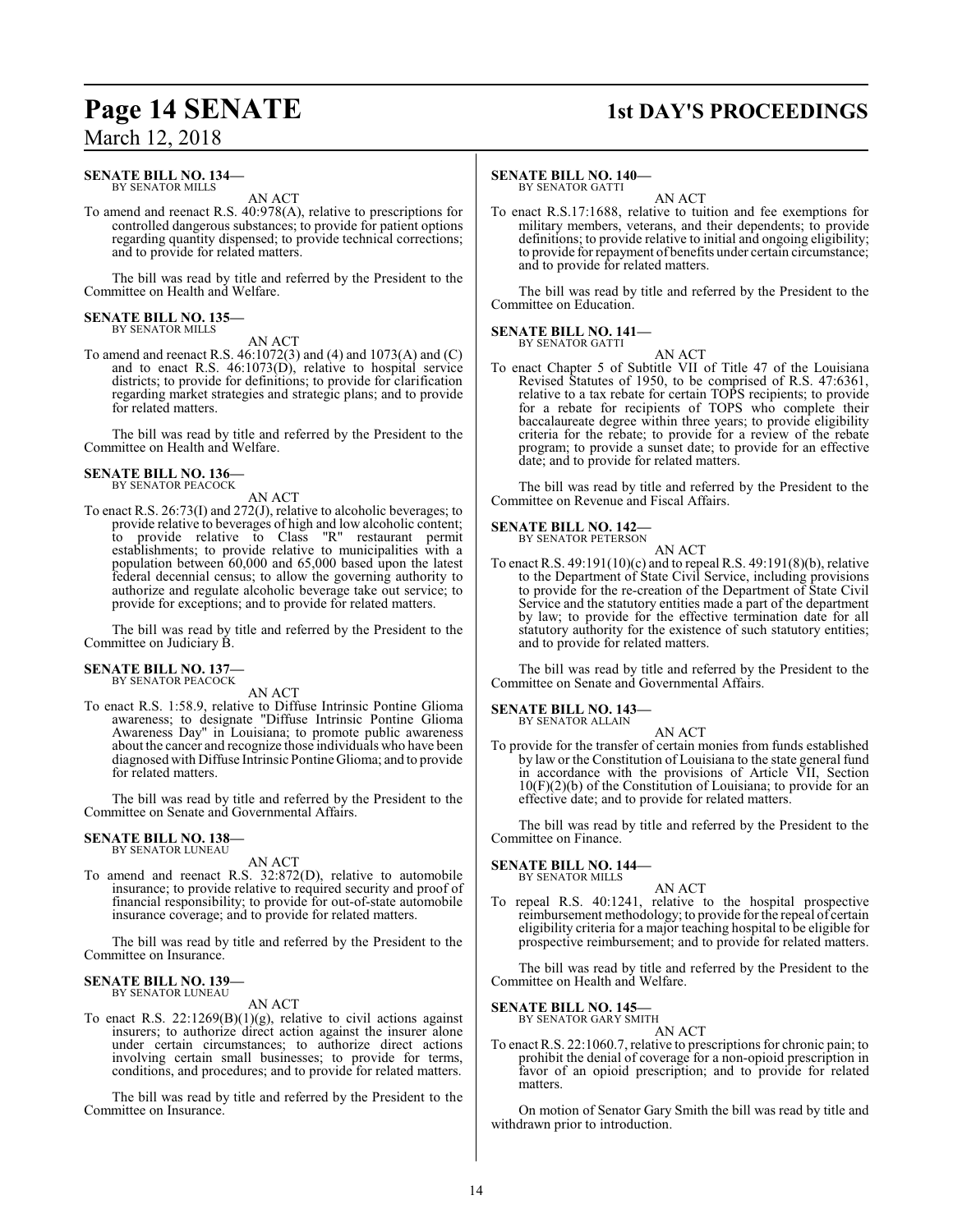**SENATE BILL NO. 134—**
BY SENATOR MILLS

AN ACT

To amend and reenact R.S. 40:978(A), relative to prescriptions for controlled dangerous substances; to provide for patient options regarding quantity dispensed; to provide technical corrections; and to provide for related matters.

The bill was read by title and referred by the President to the Committee on Health and Welfare.

**SENATE BILL NO. 135—**
BY SENATOR MILLS

AN ACT

To amend and reenact R.S. 46:1072(3) and (4) and 1073(A) and (C) and to enact R.S. 46:1073(D), relative to hospital service districts; to provide for definitions; to provide for clarification regarding market strategies and strategic plans; and to provide for related matters.

The bill was read by title and referred by the President to the Committee on Health and Welfare.

**SENATE BILL NO. 136—**
BY SENATOR PEACOCK

AN ACT

To enact R.S. 26:73(I) and 272(J), relative to alcoholic beverages; to provide relative to beverages of high and low alcoholic content; to provide relative to Class "R" restaurant permit establishments; to provide relative to municipalities with a population between 60,000 and 65,000 based upon the latest federal decennial census; to allow the governing authority to authorize and regulate alcoholic beverage take out service; to provide for exceptions; and to provide for related matters.

The bill was read by title and referred by the President to the Committee on Judiciary B.

**SENATE BILL NO. 137—**
BY SENATOR PEACOCK

AN ACT

To enact R.S. 1:58.9, relative to Diffuse Intrinsic Pontine Glioma awareness; to designate "Diffuse Intrinsic Pontine Glioma Awareness Day" in Louisiana; to promote public awareness about the cancer and recognize those individuals who have been diagnosed with Diffuse Intrinsic Pontine Glioma; and to provide for related matters.

The bill was read by title and referred by the President to the Committee on Senate and Governmental Affairs.

**SENATE BILL NO. 138—**
BY SENATOR LUNEAU

AN ACT

To amend and reenact R.S. 32:872(D), relative to automobile insurance; to provide relative to required security and proof of financial responsibility; to provide for out-of-state automobile insurance coverage; and to provide for related matters.

The bill was read by title and referred by the President to the Committee on Insurance.

**SENATE BILL NO. 139—**
BY SENATOR LUNEAU

AN ACT

To enact R.S. 22:1269(B)(1)(g), relative to civil actions against insurers; to authorize direct action against the insurer alone under certain circumstances; to authorize direct actions involving certain small businesses; to provide for terms, conditions, and procedures; and to provide for related matters.

The bill was read by title and referred by the President to the Committee on Insurance.

**SENATE BILL NO. 140—**
BY SENATOR GATTI

AN ACT

To enact R.S.17:1688, relative to tuition and fee exemptions for military members, veterans, and their dependents; to provide definitions; to provide relative to initial and ongoing eligibility; to provide for repayment of benefits under certain circumstance; and to provide for related matters.

The bill was read by title and referred by the President to the Committee on Education.

**SENATE BILL NO. 141—**
BY SENATOR GATTI

AN ACT

To enact Chapter 5 of Subtitle VII of Title 47 of the Louisiana Revised Statutes of 1950, to be comprised of R.S. 47:6361, relative to a tax rebate for certain TOPS recipients; to provide for a rebate for recipients of TOPS who complete their baccalaureate degree within three years; to provide eligibility criteria for the rebate; to provide for a review of the rebate program; to provide a sunset date; to provide for an effective date; and to provide for related matters.

The bill was read by title and referred by the President to the Committee on Revenue and Fiscal Affairs.

**SENATE BILL NO. 142—**
BY SENATOR PETERSON

AN ACT

To enact R.S. 49:191(10)(c) and to repeal R.S. 49:191(8)(b), relative to the Department of State Civil Service, including provisions to provide for the re-creation of the Department of State Civil Service and the statutory entities made a part of the department by law; to provide for the effective termination date for all statutory authority for the existence of such statutory entities; and to provide for related matters.

The bill was read by title and referred by the President to the Committee on Senate and Governmental Affairs.

**SENATE BILL NO. 143—**
BY SENATOR ALLAIN

AN ACT

To provide for the transfer of certain monies from funds established by law or the Constitution of Louisiana to the state general fund in accordance with the provisions of Article VII, Section 10(F)(2)(b) of the Constitution of Louisiana; to provide for an effective date; and to provide for related matters.

The bill was read by title and referred by the President to the Committee on Finance.

**SENATE BILL NO. 144—**
BY SENATOR MILLS

AN ACT

To repeal R.S. 40:1241, relative to the hospital prospective reimbursement methodology; to provide for the repeal of certain eligibility criteria for a major teaching hospital to be eligible for prospective reimbursement; and to provide for related matters.

The bill was read by title and referred by the President to the Committee on Health and Welfare.

**SENATE BILL NO. 145—**
BY SENATOR GARY SMITH

AN ACT

To enact R.S. 22:1060.7, relative to prescriptions for chronic pain; to prohibit the denial of coverage for a non-opioid prescription in favor of an opioid prescription; and to provide for related matters.

On motion of Senator Gary Smith the bill was read by title and withdrawn prior to introduction.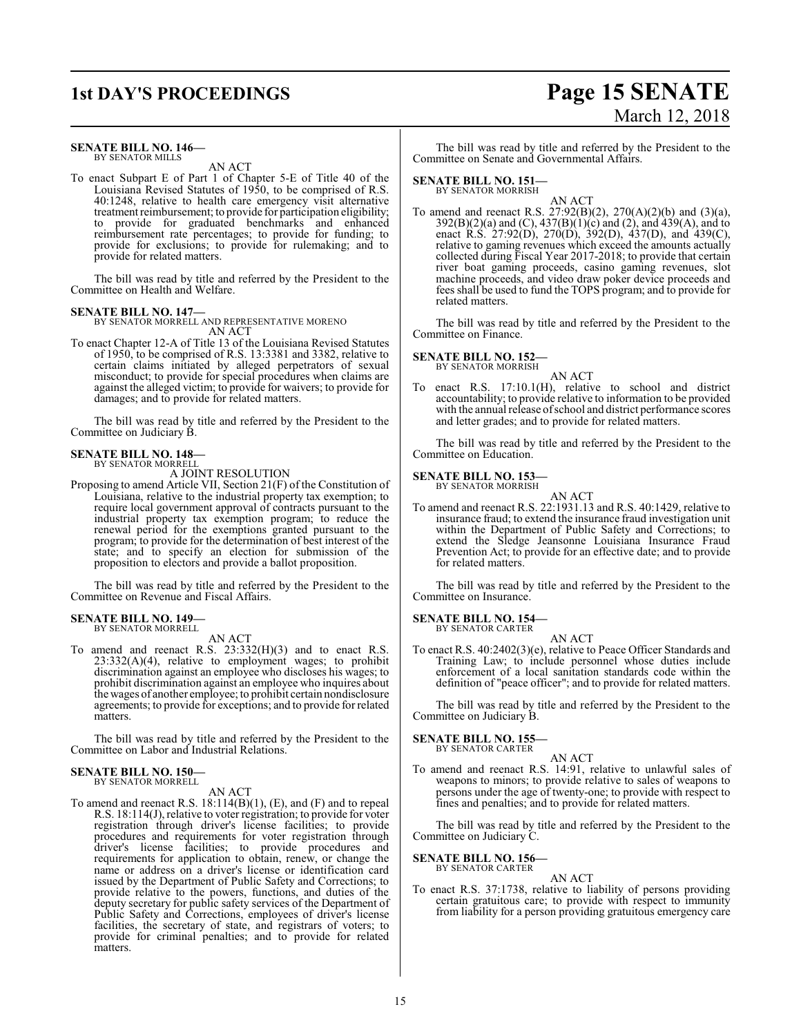**SENATE BILL NO. 146—**
BY SENATOR MILLS

AN ACT

To enact Subpart E of Part 1 of Chapter 5-E of Title 40 of the Louisiana Revised Statutes of 1950, to be comprised of R.S. 40:1248, relative to health care emergency visit alternative treatment reimbursement; to provide for participation eligibility; to provide for graduated benchmarks and enhanced reimbursement rate percentages; to provide for funding; to provide for exclusions; to provide for rulemaking; and to provide for related matters.

The bill was read by title and referred by the President to the Committee on Health and Welfare.

**SENATE BILL NO. 147—**
BY SENATOR MORRELL AND REPRESENTATIVE MORENO

AN ACT

To enact Chapter 12-A of Title 13 of the Louisiana Revised Statutes of 1950, to be comprised of R.S. 13:3381 and 3382, relative to certain claims initiated by alleged perpetrators of sexual misconduct; to provide for special procedures when claims are against the alleged victim; to provide for waivers; to provide for damages; and to provide for related matters.

The bill was read by title and referred by the President to the Committee on Judiciary B.

**SENATE BILL NO. 148—**
BY SENATOR MORRELL

A JOINT RESOLUTION

Proposing to amend Article VII, Section 21(F) of the Constitution of Louisiana, relative to the industrial property tax exemption; to require local government approval of contracts pursuant to the industrial property tax exemption program; to reduce the renewal period for the exemptions granted pursuant to the program; to provide for the determination of best interest of the state; and to specify an election for submission of the proposition to electors and provide a ballot proposition.

The bill was read by title and referred by the President to the Committee on Revenue and Fiscal Affairs.

**SENATE BILL NO. 149—**
BY SENATOR MORRELL

AN ACT

To amend and reenact R.S. 23:332(H)(3) and to enact R.S. 23:332(A)(4), relative to employment wages; to prohibit discrimination against an employee who discloses his wages; to prohibit discrimination against an employee who inquires about the wages of another employee; to prohibit certain nondisclosure agreements; to provide for exceptions; and to provide for related matters.

The bill was read by title and referred by the President to the Committee on Labor and Industrial Relations.

**SENATE BILL NO. 150—**
BY SENATOR MORRELL

AN ACT

To amend and reenact R.S. 18:114(B)(1), (E), and (F) and to repeal R.S. 18:114(J), relative to voter registration; to provide for voter registration through driver's license facilities; to provide procedures and requirements for voter registration through driver's license facilities; to provide procedures and requirements for application to obtain, renew, or change the name or address on a driver's license or identification card issued by the Department of Public Safety and Corrections; to provide relative to the powers, functions, and duties of the deputy secretary for public safety services of the Department of Public Safety and Corrections, employees of driver's license facilities, the secretary of state, and registrars of voters; to provide for criminal penalties; and to provide for related matters.

The bill was read by title and referred by the President to the Committee on Senate and Governmental Affairs.

**SENATE BILL NO. 151—**
BY SENATOR MORRISH

AN ACT

To amend and reenact R.S. 27:92(B)(2), 270(A)(2)(b) and (3)(a), 392(B)(2)(a) and (C), 437(B)(1)(c) and (2), and 439(A), and to enact R.S. 27:92(D), 270(D), 392(D), 437(D), and 439(C), relative to gaming revenues which exceed the amounts actually collected during Fiscal Year 2017-2018; to provide that certain river boat gaming proceeds, casino gaming revenues, slot machine proceeds, and video draw poker device proceeds and fees shall be used to fund the TOPS program; and to provide for related matters.

The bill was read by title and referred by the President to the Committee on Finance.

**SENATE BILL NO. 152—**
BY SENATOR MORRISH

AN ACT

To enact R.S. 17:10.1(H), relative to school and district accountability; to provide relative to information to be provided with the annual release of school and district performance scores and letter grades; and to provide for related matters.

The bill was read by title and referred by the President to the Committee on Education.

**SENATE BILL NO. 153—**
BY SENATOR MORRISH

AN ACT

To amend and reenact R.S. 22:1931.13 and R.S. 40:1429, relative to insurance fraud; to extend the insurance fraud investigation unit within the Department of Public Safety and Corrections; to extend the Sledge Jeansonne Louisiana Insurance Fraud Prevention Act; to provide for an effective date; and to provide for related matters.

The bill was read by title and referred by the President to the Committee on Insurance.

**SENATE BILL NO. 154—**
BY SENATOR CARTER

AN ACT

To enact R.S. 40:2402(3)(e), relative to Peace Officer Standards and Training Law; to include personnel whose duties include enforcement of a local sanitation standards code within the definition of "peace officer"; and to provide for related matters.

The bill was read by title and referred by the President to the Committee on Judiciary B.

**SENATE BILL NO. 155—**
BY SENATOR CARTER

AN ACT

To amend and reenact R.S. 14:91, relative to unlawful sales of weapons to minors; to provide relative to sales of weapons to persons under the age of twenty-one; to provide with respect to fines and penalties; and to provide for related matters.

The bill was read by title and referred by the President to the Committee on Judiciary C.

**SENATE BILL NO. 156—**
BY SENATOR CARTER

AN ACT

To enact R.S. 37:1738, relative to liability of persons providing certain gratuitous care; to provide with respect to immunity from liability for a person providing gratuitous emergency care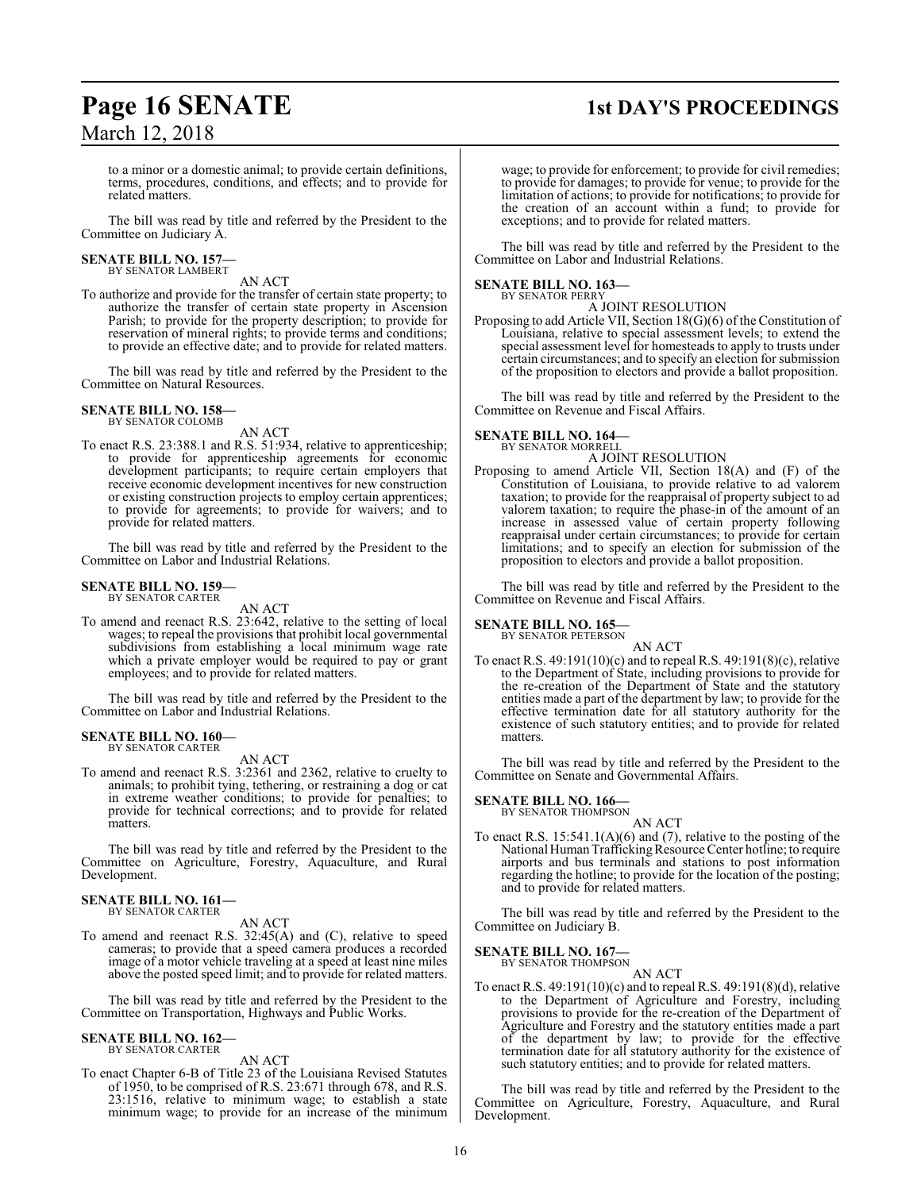to a minor or a domestic animal; to provide certain definitions, terms, procedures, conditions, and effects; and to provide for related matters.

The bill was read by title and referred by the President to the Committee on Judiciary A.

**SENATE BILL NO. 157—**
BY SENATOR LAMBERT

AN ACT

To authorize and provide for the transfer of certain state property; to authorize the transfer of certain state property in Ascension Parish; to provide for the property description; to provide for reservation of mineral rights; to provide terms and conditions; to provide an effective date; and to provide for related matters.

The bill was read by title and referred by the President to the Committee on Natural Resources.

**SENATE BILL NO. 158—**
BY SENATOR COLOMB

AN ACT

To enact R.S. 23:388.1 and R.S. 51:934, relative to apprenticeship; to provide for apprenticeship agreements for economic development participants; to require certain employers that receive economic development incentives for new construction or existing construction projects to employ certain apprentices; to provide for agreements; to provide for waivers; and to provide for related matters.

The bill was read by title and referred by the President to the Committee on Labor and Industrial Relations.

**SENATE BILL NO. 159—**
BY SENATOR CARTER

AN ACT

To amend and reenact R.S. 23:642, relative to the setting of local wages; to repeal the provisions that prohibit local governmental subdivisions from establishing a local minimum wage rate which a private employer would be required to pay or grant employees; and to provide for related matters.

The bill was read by title and referred by the President to the Committee on Labor and Industrial Relations.

**SENATE BILL NO. 160—**
BY SENATOR CARTER

AN ACT

To amend and reenact R.S. 3:2361 and 2362, relative to cruelty to animals; to prohibit tying, tethering, or restraining a dog or cat in extreme weather conditions; to provide for penalties; to provide for technical corrections; and to provide for related matters.

The bill was read by title and referred by the President to the Committee on Agriculture, Forestry, Aquaculture, and Rural Development.

**SENATE BILL NO. 161—**
BY SENATOR CARTER

AN ACT

To amend and reenact R.S. 32:45(A) and (C), relative to speed cameras; to provide that a speed camera produces a recorded image of a motor vehicle traveling at a speed at least nine miles above the posted speed limit; and to provide for related matters.

The bill was read by title and referred by the President to the Committee on Transportation, Highways and Public Works.

**SENATE BILL NO. 162—**
BY SENATOR CARTER

AN ACT

To enact Chapter 6-B of Title 23 of the Louisiana Revised Statutes of 1950, to be comprised of R.S. 23:671 through 678, and R.S. 23:1516, relative to minimum wage; to establish a state minimum wage; to provide for an increase of the minimum wage; to provide for enforcement; to provide for civil remedies; to provide for damages; to provide for venue; to provide for the limitation of actions; to provide for notifications; to provide for the creation of an account within a fund; to provide for exceptions; and to provide for related matters.

The bill was read by title and referred by the President to the Committee on Labor and Industrial Relations.

**SENATE BILL NO. 163—**
BY SENATOR PERRY

A JOINT RESOLUTION

Proposing to add Article VII, Section 18(G)(6) of the Constitution of Louisiana, relative to special assessment levels; to extend the special assessment level for homesteads to apply to trusts under certain circumstances; and to specify an election for submission of the proposition to electors and provide a ballot proposition.

The bill was read by title and referred by the President to the Committee on Revenue and Fiscal Affairs.

**SENATE BILL NO. 164—**
BY SENATOR MORRELL

A JOINT RESOLUTION

Proposing to amend Article VII, Section 18(A) and (F) of the Constitution of Louisiana, to provide relative to ad valorem taxation; to provide for the reappraisal of property subject to ad valorem taxation; to require the phase-in of the amount of an increase in assessed value of certain property following reappraisal under certain circumstances; to provide for certain limitations; and to specify an election for submission of the proposition to electors and provide a ballot proposition.

The bill was read by title and referred by the President to the Committee on Revenue and Fiscal Affairs.

**SENATE BILL NO. 165—**
BY SENATOR PETERSON

AN ACT

To enact R.S. 49:191(10)(c) and to repeal R.S. 49:191(8)(c), relative to the Department of State, including provisions to provide for the re-creation of the Department of State and the statutory entities made a part of the department by law; to provide for the effective termination date for all statutory authority for the existence of such statutory entities; and to provide for related matters.

The bill was read by title and referred by the President to the Committee on Senate and Governmental Affairs.

**SENATE BILL NO. 166—**
BY SENATOR THOMPSON

AN ACT

To enact R.S. 15:541.1(A)(6) and (7), relative to the posting of the National Human Trafficking Resource Center hotline; to require airports and bus terminals and stations to post information regarding the hotline; to provide for the location of the posting; and to provide for related matters.

The bill was read by title and referred by the President to the Committee on Judiciary B.

**SENATE BILL NO. 167—**
BY SENATOR THOMPSON

AN ACT

To enact R.S. 49:191(10)(c) and to repeal R.S. 49:191(8)(d), relative to the Department of Agriculture and Forestry, including provisions to provide for the re-creation of the Department of Agriculture and Forestry and the statutory entities made a part of the department by law; to provide for the effective termination date for all statutory authority for the existence of such statutory entities; and to provide for related matters.

The bill was read by title and referred by the President to the Committee on Agriculture, Forestry, Aquaculture, and Rural Development.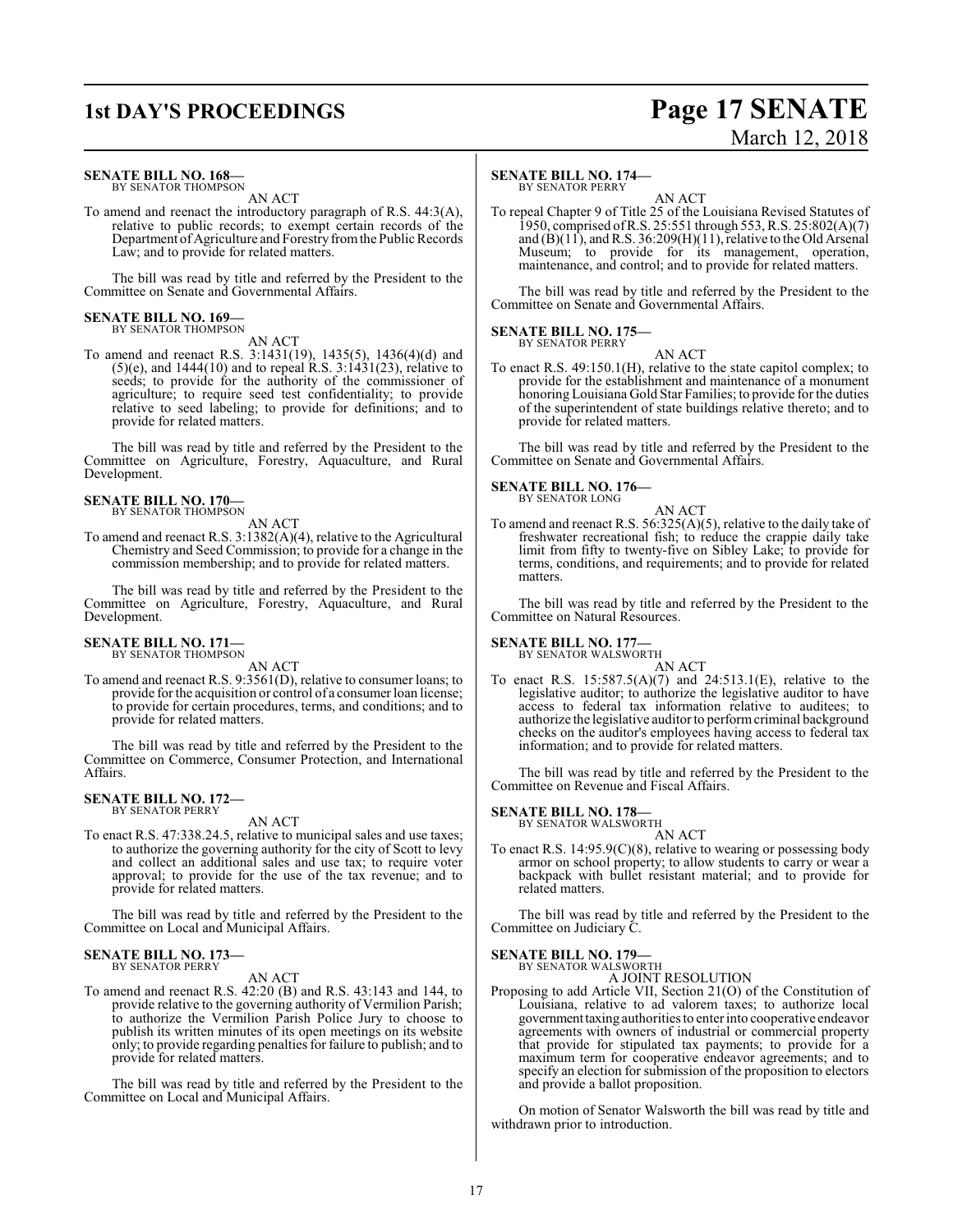**SENATE BILL NO. 168—**
BY SENATOR THOMPSON

AN ACT

To amend and reenact the introductory paragraph of R.S. 44:3(A), relative to public records; to exempt certain records of the Department of Agriculture and Forestry from the Public Records Law; and to provide for related matters.

The bill was read by title and referred by the President to the Committee on Senate and Governmental Affairs.

**SENATE BILL NO. 169—**
BY SENATOR THOMPSON

AN ACT

To amend and reenact R.S. 3:1431(19), 1435(5), 1436(4)(d) and (5)(e), and 1444(10) and to repeal R.S. 3:1431(23), relative to seeds; to provide for the authority of the commissioner of agriculture; to require seed test confidentiality; to provide relative to seed labeling; to provide for definitions; and to provide for related matters.

The bill was read by title and referred by the President to the Committee on Agriculture, Forestry, Aquaculture, and Rural Development.

**SENATE BILL NO. 170—**
BY SENATOR THOMPSON

AN ACT

To amend and reenact R.S. 3:1382(A)(4), relative to the Agricultural Chemistry and Seed Commission; to provide for a change in the commission membership; and to provide for related matters.

The bill was read by title and referred by the President to the Committee on Agriculture, Forestry, Aquaculture, and Rural Development.

**SENATE BILL NO. 171—**
BY SENATOR THOMPSON

AN ACT

To amend and reenact R.S. 9:3561(D), relative to consumer loans; to provide for the acquisition or control of a consumer loan license; to provide for certain procedures, terms, and conditions; and to provide for related matters.

The bill was read by title and referred by the President to the Committee on Commerce, Consumer Protection, and International Affairs.

**SENATE BILL NO. 172—**
BY SENATOR PERRY

AN ACT

To enact R.S. 47:338.24.5, relative to municipal sales and use taxes; to authorize the governing authority for the city of Scott to levy and collect an additional sales and use tax; to require voter approval; to provide for the use of the tax revenue; and to provide for related matters.

The bill was read by title and referred by the President to the Committee on Local and Municipal Affairs.

**SENATE BILL NO. 173—**
BY SENATOR PERRY

AN ACT

To amend and reenact R.S. 42:20 (B) and R.S. 43:143 and 144, to provide relative to the governing authority of Vermilion Parish; to authorize the Vermilion Parish Police Jury to choose to publish its written minutes of its open meetings on its website only; to provide regarding penalties for failure to publish; and to provide for related matters.

The bill was read by title and referred by the President to the Committee on Local and Municipal Affairs.

**SENATE BILL NO. 174—**
BY SENATOR PERRY

AN ACT

To repeal Chapter 9 of Title 25 of the Louisiana Revised Statutes of 1950, comprised of R.S. 25:551 through 553, R.S. 25:802(A)(7) and (B)(11), and R.S. 36:209(H)(11), relative to the Old Arsenal Museum; to provide for its management, operation, maintenance, and control; and to provide for related matters.

The bill was read by title and referred by the President to the Committee on Senate and Governmental Affairs.

**SENATE BILL NO. 175—**
BY SENATOR PERRY

AN ACT

To enact R.S. 49:150.1(H), relative to the state capitol complex; to provide for the establishment and maintenance of a monument honoring Louisiana Gold Star Families; to provide for the duties of the superintendent of state buildings relative thereto; and to provide for related matters.

The bill was read by title and referred by the President to the Committee on Senate and Governmental Affairs.

**SENATE BILL NO. 176—**
BY SENATOR LONG

AN ACT

To amend and reenact R.S. 56:325(A)(5), relative to the daily take of freshwater recreational fish; to reduce the crappie daily take limit from fifty to twenty-five on Sibley Lake; to provide for terms, conditions, and requirements; and to provide for related matters.

The bill was read by title and referred by the President to the Committee on Natural Resources.

**SENATE BILL NO. 177—**
BY SENATOR WALSWORTH

AN ACT

To enact R.S. 15:587.5(A)(7) and 24:513.1(E), relative to the legislative auditor; to authorize the legislative auditor to have access to federal tax information relative to auditees; to authorize the legislative auditor to perform criminal background checks on the auditor's employees having access to federal tax information; and to provide for related matters.

The bill was read by title and referred by the President to the Committee on Revenue and Fiscal Affairs.

**SENATE BILL NO. 178—**
BY SENATOR WALSWORTH

AN ACT

To enact R.S. 14:95.9(C)(8), relative to wearing or possessing body armor on school property; to allow students to carry or wear a backpack with bullet resistant material; and to provide for related matters.

The bill was read by title and referred by the President to the Committee on Judiciary C.

**SENATE BILL NO. 179—**
BY SENATOR WALSWORTH

A JOINT RESOLUTION

Proposing to add Article VII, Section 21(O) of the Constitution of Louisiana, relative to ad valorem taxes; to authorize local government taxing authorities to enter into cooperative endeavor agreements with owners of industrial or commercial property that provide for stipulated tax payments; to provide for a maximum term for cooperative endeavor agreements; and to specify an election for submission of the proposition to electors and provide a ballot proposition.

On motion of Senator Walsworth the bill was read by title and withdrawn prior to introduction.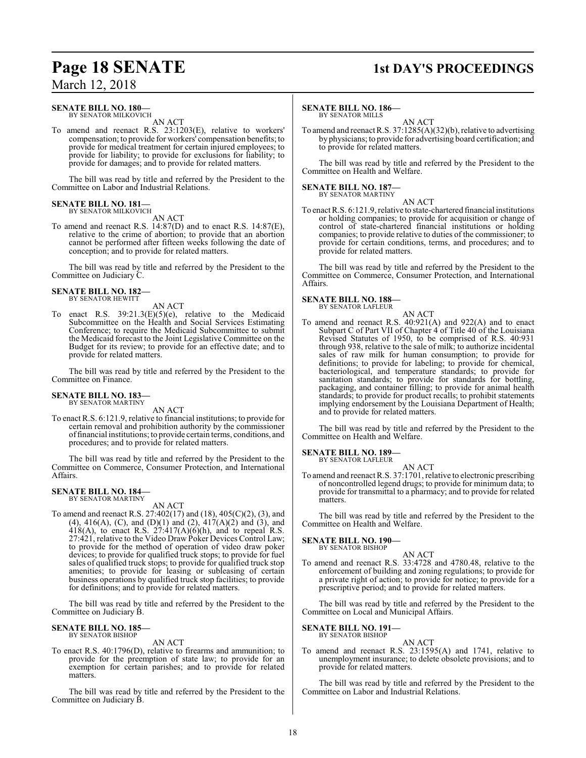**SENATE BILL NO. 180—**
BY SENATOR MILKOVICH

AN ACT

To amend and reenact R.S. 23:1203(E), relative to workers' compensation; to provide for workers' compensation benefits; to provide for medical treatment for certain injured employees; to provide for liability; to provide for exclusions for liability; to provide for damages; and to provide for related matters.

The bill was read by title and referred by the President to the Committee on Labor and Industrial Relations.

**SENATE BILL NO. 181—**
BY SENATOR MILKOVICH

AN ACT

To amend and reenact R.S. 14:87(D) and to enact R.S. 14:87(E), relative to the crime of abortion; to provide that an abortion cannot be performed after fifteen weeks following the date of conception; and to provide for related matters.

The bill was read by title and referred by the President to the Committee on Judiciary C.

**SENATE BILL NO. 182—**
BY SENATOR HEWITT

AN ACT

To enact R.S. 39:21.3(E)(5)(e), relative to the Medicaid Subcommittee on the Health and Social Services Estimating Conference; to require the Medicaid Subcommittee to submit the Medicaid forecast to the Joint Legislative Committee on the Budget for its review; to provide for an effective date; and to provide for related matters.

The bill was read by title and referred by the President to the Committee on Finance.

**SENATE BILL NO. 183—**
BY SENATOR MARTINY

AN ACT

To enact R.S. 6:121.9, relative to financial institutions; to provide for certain removal and prohibition authority by the commissioner of financial institutions; to provide certain terms, conditions, and procedures; and to provide for related matters.

The bill was read by title and referred by the President to the Committee on Commerce, Consumer Protection, and International Affairs.

**SENATE BILL NO. 184—**
BY SENATOR MARTINY

AN ACT

To amend and reenact R.S. 27:402(17) and (18), 405(C)(2), (3), and (4), 416(A), (C), and (D)(1) and (2), 417(A)(2) and (3), and 418(A), to enact R.S. 27:417(A)(6)(h), and to repeal R.S. 27:421, relative to the Video Draw Poker Devices Control Law; to provide for the method of operation of video draw poker devices; to provide for qualified truck stops; to provide for fuel sales of qualified truck stops; to provide for qualified truck stop amenities; to provide for leasing or subleasing of certain business operations by qualified truck stop facilities; to provide for definitions; and to provide for related matters.

The bill was read by title and referred by the President to the Committee on Judiciary B.

**SENATE BILL NO. 185—**
BY SENATOR BISHOP

AN ACT

To enact R.S. 40:1796(D), relative to firearms and ammunition; to provide for the preemption of state law; to provide for an exemption for certain parishes; and to provide for related matters.

The bill was read by title and referred by the President to the Committee on Judiciary B.

**SENATE BILL NO. 186—**
BY SENATOR MILLS

AN ACT

To amend and reenact R.S. 37:1285(A)(32)(b), relative to advertising by physicians; to provide for advertising board certification; and to provide for related matters.

The bill was read by title and referred by the President to the Committee on Health and Welfare.

**SENATE BILL NO. 187—**
BY SENATOR MARTINY

AN ACT

To enact R.S. 6:121.9, relative to state-chartered financial institutions or holding companies; to provide for acquisition or change of control of state-chartered financial institutions or holding companies; to provide relative to duties of the commissioner; to provide for certain conditions, terms, and procedures; and to provide for related matters.

The bill was read by title and referred by the President to the Committee on Commerce, Consumer Protection, and International Affairs.

**SENATE BILL NO. 188—**
BY SENATOR LAFLEUR

AN ACT

To amend and reenact R.S. 40:921(A) and 922(A) and to enact Subpart C of Part VII of Chapter 4 of Title 40 of the Louisiana Revised Statutes of 1950, to be comprised of R.S. 40:931 through 938, relative to the sale of milk; to authorize incidental sales of raw milk for human consumption; to provide for definitions; to provide for labeling; to provide for chemical, bacteriological, and temperature standards; to provide for sanitation standards; to provide for standards for bottling, packaging, and container filling; to provide for animal health standards; to provide for product recalls; to prohibit statements implying endorsement by the Louisiana Department of Health; and to provide for related matters.

The bill was read by title and referred by the President to the Committee on Health and Welfare.

**SENATE BILL NO. 189—**
BY SENATOR LAFLEUR

AN ACT

To amend and reenact R.S. 37:1701, relative to electronic prescribing of noncontrolled legend drugs; to provide for minimum data; to provide for transmittal to a pharmacy; and to provide for related matters.

The bill was read by title and referred by the President to the Committee on Health and Welfare.

**SENATE BILL NO. 190—**
BY SENATOR BISHOP

AN ACT

To amend and reenact R.S. 33:4728 and 4780.48, relative to the enforcement of building and zoning regulations; to provide for a private right of action; to provide for notice; to provide for a prescriptive period; and to provide for related matters.

The bill was read by title and referred by the President to the Committee on Local and Municipal Affairs.

**SENATE BILL NO. 191—**
BY SENATOR BISHOP

AN ACT

To amend and reenact R.S. 23:1595(A) and 1741, relative to unemployment insurance; to delete obsolete provisions; and to provide for related matters.

The bill was read by title and referred by the President to the Committee on Labor and Industrial Relations.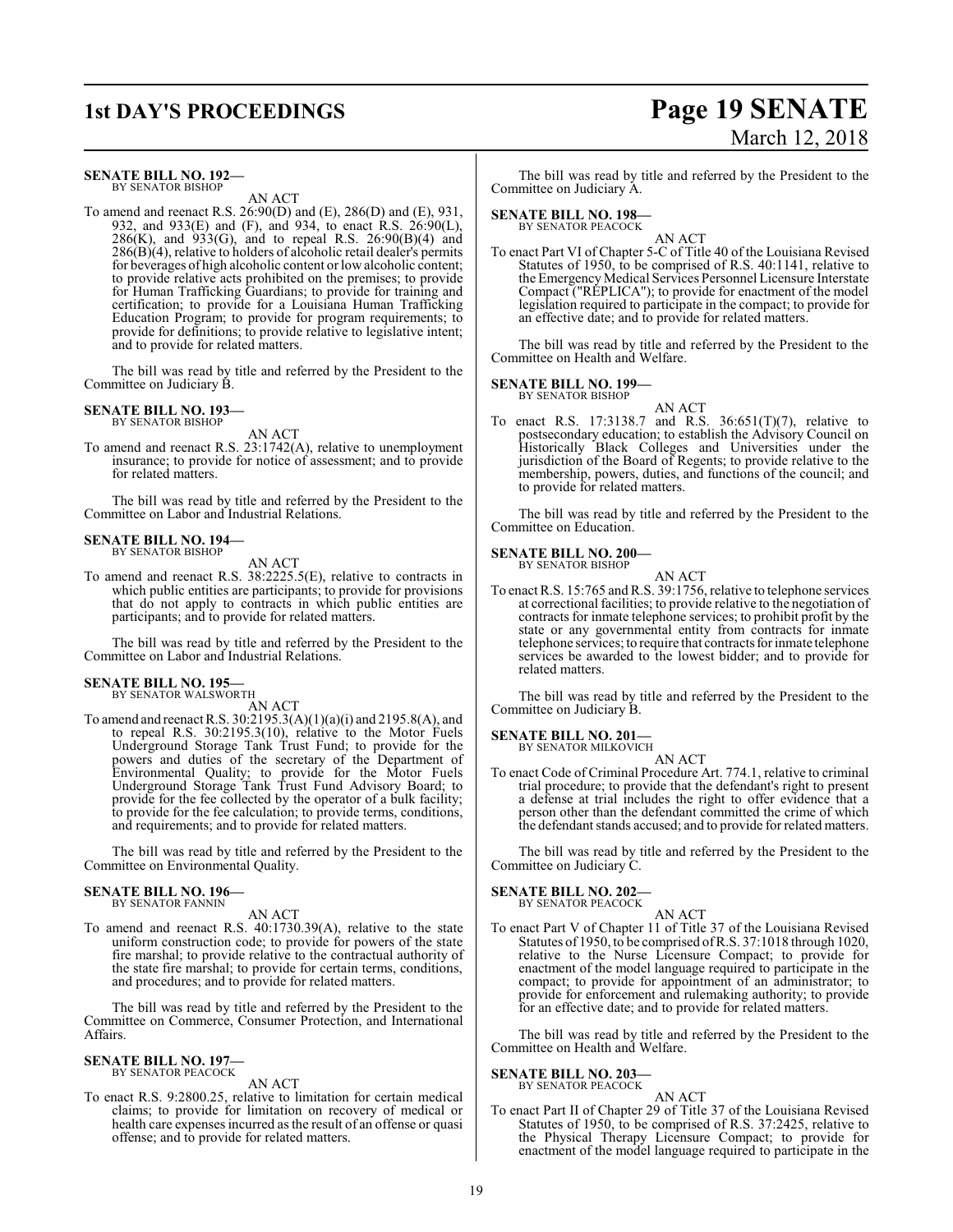**SENATE BILL NO. 192—**
BY SENATOR BISHOP

AN ACT

To amend and reenact R.S. 26:90(D) and (E), 286(D) and (E), 931, 932, and 933(E) and (F), and 934, to enact R.S. 26:90(L), 286(K), and 933(G), and to repeal R.S. 26:90(B)(4) and 286(B)(4), relative to holders of alcoholic retail dealer's permits for beverages of high alcoholic content or low alcoholic content; to provide relative acts prohibited on the premises; to provide for Human Trafficking Guardians; to provide for training and certification; to provide for a Louisiana Human Trafficking Education Program; to provide for program requirements; to provide for definitions; to provide relative to legislative intent; and to provide for related matters.

The bill was read by title and referred by the President to the Committee on Judiciary B.

**SENATE BILL NO. 193—**
BY SENATOR BISHOP

AN ACT

To amend and reenact R.S. 23:1742(A), relative to unemployment insurance; to provide for notice of assessment; and to provide for related matters.

The bill was read by title and referred by the President to the Committee on Labor and Industrial Relations.

**SENATE BILL NO. 194—**
BY SENATOR BISHOP

AN ACT

To amend and reenact R.S. 38:2225.5(E), relative to contracts in which public entities are participants; to provide for provisions that do not apply to contracts in which public entities are participants; and to provide for related matters.

The bill was read by title and referred by the President to the Committee on Labor and Industrial Relations.

**SENATE BILL NO. 195—**
BY SENATOR WALSWORTH

AN ACT

To amend and reenact R.S. 30:2195.3(A)(1)(a)(i) and 2195.8(A), and to repeal R.S. 30:2195.3(10), relative to the Motor Fuels Underground Storage Tank Trust Fund; to provide for the powers and duties of the secretary of the Department of Environmental Quality; to provide for the Motor Fuels Underground Storage Tank Trust Fund Advisory Board; to provide for the fee collected by the operator of a bulk facility; to provide for the fee calculation; to provide terms, conditions, and requirements; and to provide for related matters.

The bill was read by title and referred by the President to the Committee on Environmental Quality.

**SENATE BILL NO. 196—**
BY SENATOR FANNIN

AN ACT

To amend and reenact R.S. 40:1730.39(A), relative to the state uniform construction code; to provide for powers of the state fire marshal; to provide relative to the contractual authority of the state fire marshal; to provide for certain terms, conditions, and procedures; and to provide for related matters.

The bill was read by title and referred by the President to the Committee on Commerce, Consumer Protection, and International Affairs.

**SENATE BILL NO. 197—**
BY SENATOR PEACOCK

AN ACT

To enact R.S. 9:2800.25, relative to limitation for certain medical claims; to provide for limitation on recovery of medical or health care expenses incurred as the result of an offense or quasi offense; and to provide for related matters.

The bill was read by title and referred by the President to the Committee on Judiciary A.

**SENATE BILL NO. 198—**
BY SENATOR PEACOCK

AN ACT

To enact Part VI of Chapter 5-C of Title 40 of the Louisiana Revised Statutes of 1950, to be comprised of R.S. 40:1141, relative to the Emergency Medical Services Personnel Licensure Interstate Compact ("REPLICA"); to provide for enactment of the model legislation required to participate in the compact; to provide for an effective date; and to provide for related matters.

The bill was read by title and referred by the President to the Committee on Health and Welfare.

**SENATE BILL NO. 199—**
BY SENATOR BISHOP

AN ACT

To enact R.S. 17:3138.7 and R.S. 36:651(T)(7), relative to postsecondary education; to establish the Advisory Council on Historically Black Colleges and Universities under the jurisdiction of the Board of Regents; to provide relative to the membership, powers, duties, and functions of the council; and to provide for related matters.

The bill was read by title and referred by the President to the Committee on Education.

**SENATE BILL NO. 200—**
BY SENATOR BISHOP

AN ACT

To enact R.S. 15:765 and R.S. 39:1756, relative to telephone services at correctional facilities; to provide relative to the negotiation of contracts for inmate telephone services; to prohibit profit by the state or any governmental entity from contracts for inmate telephone services; to require that contracts for inmate telephone services be awarded to the lowest bidder; and to provide for related matters.

The bill was read by title and referred by the President to the Committee on Judiciary B.

**SENATE BILL NO. 201—**
BY SENATOR MILKOVICH

AN ACT

To enact Code of Criminal Procedure Art. 774.1, relative to criminal trial procedure; to provide that the defendant's right to present a defense at trial includes the right to offer evidence that a person other than the defendant committed the crime of which the defendant stands accused; and to provide for related matters.

The bill was read by title and referred by the President to the Committee on Judiciary C.

**SENATE BILL NO. 202—**
BY SENATOR PEACOCK

AN ACT

To enact Part V of Chapter 11 of Title 37 of the Louisiana Revised Statutes of 1950, to be comprised of R.S. 37:1018 through 1020, relative to the Nurse Licensure Compact; to provide for enactment of the model language required to participate in the compact; to provide for appointment of an administrator; to provide for enforcement and rulemaking authority; to provide for an effective date; and to provide for related matters.

The bill was read by title and referred by the President to the Committee on Health and Welfare.

**SENATE BILL NO. 203—**
BY SENATOR PEACOCK

AN ACT

To enact Part II of Chapter 29 of Title 37 of the Louisiana Revised Statutes of 1950, to be comprised of R.S. 37:2425, relative to the Physical Therapy Licensure Compact; to provide for enactment of the model language required to participate in the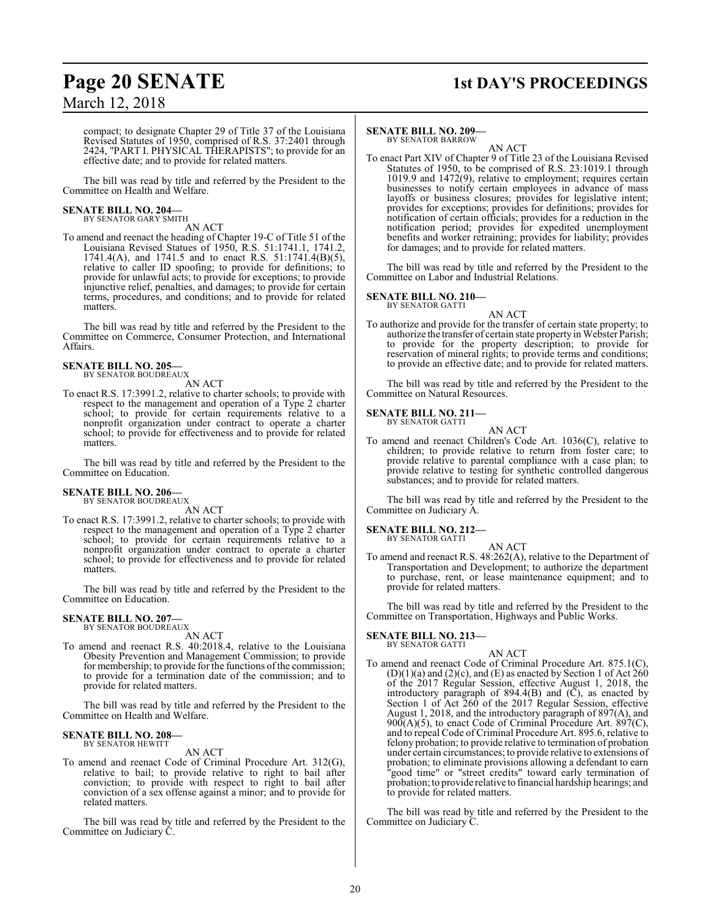compact; to designate Chapter 29 of Title 37 of the Louisiana Revised Statutes of 1950, comprised of R.S. 37:2401 through 2424, "PART I. PHYSICAL THERAPISTS"; to provide for an effective date; and to provide for related matters.

The bill was read by title and referred by the President to the Committee on Health and Welfare.

**SENATE BILL NO. 204—**
BY SENATOR GARY SMITH

AN ACT

To amend and reenact the heading of Chapter 19-C of Title 51 of the Louisiana Revised Statues of 1950, R.S. 51:1741.1, 1741.2, 1741.4(A), and 1741.5 and to enact R.S. 51:1741.4(B)(5), relative to caller ID spoofing; to provide for definitions; to provide for unlawful acts; to provide for exceptions; to provide injunctive relief, penalties, and damages; to provide for certain terms, procedures, and conditions; and to provide for related matters.

The bill was read by title and referred by the President to the Committee on Commerce, Consumer Protection, and International Affairs.

**SENATE BILL NO. 205—**
BY SENATOR BOUDREAUX

AN ACT

To enact R.S. 17:3991.2, relative to charter schools; to provide with respect to the management and operation of a Type 2 charter school; to provide for certain requirements relative to a nonprofit organization under contract to operate a charter school; to provide for effectiveness and to provide for related matters.

The bill was read by title and referred by the President to the Committee on Education.

**SENATE BILL NO. 206—**
BY SENATOR BOUDREAUX

AN ACT

To enact R.S. 17:3991.2, relative to charter schools; to provide with respect to the management and operation of a Type 2 charter school; to provide for certain requirements relative to a nonprofit organization under contract to operate a charter school; to provide for effectiveness and to provide for related matters.

The bill was read by title and referred by the President to the Committee on Education.

**SENATE BILL NO. 207—**
BY SENATOR BOUDREAUX

AN ACT

To amend and reenact R.S. 40:2018.4, relative to the Louisiana Obesity Prevention and Management Commission; to provide for membership; to provide for the functions of the commission; to provide for a termination date of the commission; and to provide for related matters.

The bill was read by title and referred by the President to the Committee on Health and Welfare.

**SENATE BILL NO. 208—**
BY SENATOR HEWITT

AN ACT

To amend and reenact Code of Criminal Procedure Art. 312(G), relative to bail; to provide relative to right to bail after conviction; to provide with respect to right to bail after conviction of a sex offense against a minor; and to provide for related matters.

The bill was read by title and referred by the President to the Committee on Judiciary C.

**SENATE BILL NO. 209—**
BY SENATOR BARROW

AN ACT

To enact Part XIV of Chapter 9 of Title 23 of the Louisiana Revised Statutes of 1950, to be comprised of R.S. 23:1019.1 through 1019.9 and 1472(9), relative to employment; requires certain businesses to notify certain employees in advance of mass layoffs or business closures; provides for legislative intent; provides for exceptions; provides for definitions; provides for notification of certain officials; provides for a reduction in the notification period; provides for expedited unemployment benefits and worker retraining; provides for liability; provides for damages; and to provide for related matters.

The bill was read by title and referred by the President to the Committee on Labor and Industrial Relations.

**SENATE BILL NO. 210—**
BY SENATOR GATTI

AN ACT

To authorize and provide for the transfer of certain state property; to authorize the transfer of certain state property in Webster Parish; to provide for the property description; to provide for reservation of mineral rights; to provide terms and conditions; to provide an effective date; and to provide for related matters.

The bill was read by title and referred by the President to the Committee on Natural Resources.

**SENATE BILL NO. 211—**
BY SENATOR GATTI

AN ACT

To amend and reenact Children's Code Art. 1036(C), relative to children; to provide relative to return from foster care; to provide relative to parental compliance with a case plan; to provide relative to testing for synthetic controlled dangerous substances; and to provide for related matters.

The bill was read by title and referred by the President to the Committee on Judiciary A.

**SENATE BILL NO. 212—**
BY SENATOR GATTI

AN ACT

To amend and reenact R.S. 48:262(A), relative to the Department of Transportation and Development; to authorize the department to purchase, rent, or lease maintenance equipment; and to provide for related matters.

The bill was read by title and referred by the President to the Committee on Transportation, Highways and Public Works.

**SENATE BILL NO. 213—**
BY SENATOR GATTI

AN ACT

To amend and reenact Code of Criminal Procedure Art. 875.1(C), (D)(1)(a) and (2)(c), and (E) as enacted by Section 1 of Act 260 of the 2017 Regular Session, effective August 1, 2018, the introductory paragraph of 894.4(B) and (C), as enacted by Section 1 of Act 260 of the 2017 Regular Session, effective August 1, 2018, and the introductory paragraph of 897(A), and 900(A)(5), to enact Code of Criminal Procedure Art. 897(C), and to repeal Code of Criminal Procedure Art. 895.6, relative to felony probation; to provide relative to termination of probation under certain circumstances; to provide relative to extensions of probation; to eliminate provisions allowing a defendant to earn "good time" or "street credits" toward early termination of probation; to provide relative to financial hardship hearings; and to provide for related matters.

The bill was read by title and referred by the President to the Committee on Judiciary C.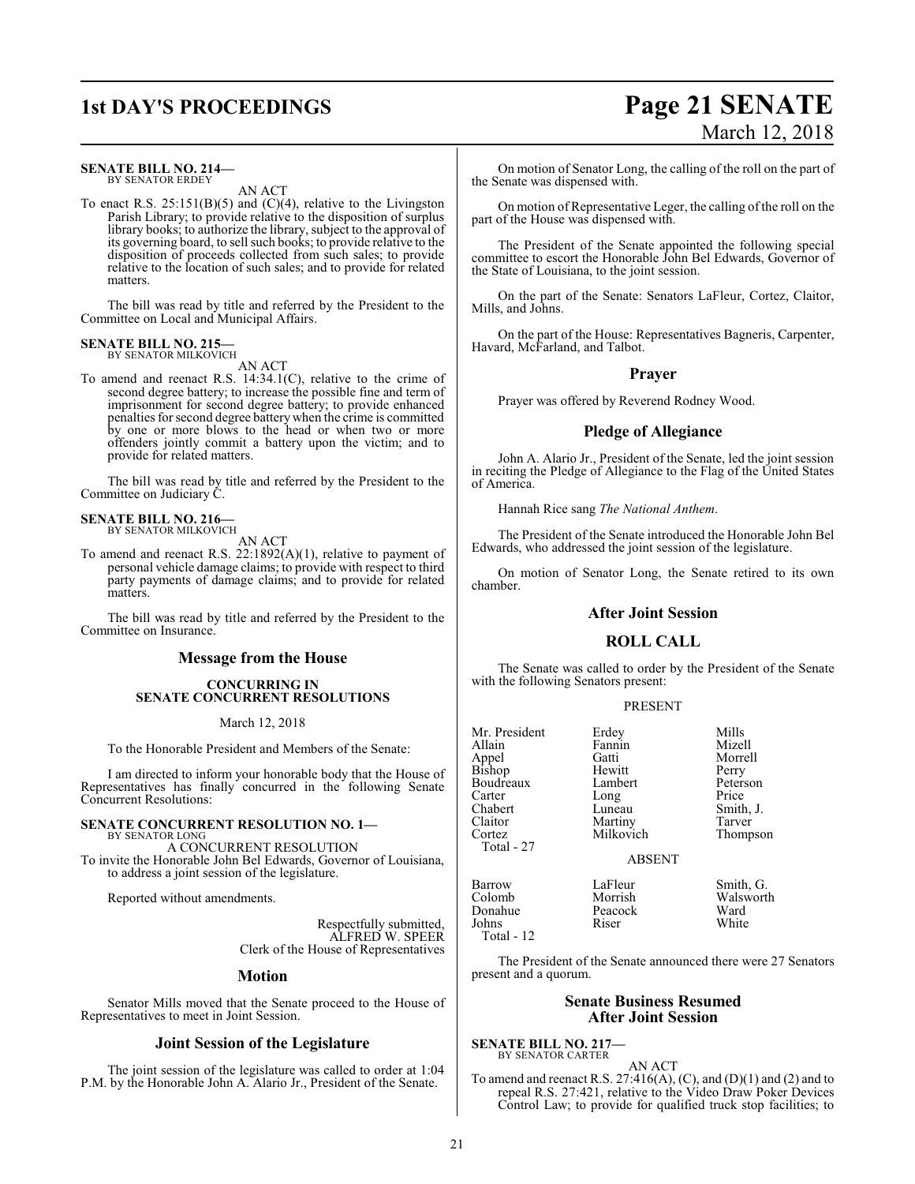**SENATE BILL NO. 214—**
BY SENATOR ERDEY

AN ACT

To enact R.S. 25:151(B)(5) and (C)(4), relative to the Livingston Parish Library; to provide relative to the disposition of surplus library books; to authorize the library, subject to the approval of its governing board, to sell such books; to provide relative to the disposition of proceeds collected from such sales; to provide relative to the location of such sales; and to provide for related matters.

The bill was read by title and referred by the President to the Committee on Local and Municipal Affairs.

**SENATE BILL NO. 215—**
BY SENATOR MILKOVICH

AN ACT

To amend and reenact R.S. 14:34.1(C), relative to the crime of second degree battery; to increase the possible fine and term of imprisonment for second degree battery; to provide enhanced penalties for second degree battery when the crime is committed by one or more blows to the head or when two or more offenders jointly commit a battery upon the victim; and to provide for related matters.

The bill was read by title and referred by the President to the Committee on Judiciary C.

**SENATE BILL NO. 216—**
BY SENATOR MILKOVICH

AN ACT

To amend and reenact R.S. 22:1892(A)(1), relative to payment of personal vehicle damage claims; to provide with respect to third party payments of damage claims; and to provide for related matters.

The bill was read by title and referred by the President to the Committee on Insurance.

## Message from the House

**CONCURRING IN SENATE CONCURRENT RESOLUTIONS**

March 12, 2018

To the Honorable President and Members of the Senate:

I am directed to inform your honorable body that the House of Representatives has finally concurred in the following Senate Concurrent Resolutions:

**SENATE CONCURRENT RESOLUTION NO. 1—**
BY SENATOR LONG

A CONCURRENT RESOLUTION

To invite the Honorable John Bel Edwards, Governor of Louisiana, to address a joint session of the legislature.

Reported without amendments.

Respectfully submitted,
ALFRED W. SPEER
Clerk of the House of Representatives

## Motion

Senator Mills moved that the Senate proceed to the House of Representatives to meet in Joint Session.

## Joint Session of the Legislature

The joint session of the legislature was called to order at 1:04 P.M. by the Honorable John A. Alario Jr., President of the Senate.

On motion of Senator Long, the calling of the roll on the part of the Senate was dispensed with.

On motion of Representative Leger, the calling of the roll on the part of the House was dispensed with.

The President of the Senate appointed the following special committee to escort the Honorable John Bel Edwards, Governor of the State of Louisiana, to the joint session.

On the part of the Senate: Senators LaFleur, Cortez, Claitor, Mills, and Johns.

On the part of the House: Representatives Bagneris, Carpenter, Havard, McFarland, and Talbot.

## Prayer

Prayer was offered by Reverend Rodney Wood.

## Pledge of Allegiance

John A. Alario Jr., President of the Senate, led the joint session in reciting the Pledge of Allegiance to the Flag of the United States of America.

Hannah Rice sang *The National Anthem*.

The President of the Senate introduced the Honorable John Bel Edwards, who addressed the joint session of the legislature.

On motion of Senator Long, the Senate retired to its own chamber.

## After Joint Session

## ROLL CALL

The Senate was called to order by the President of the Senate with the following Senators present:

PRESENT

| | | |
|---|---|---|
| Mr. President | Erdey | Mills |
| Allain | Fannin | Mizell |
| Appel | Gatti | Morrell |
| Bishop | Hewitt | Perry |
| Boudreaux | Lambert | Peterson |
| Carter | Long | Price |
| Chabert | Luneau | Smith, J. |
| Claitor | Martiny | Tarver |
| Cortez | Milkovich | Thompson |

Total - 27

ABSENT

| | | |
|---|---|---|
| Barrow | LaFleur | Smith, G. |
| Colomb | Morrish | Walsworth |
| Donahue | Peacock | Ward |
| Johns | Riser | White |

Total - 12

The President of the Senate announced there were 27 Senators present and a quorum.

## Senate Business Resumed After Joint Session

**SENATE BILL NO. 217—**
BY SENATOR CARTER

AN ACT

To amend and reenact R.S. 27:416(A), (C), and (D)(1) and (2) and to repeal R.S. 27:421, relative to the Video Draw Poker Devices Control Law; to provide for qualified truck stop facilities; to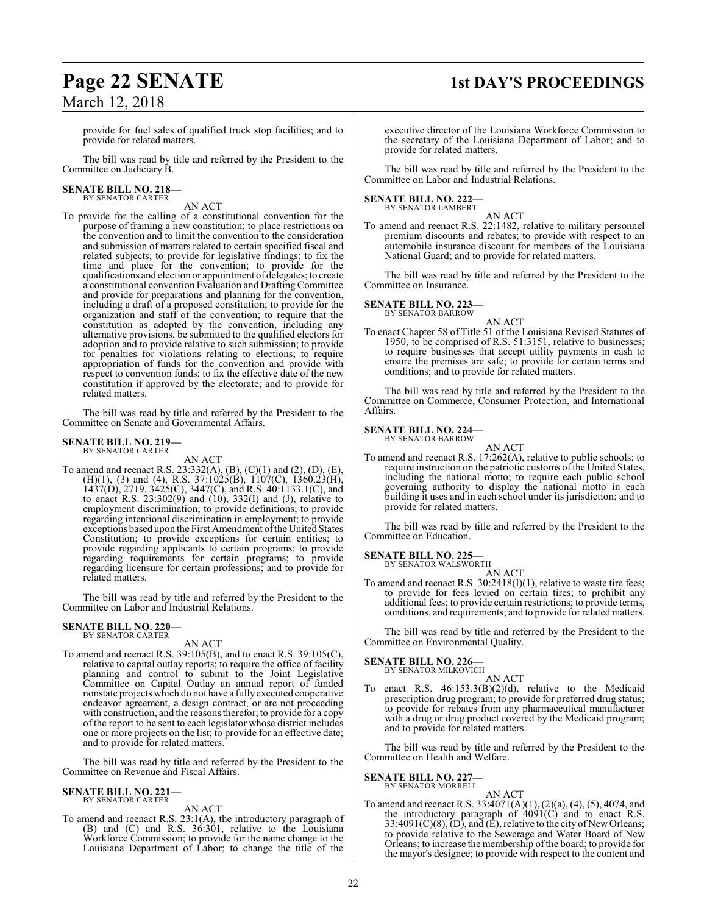provide for fuel sales of qualified truck stop facilities; and to provide for related matters.

The bill was read by title and referred by the President to the Committee on Judiciary B.

**SENATE BILL NO. 218—**
BY SENATOR CARTER

AN ACT

To provide for the calling of a constitutional convention for the purpose of framing a new constitution; to place restrictions on the convention and to limit the convention to the consideration and submission of matters related to certain specified fiscal and related subjects; to provide for legislative findings; to fix the time and place for the convention; to provide for the qualifications and election or appointment of delegates; to create a constitutional convention Evaluation and Drafting Committee and provide for preparations and planning for the convention, including a draft of a proposed constitution; to provide for the organization and staff of the convention; to require that the constitution as adopted by the convention, including any alternative provisions, be submitted to the qualified electors for adoption and to provide relative to such submission; to provide for penalties for violations relating to elections; to require appropriation of funds for the convention and provide with respect to convention funds; to fix the effective date of the new constitution if approved by the electorate; and to provide for related matters.

The bill was read by title and referred by the President to the Committee on Senate and Governmental Affairs.

**SENATE BILL NO. 219—**
BY SENATOR CARTER

AN ACT

To amend and reenact R.S. 23:332(A), (B), (C)(1) and (2), (D), (E), (H)(1), (3) and (4), R.S. 37:1025(B), 1107(C), 1360.23(H), 1437(D), 2719, 3425(C), 3447(C), and R.S. 40:1133.1(C), and to enact R.S. 23:302(9) and (10), 332(I) and (J), relative to employment discrimination; to provide definitions; to provide regarding intentional discrimination in employment; to provide exceptions based upon the First Amendment of the United States Constitution; to provide exceptions for certain entities; to provide regarding applicants to certain programs; to provide regarding requirements for certain programs; to provide regarding licensure for certain professions; and to provide for related matters.

The bill was read by title and referred by the President to the Committee on Labor and Industrial Relations.

**SENATE BILL NO. 220—**
BY SENATOR CARTER

AN ACT

To amend and reenact R.S. 39:105(B), and to enact R.S. 39:105(C), relative to capital outlay reports; to require the office of facility planning and control to submit to the Joint Legislative Committee on Capital Outlay an annual report of funded nonstate projects which do not have a fully executed cooperative endeavor agreement, a design contract, or are not proceeding with construction, and the reasons therefor; to provide for a copy of the report to be sent to each legislator whose district includes one or more projects on the list; to provide for an effective date; and to provide for related matters.

The bill was read by title and referred by the President to the Committee on Revenue and Fiscal Affairs.

**SENATE BILL NO. 221—**
BY SENATOR CARTER

AN ACT

To amend and reenact R.S. 23:1(A), the introductory paragraph of (B) and (C) and R.S. 36:301, relative to the Louisiana Workforce Commission; to provide for the name change to the Louisiana Department of Labor; to change the title of the executive director of the Louisiana Workforce Commission to the secretary of the Louisiana Department of Labor; and to provide for related matters.

The bill was read by title and referred by the President to the Committee on Labor and Industrial Relations.

**SENATE BILL NO. 222—**
BY SENATOR LAMBERT

AN ACT

To amend and reenact R.S. 22:1482, relative to military personnel premium discounts and rebates; to provide with respect to an automobile insurance discount for members of the Louisiana National Guard; and to provide for related matters.

The bill was read by title and referred by the President to the Committee on Insurance.

**SENATE BILL NO. 223—**
BY SENATOR BARROW

AN ACT

To enact Chapter 58 of Title 51 of the Louisiana Revised Statutes of 1950, to be comprised of R.S. 51:3151, relative to businesses; to require businesses that accept utility payments in cash to ensure the premises are safe; to provide for certain terms and conditions; and to provide for related matters.

The bill was read by title and referred by the President to the Committee on Commerce, Consumer Protection, and International Affairs.

**SENATE BILL NO. 224—**
BY SENATOR BARROW

AN ACT

To amend and reenact R.S. 17:262(A), relative to public schools; to require instruction on the patriotic customs of the United States, including the national motto; to require each public school governing authority to display the national motto in each building it uses and in each school under its jurisdiction; and to provide for related matters.

The bill was read by title and referred by the President to the Committee on Education.

**SENATE BILL NO. 225—**
BY SENATOR WALSWORTH

AN ACT

To amend and reenact R.S. 30:2418(I)(1), relative to waste tire fees; to provide for fees levied on certain tires; to prohibit any additional fees; to provide certain restrictions; to provide terms, conditions, and requirements; and to provide for related matters.

The bill was read by title and referred by the President to the Committee on Environmental Quality.

**SENATE BILL NO. 226—**
BY SENATOR MILKOVICH

AN ACT

To enact R.S. 46:153.3(B)(2)(d), relative to the Medicaid prescription drug program; to provide for preferred drug status; to provide for rebates from any pharmaceutical manufacturer with a drug or drug product covered by the Medicaid program; and to provide for related matters.

The bill was read by title and referred by the President to the Committee on Health and Welfare.

**SENATE BILL NO. 227—**
BY SENATOR MORRELL

AN ACT

To amend and reenact R.S. 33:4071(A)(1), (2)(a), (4), (5), 4074, and the introductory paragraph of 4091(C) and to enact R.S. 33:4091(C)(8), (D), and (E), relative to the city of New Orleans; to provide relative to the Sewerage and Water Board of New Orleans; to increase the membership of the board; to provide for the mayor's designee; to provide with respect to the content and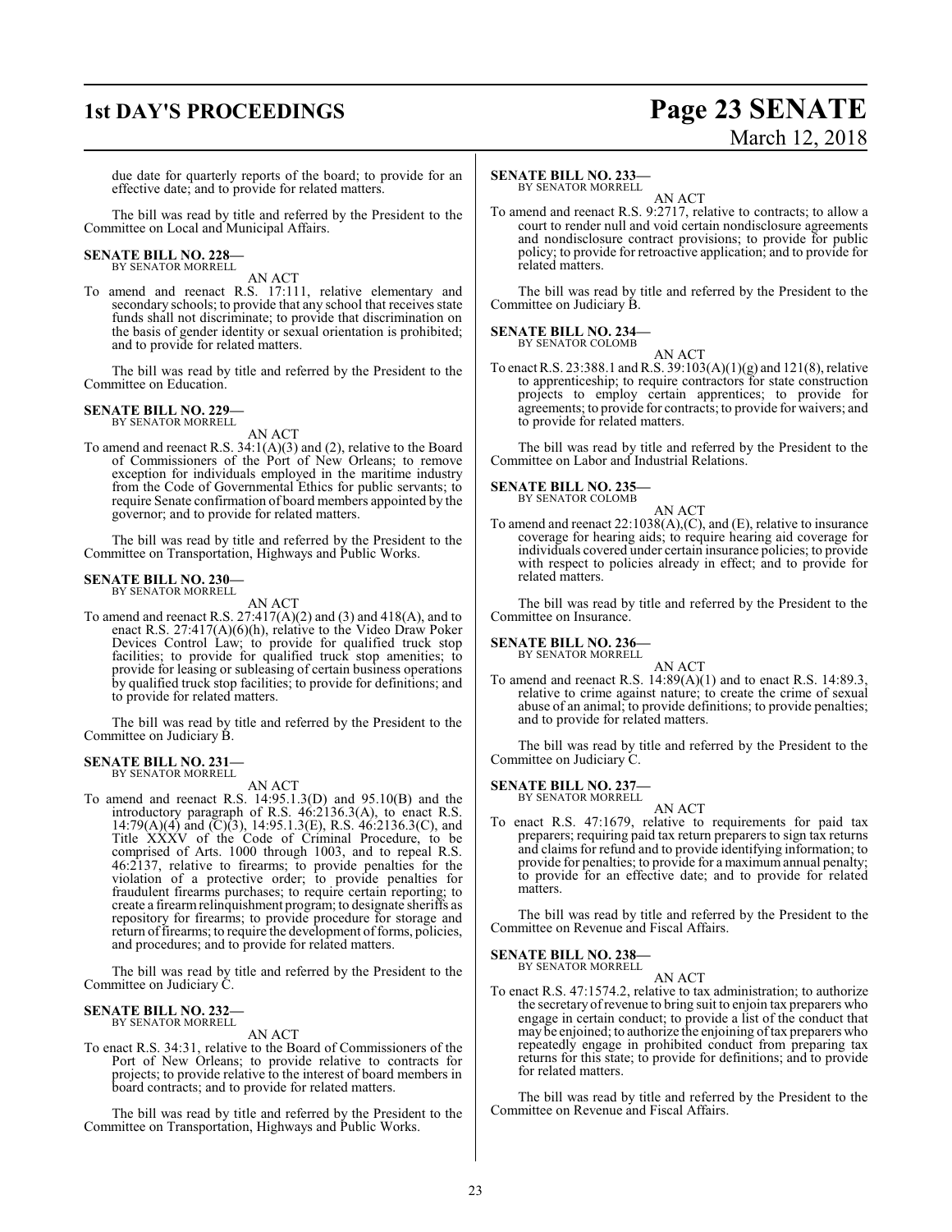due date for quarterly reports of the board; to provide for an effective date; and to provide for related matters.

The bill was read by title and referred by the President to the Committee on Local and Municipal Affairs.

**SENATE BILL NO. 228—**
BY SENATOR MORRELL

AN ACT

To amend and reenact R.S. 17:111, relative elementary and secondary schools; to provide that any school that receives state funds shall not discriminate; to provide that discrimination on the basis of gender identity or sexual orientation is prohibited; and to provide for related matters.

The bill was read by title and referred by the President to the Committee on Education.

**SENATE BILL NO. 229—**
BY SENATOR MORRELL

AN ACT

To amend and reenact R.S. 34:1(A)(3) and (2), relative to the Board of Commissioners of the Port of New Orleans; to remove exception for individuals employed in the maritime industry from the Code of Governmental Ethics for public servants; to require Senate confirmation of board members appointed by the governor; and to provide for related matters.

The bill was read by title and referred by the President to the Committee on Transportation, Highways and Public Works.

**SENATE BILL NO. 230—**
BY SENATOR MORRELL

AN ACT

To amend and reenact R.S. 27:417(A)(2) and (3) and 418(A), and to enact R.S. 27:417(A)(6)(h), relative to the Video Draw Poker Devices Control Law; to provide for qualified truck stop facilities; to provide for qualified truck stop amenities; to provide for leasing or subleasing of certain business operations by qualified truck stop facilities; to provide for definitions; and to provide for related matters.

The bill was read by title and referred by the President to the Committee on Judiciary B.

**SENATE BILL NO. 231—**
BY SENATOR MORRELL

AN ACT

To amend and reenact R.S. 14:95.1.3(D) and 95.10(B) and the introductory paragraph of R.S. 46:2136.3(A), to enact R.S. 14:79(A)(4) and (C)(3), 14:95.1.3(E), R.S. 46:2136.3(C), and Title XXXV of the Code of Criminal Procedure, to be comprised of Arts. 1000 through 1003, and to repeal R.S. 46:2137, relative to firearms; to provide penalties for the violation of a protective order; to provide penalties for fraudulent firearms purchases; to require certain reporting; to create a firearm relinquishment program; to designate sheriffs as repository for firearms; to provide procedure for storage and return of firearms; to require the development of forms, policies, and procedures; and to provide for related matters.

The bill was read by title and referred by the President to the Committee on Judiciary C.

**SENATE BILL NO. 232—**
BY SENATOR MORRELL

AN ACT

To enact R.S. 34:31, relative to the Board of Commissioners of the Port of New Orleans; to provide relative to contracts for projects; to provide relative to the interest of board members in board contracts; and to provide for related matters.

The bill was read by title and referred by the President to the Committee on Transportation, Highways and Public Works.

**SENATE BILL NO. 233—**
BY SENATOR MORRELL

AN ACT

To amend and reenact R.S. 9:2717, relative to contracts; to allow a court to render null and void certain nondisclosure agreements and nondisclosure contract provisions; to provide for public policy; to provide for retroactive application; and to provide for related matters.

The bill was read by title and referred by the President to the Committee on Judiciary B.

**SENATE BILL NO. 234—**
BY SENATOR COLOMB

AN ACT

To enact R.S. 23:388.1 and R.S. 39:103(A)(1)(g) and 121(8), relative to apprenticeship; to require contractors for state construction projects to employ certain apprentices; to provide for agreements; to provide for contracts; to provide for waivers; and to provide for related matters.

The bill was read by title and referred by the President to the Committee on Labor and Industrial Relations.

**SENATE BILL NO. 235—**
BY SENATOR COLOMB

AN ACT

To amend and reenact 22:1038(A),(C), and (E), relative to insurance coverage for hearing aids; to require hearing aid coverage for individuals covered under certain insurance policies; to provide with respect to policies already in effect; and to provide for related matters.

The bill was read by title and referred by the President to the Committee on Insurance.

**SENATE BILL NO. 236—**
BY SENATOR MORRELL

AN ACT

To amend and reenact R.S. 14:89(A)(1) and to enact R.S. 14:89.3, relative to crime against nature; to create the crime of sexual abuse of an animal; to provide definitions; to provide penalties; and to provide for related matters.

The bill was read by title and referred by the President to the Committee on Judiciary C.

**SENATE BILL NO. 237—**
BY SENATOR MORRELL

AN ACT

To enact R.S. 47:1679, relative to requirements for paid tax preparers; requiring paid tax return preparers to sign tax returns and claims for refund and to provide identifying information; to provide for penalties; to provide for a maximum annual penalty; to provide for an effective date; and to provide for related matters.

The bill was read by title and referred by the President to the Committee on Revenue and Fiscal Affairs.

**SENATE BILL NO. 238—**
BY SENATOR MORRELL

AN ACT

To enact R.S. 47:1574.2, relative to tax administration; to authorize the secretary of revenue to bring suit to enjoin tax preparers who engage in certain conduct; to provide a list of the conduct that may be enjoined; to authorize the enjoining of tax preparers who repeatedly engage in prohibited conduct from preparing tax returns for this state; to provide for definitions; and to provide for related matters.

The bill was read by title and referred by the President to the Committee on Revenue and Fiscal Affairs.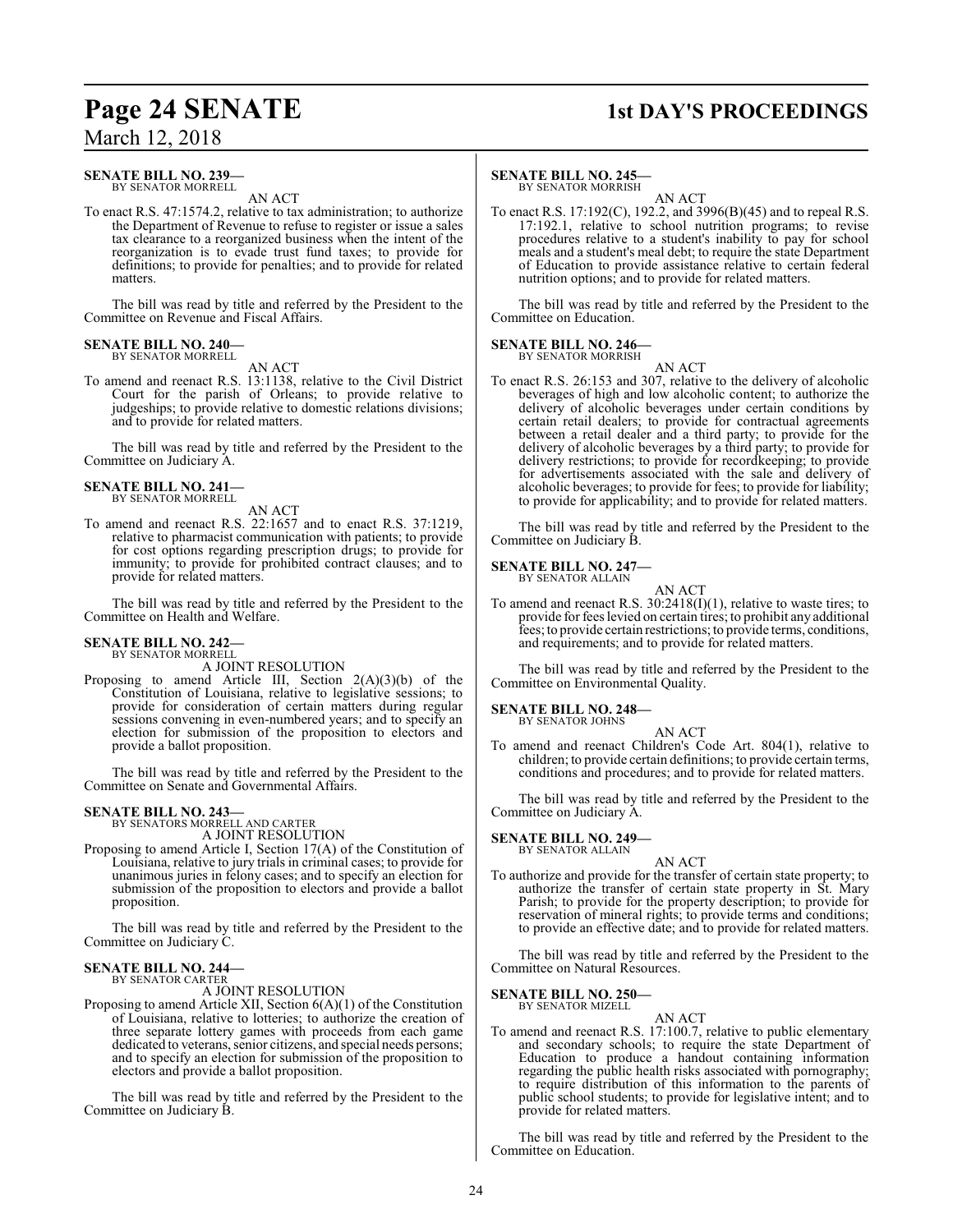**SENATE BILL NO. 239—**
BY SENATOR MORRELL

AN ACT

To enact R.S. 47:1574.2, relative to tax administration; to authorize the Department of Revenue to refuse to register or issue a sales tax clearance to a reorganized business when the intent of the reorganization is to evade trust fund taxes; to provide for definitions; to provide for penalties; and to provide for related matters.

The bill was read by title and referred by the President to the Committee on Revenue and Fiscal Affairs.

**SENATE BILL NO. 240—**
BY SENATOR MORRELL

AN ACT

To amend and reenact R.S. 13:1138, relative to the Civil District Court for the parish of Orleans; to provide relative to judgeships; to provide relative to domestic relations divisions; and to provide for related matters.

The bill was read by title and referred by the President to the Committee on Judiciary A.

**SENATE BILL NO. 241—**
BY SENATOR MORRELL

AN ACT

To amend and reenact R.S. 22:1657 and to enact R.S. 37:1219, relative to pharmacist communication with patients; to provide for cost options regarding prescription drugs; to provide for immunity; to provide for prohibited contract clauses; and to provide for related matters.

The bill was read by title and referred by the President to the Committee on Health and Welfare.

**SENATE BILL NO. 242—**
BY SENATOR MORRELL

A JOINT RESOLUTION

Proposing to amend Article III, Section 2(A)(3)(b) of the Constitution of Louisiana, relative to legislative sessions; to provide for consideration of certain matters during regular sessions convening in even-numbered years; and to specify an election for submission of the proposition to electors and provide a ballot proposition.

The bill was read by title and referred by the President to the Committee on Senate and Governmental Affairs.

**SENATE BILL NO. 243—**
BY SENATORS MORRELL AND CARTER

A JOINT RESOLUTION

Proposing to amend Article I, Section 17(A) of the Constitution of Louisiana, relative to jury trials in criminal cases; to provide for unanimous juries in felony cases; and to specify an election for submission of the proposition to electors and provide a ballot proposition.

The bill was read by title and referred by the President to the Committee on Judiciary C.

**SENATE BILL NO. 244—**
BY SENATOR CARTER

A JOINT RESOLUTION

Proposing to amend Article XII, Section 6(A)(1) of the Constitution of Louisiana, relative to lotteries; to authorize the creation of three separate lottery games with proceeds from each game dedicated to veterans, senior citizens, and special needs persons; and to specify an election for submission of the proposition to electors and provide a ballot proposition.

The bill was read by title and referred by the President to the Committee on Judiciary B.

**SENATE BILL NO. 245—**
BY SENATOR MORRISH

AN ACT

To enact R.S. 17:192(C), 192.2, and 3996(B)(45) and to repeal R.S. 17:192.1, relative to school nutrition programs; to revise procedures relative to a student's inability to pay for school meals and a student's meal debt; to require the state Department of Education to provide assistance relative to certain federal nutrition options; and to provide for related matters.

The bill was read by title and referred by the President to the Committee on Education.

**SENATE BILL NO. 246—**
BY SENATOR MORRISH

AN ACT

To enact R.S. 26:153 and 307, relative to the delivery of alcoholic beverages of high and low alcoholic content; to authorize the delivery of alcoholic beverages under certain conditions by certain retail dealers; to provide for contractual agreements between a retail dealer and a third party; to provide for the delivery of alcoholic beverages by a third party; to provide for delivery restrictions; to provide for recordkeeping; to provide for advertisements associated with the sale and delivery of alcoholic beverages; to provide for fees; to provide for liability; to provide for applicability; and to provide for related matters.

The bill was read by title and referred by the President to the Committee on Judiciary B.

**SENATE BILL NO. 247—**
BY SENATOR ALLAIN

AN ACT

To amend and reenact R.S. 30:2418(I)(1), relative to waste tires; to provide for fees levied on certain tires; to prohibit any additional fees; to provide certain restrictions; to provide terms, conditions, and requirements; and to provide for related matters.

The bill was read by title and referred by the President to the Committee on Environmental Quality.

**SENATE BILL NO. 248—**
BY SENATOR JOHNS

AN ACT

To amend and reenact Children's Code Art. 804(1), relative to children; to provide certain definitions; to provide certain terms, conditions and procedures; and to provide for related matters.

The bill was read by title and referred by the President to the Committee on Judiciary A.

**SENATE BILL NO. 249—**
BY SENATOR ALLAIN

AN ACT

To authorize and provide for the transfer of certain state property; to authorize the transfer of certain state property in St. Mary Parish; to provide for the property description; to provide for reservation of mineral rights; to provide terms and conditions; to provide an effective date; and to provide for related matters.

The bill was read by title and referred by the President to the Committee on Natural Resources.

**SENATE BILL NO. 250—**
BY SENATOR MIZELL

AN ACT

To amend and reenact R.S. 17:100.7, relative to public elementary and secondary schools; to require the state Department of Education to produce a handout containing information regarding the public health risks associated with pornography; to require distribution of this information to the parents of public school students; to provide for legislative intent; and to provide for related matters.

The bill was read by title and referred by the President to the Committee on Education.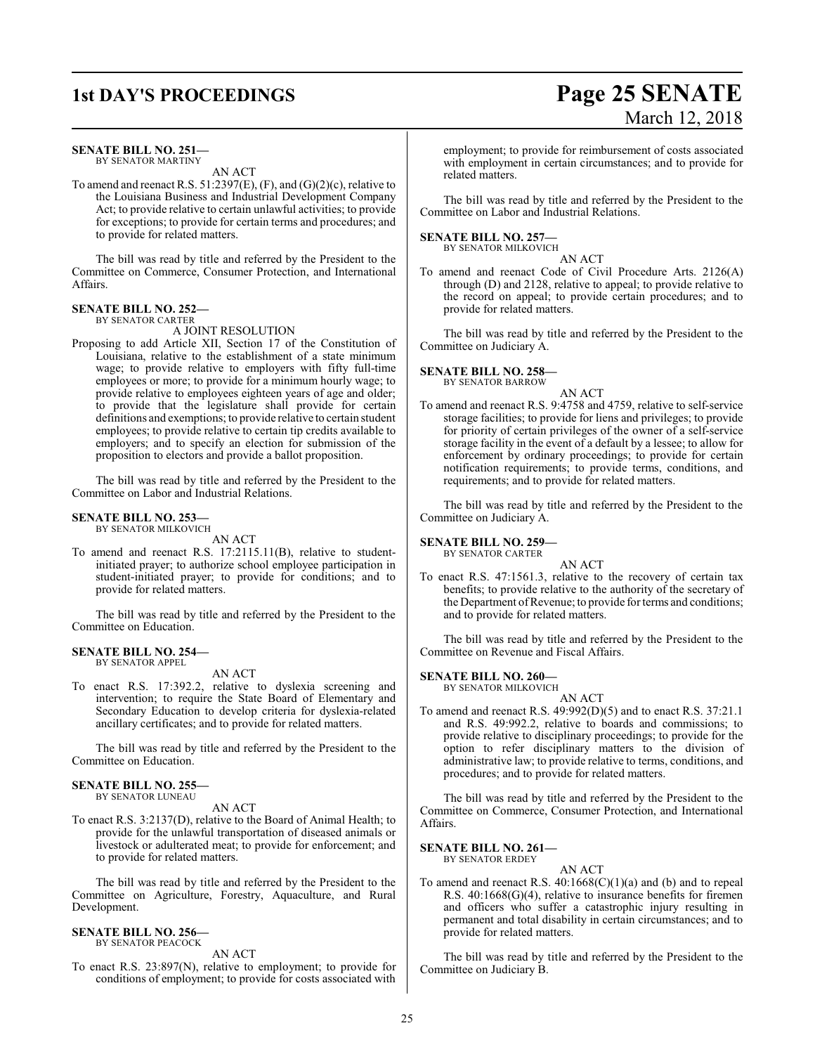**SENATE BILL NO. 251—**
BY SENATOR MARTINY

AN ACT

To amend and reenact R.S. 51:2397(E), (F), and (G)(2)(c), relative to the Louisiana Business and Industrial Development Company Act; to provide relative to certain unlawful activities; to provide for exceptions; to provide for certain terms and procedures; and to provide for related matters.

The bill was read by title and referred by the President to the Committee on Commerce, Consumer Protection, and International Affairs.

**SENATE BILL NO. 252—**
BY SENATOR CARTER

A JOINT RESOLUTION

Proposing to add Article XII, Section 17 of the Constitution of Louisiana, relative to the establishment of a state minimum wage; to provide relative to employers with fifty full-time employees or more; to provide for a minimum hourly wage; to provide relative to employees eighteen years of age and older; to provide that the legislature shall provide for certain definitions and exemptions; to provide relative to certain student employees; to provide relative to certain tip credits available to employers; and to specify an election for submission of the proposition to electors and provide a ballot proposition.

The bill was read by title and referred by the President to the Committee on Labor and Industrial Relations.

**SENATE BILL NO. 253—**
BY SENATOR MILKOVICH

AN ACT

To amend and reenact R.S. 17:2115.11(B), relative to student-initiated prayer; to authorize school employee participation in student-initiated prayer; to provide for conditions; and to provide for related matters.

The bill was read by title and referred by the President to the Committee on Education.

**SENATE BILL NO. 254—**
BY SENATOR APPEL

AN ACT

To enact R.S. 17:392.2, relative to dyslexia screening and intervention; to require the State Board of Elementary and Secondary Education to develop criteria for dyslexia-related ancillary certificates; and to provide for related matters.

The bill was read by title and referred by the President to the Committee on Education.

**SENATE BILL NO. 255—**
BY SENATOR LUNEAU

AN ACT

To enact R.S. 3:2137(D), relative to the Board of Animal Health; to provide for the unlawful transportation of diseased animals or livestock or adulterated meat; to provide for enforcement; and to provide for related matters.

The bill was read by title and referred by the President to the Committee on Agriculture, Forestry, Aquaculture, and Rural Development.

**SENATE BILL NO. 256—**
BY SENATOR PEACOCK

AN ACT

To enact R.S. 23:897(N), relative to employment; to provide for conditions of employment; to provide for costs associated with employment; to provide for reimbursement of costs associated with employment in certain circumstances; and to provide for related matters.

The bill was read by title and referred by the President to the Committee on Labor and Industrial Relations.

**SENATE BILL NO. 257—**
BY SENATOR MILKOVICH

AN ACT

To amend and reenact Code of Civil Procedure Arts. 2126(A) through (D) and 2128, relative to appeal; to provide relative to the record on appeal; to provide certain procedures; and to provide for related matters.

The bill was read by title and referred by the President to the Committee on Judiciary A.

**SENATE BILL NO. 258—**
BY SENATOR BARROW

AN ACT

To amend and reenact R.S. 9:4758 and 4759, relative to self-service storage facilities; to provide for liens and privileges; to provide for priority of certain privileges of the owner of a self-service storage facility in the event of a default by a lessee; to allow for enforcement by ordinary proceedings; to provide for certain notification requirements; to provide terms, conditions, and requirements; and to provide for related matters.

The bill was read by title and referred by the President to the Committee on Judiciary A.

**SENATE BILL NO. 259—**
BY SENATOR CARTER

AN ACT

To enact R.S. 47:1561.3, relative to the recovery of certain tax benefits; to provide relative to the authority of the secretary of the Department of Revenue; to provide for terms and conditions; and to provide for related matters.

The bill was read by title and referred by the President to the Committee on Revenue and Fiscal Affairs.

**SENATE BILL NO. 260—**
BY SENATOR MILKOVICH

AN ACT

To amend and reenact R.S. 49:992(D)(5) and to enact R.S. 37:21.1 and R.S. 49:992.2, relative to boards and commissions; to provide relative to disciplinary proceedings; to provide for the option to refer disciplinary matters to the division of administrative law; to provide relative to terms, conditions, and procedures; and to provide for related matters.

The bill was read by title and referred by the President to the Committee on Commerce, Consumer Protection, and International Affairs.

**SENATE BILL NO. 261—**
BY SENATOR ERDEY

AN ACT

To amend and reenact R.S. 40:1668(C)(1)(a) and (b) and to repeal R.S. 40:1668(G)(4), relative to insurance benefits for firemen and officers who suffer a catastrophic injury resulting in permanent and total disability in certain circumstances; and to provide for related matters.

The bill was read by title and referred by the President to the Committee on Judiciary B.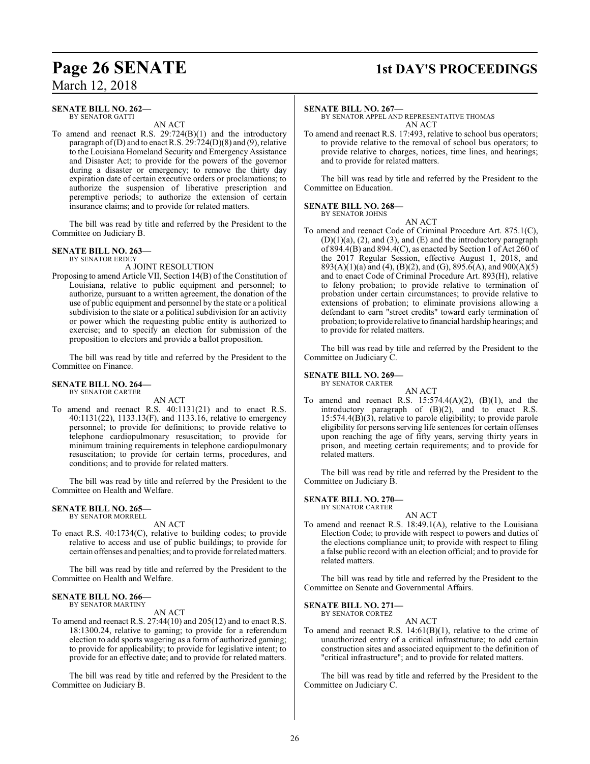**SENATE BILL NO. 262—**
BY SENATOR GATTI

AN ACT

To amend and reenact R.S. 29:724(B)(1) and the introductory paragraph of (D) and to enact R.S. 29:724(D)(8) and (9), relative to the Louisiana Homeland Security and Emergency Assistance and Disaster Act; to provide for the powers of the governor during a disaster or emergency; to remove the thirty day expiration date of certain executive orders or proclamations; to authorize the suspension of liberative prescription and peremptive periods; to authorize the extension of certain insurance claims; and to provide for related matters.

The bill was read by title and referred by the President to the Committee on Judiciary B.

**SENATE BILL NO. 263—**
BY SENATOR ERDEY

A JOINT RESOLUTION

Proposing to amend Article VII, Section 14(B) of the Constitution of Louisiana, relative to public equipment and personnel; to authorize, pursuant to a written agreement, the donation of the use of public equipment and personnel by the state or a political subdivision to the state or a political subdivision for an activity or power which the requesting public entity is authorized to exercise; and to specify an election for submission of the proposition to electors and provide a ballot proposition.

The bill was read by title and referred by the President to the Committee on Finance.

**SENATE BILL NO. 264—**
BY SENATOR CARTER

AN ACT

To amend and reenact R.S. 40:1131(21) and to enact R.S. 40:1131(22), 1133.13(F), and 1133.16, relative to emergency personnel; to provide for definitions; to provide relative to telephone cardiopulmonary resuscitation; to provide for minimum training requirements in telephone cardiopulmonary resuscitation; to provide for certain terms, procedures, and conditions; and to provide for related matters.

The bill was read by title and referred by the President to the Committee on Health and Welfare.

**SENATE BILL NO. 265—**
BY SENATOR MORRELL

AN ACT

To enact R.S. 40:1734(C), relative to building codes; to provide relative to access and use of public buildings; to provide for certain offenses and penalties; and to provide for related matters.

The bill was read by title and referred by the President to the Committee on Health and Welfare.

**SENATE BILL NO. 266—**
BY SENATOR MARTINY

AN ACT

To amend and reenact R.S. 27:44(10) and 205(12) and to enact R.S. 18:1300.24, relative to gaming; to provide for a referendum election to add sports wagering as a form of authorized gaming; to provide for applicability; to provide for legislative intent; to provide for an effective date; and to provide for related matters.

The bill was read by title and referred by the President to the Committee on Judiciary B.

**SENATE BILL NO. 267—**
BY SENATOR APPEL AND REPRESENTATIVE THOMAS

AN ACT

To amend and reenact R.S. 17:493, relative to school bus operators; to provide relative to the removal of school bus operators; to provide relative to charges, notices, time lines, and hearings; and to provide for related matters.

The bill was read by title and referred by the President to the Committee on Education.

**SENATE BILL NO. 268—**
BY SENATOR JOHNS

AN ACT

To amend and reenact Code of Criminal Procedure Art. 875.1(C), (D)(1)(a), (2), and (3), and (E) and the introductory paragraph of 894.4(B) and 894.4(C), as enacted by Section 1 of Act 260 of the 2017 Regular Session, effective August 1, 2018, and 893(A)(1)(a) and (4), (B)(2), and (G), 895.6(A), and 900(A)(5) and to enact Code of Criminal Procedure Art. 893(H), relative to felony probation; to provide relative to termination of probation under certain circumstances; to provide relative to extensions of probation; to eliminate provisions allowing a defendant to earn "street credits" toward early termination of probation; to provide relative to financial hardship hearings; and to provide for related matters.

The bill was read by title and referred by the President to the Committee on Judiciary C.

**SENATE BILL NO. 269—**
BY SENATOR CARTER

AN ACT

To amend and reenact R.S. 15:574.4(A)(2), (B)(1), and the introductory paragraph of (B)(2), and to enact R.S. 15:574.4(B)(3), relative to parole eligibility; to provide parole eligibility for persons serving life sentences for certain offenses upon reaching the age of fifty years, serving thirty years in prison, and meeting certain requirements; and to provide for related matters.

The bill was read by title and referred by the President to the Committee on Judiciary B.

**SENATE BILL NO. 270—**
BY SENATOR CARTER

AN ACT

To amend and reenact R.S. 18:49.1(A), relative to the Louisiana Election Code; to provide with respect to powers and duties of the elections compliance unit; to provide with respect to filing a false public record with an election official; and to provide for related matters.

The bill was read by title and referred by the President to the Committee on Senate and Governmental Affairs.

**SENATE BILL NO. 271—**
BY SENATOR CORTEZ

AN ACT

To amend and reenact R.S. 14:61(B)(1), relative to the crime of unauthorized entry of a critical infrastructure; to add certain construction sites and associated equipment to the definition of "critical infrastructure"; and to provide for related matters.

The bill was read by title and referred by the President to the Committee on Judiciary C.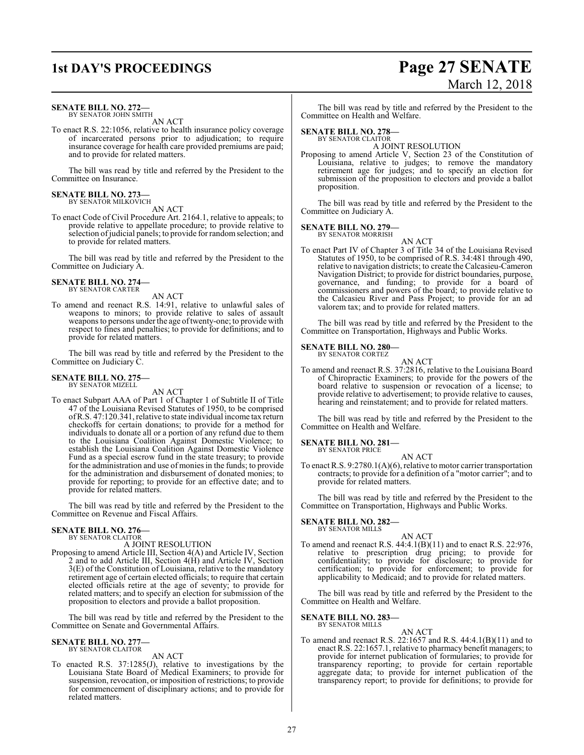**SENATE BILL NO. 272—**
BY SENATOR JOHN SMITH

AN ACT

To enact R.S. 22:1056, relative to health insurance policy coverage of incarcerated persons prior to adjudication; to require insurance coverage for health care provided premiums are paid; and to provide for related matters.

The bill was read by title and referred by the President to the Committee on Insurance.

**SENATE BILL NO. 273—**
BY SENATOR MILKOVICH

AN ACT

To enact Code of Civil Procedure Art. 2164.1, relative to appeals; to provide relative to appellate procedure; to provide relative to selection of judicial panels; to provide for random selection; and to provide for related matters.

The bill was read by title and referred by the President to the Committee on Judiciary A.

**SENATE BILL NO. 274—**
BY SENATOR CARTER

AN ACT

To amend and reenact R.S. 14:91, relative to unlawful sales of weapons to minors; to provide relative to sales of assault weapons to persons under the age of twenty-one; to provide with respect to fines and penalties; to provide for definitions; and to provide for related matters.

The bill was read by title and referred by the President to the Committee on Judiciary C.

**SENATE BILL NO. 275—**
BY SENATOR MIZELL

AN ACT

To enact Subpart AAA of Part 1 of Chapter 1 of Subtitle II of Title 47 of the Louisiana Revised Statutes of 1950, to be comprised of R.S. 47:120.341, relative to state individual income tax return checkoffs for certain donations; to provide for a method for individuals to donate all or a portion of any refund due to them to the Louisiana Coalition Against Domestic Violence; to establish the Louisiana Coalition Against Domestic Violence Fund as a special escrow fund in the state treasury; to provide for the administration and use of monies in the funds; to provide for the administration and disbursement of donated monies; to provide for reporting; to provide for an effective date; and to provide for related matters.

The bill was read by title and referred by the President to the Committee on Revenue and Fiscal Affairs.

**SENATE BILL NO. 276—**
BY SENATOR CLAITOR

A JOINT RESOLUTION

Proposing to amend Article III, Section 4(A) and Article IV, Section 2 and to add Article III, Section 4(H) and Article IV, Section 3(E) of the Constitution of Louisiana, relative to the mandatory retirement age of certain elected officials; to require that certain elected officials retire at the age of seventy; to provide for related matters; and to specify an election for submission of the proposition to electors and provide a ballot proposition.

The bill was read by title and referred by the President to the Committee on Senate and Governmental Affairs.

**SENATE BILL NO. 277—**
BY SENATOR CLAITOR

AN ACT

To enacted R.S. 37:1285(J), relative to investigations by the Louisiana State Board of Medical Examiners; to provide for suspension, revocation, or imposition of restrictions; to provide for commencement of disciplinary actions; and to provide for related matters.

The bill was read by title and referred by the President to the Committee on Health and Welfare.

**SENATE BILL NO. 278—**
BY SENATOR CLAITOR

A JOINT RESOLUTION

Proposing to amend Article V, Section 23 of the Constitution of Louisiana, relative to judges; to remove the mandatory retirement age for judges; and to specify an election for submission of the proposition to electors and provide a ballot proposition.

The bill was read by title and referred by the President to the Committee on Judiciary A.

**SENATE BILL NO. 279—**
BY SENATOR MORRISH

AN ACT

To enact Part IV of Chapter 3 of Title 34 of the Louisiana Revised Statutes of 1950, to be comprised of R.S. 34:481 through 490, relative to navigation districts; to create the Calcasieu-Cameron Navigation District; to provide for district boundaries, purpose, governance, and funding; to provide for a board of commissioners and powers of the board; to provide relative to the Calcasieu River and Pass Project; to provide for an ad valorem tax; and to provide for related matters.

The bill was read by title and referred by the President to the Committee on Transportation, Highways and Public Works.

**SENATE BILL NO. 280—**
BY SENATOR CORTEZ

AN ACT

To amend and reenact R.S. 37:2816, relative to the Louisiana Board of Chiropractic Examiners; to provide for the powers of the board relative to suspension or revocation of a license; to provide relative to advertisement; to provide relative to causes, hearing and reinstatement; and to provide for related matters.

The bill was read by title and referred by the President to the Committee on Health and Welfare.

**SENATE BILL NO. 281—**
BY SENATOR PRICE

AN ACT

To enact R.S. 9:2780.1(A)(6), relative to motor carrier transportation contracts; to provide for a definition of a "motor carrier"; and to provide for related matters.

The bill was read by title and referred by the President to the Committee on Transportation, Highways and Public Works.

**SENATE BILL NO. 282—**
BY SENATOR MILLS

AN ACT

To amend and reenact R.S. 44:4.1(B)(11) and to enact R.S. 22:976, relative to prescription drug pricing; to provide for confidentiality; to provide for disclosure; to provide for certification; to provide for enforcement; to provide for applicability to Medicaid; and to provide for related matters.

The bill was read by title and referred by the President to the Committee on Health and Welfare.

**SENATE BILL NO. 283—**
BY SENATOR MILLS

AN ACT

To amend and reenact R.S. 22:1657 and R.S. 44:4.1(B)(11) and to enact R.S. 22:1657.1, relative to pharmacy benefit managers; to provide for internet publication of formularies; to provide for transparency reporting; to provide for certain reportable aggregate data; to provide for internet publication of the transparency report; to provide for definitions; to provide for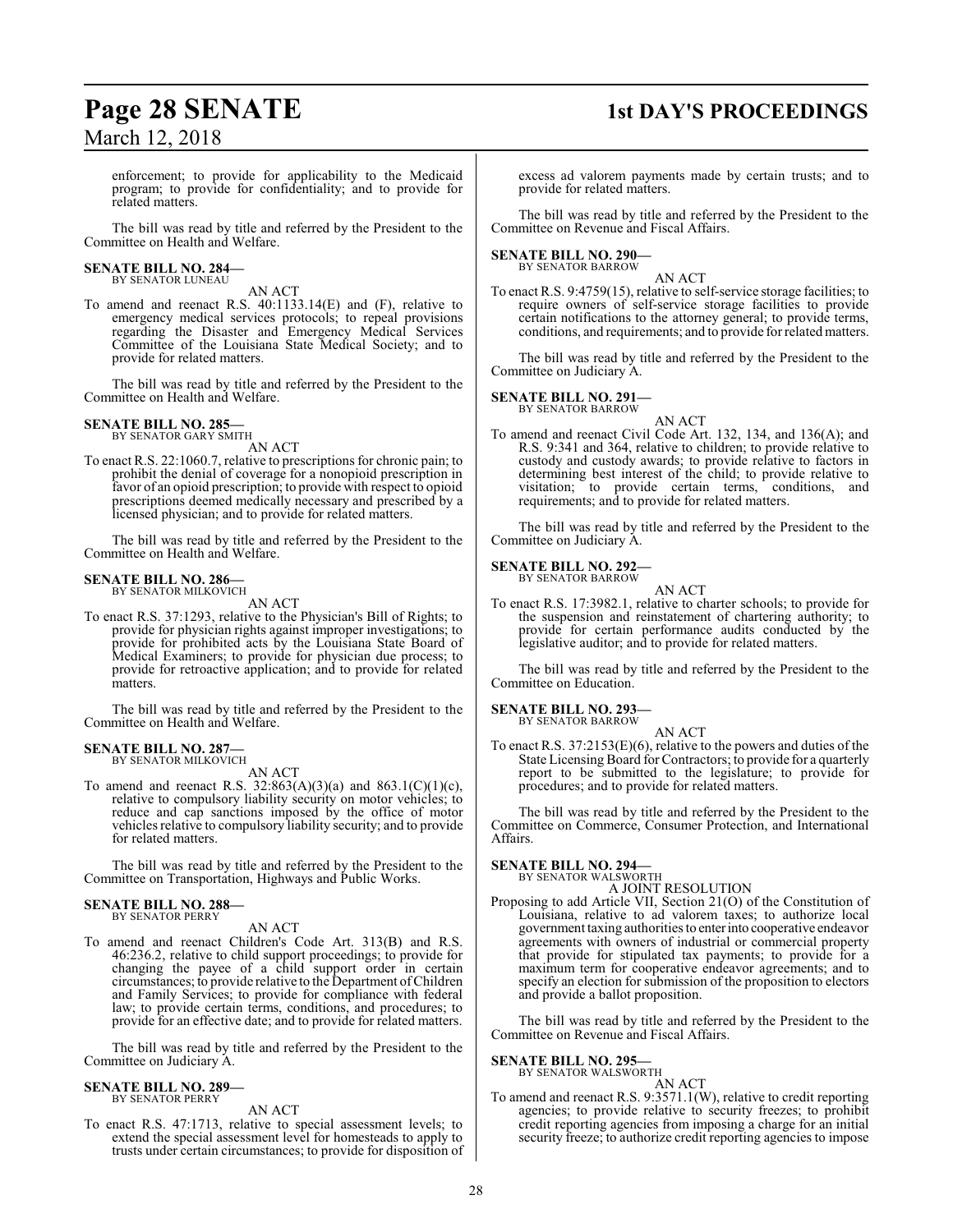enforcement; to provide for applicability to the Medicaid program; to provide for confidentiality; and to provide for related matters.

The bill was read by title and referred by the President to the Committee on Health and Welfare.

**SENATE BILL NO. 284—**
BY SENATOR LUNEAU

AN ACT

To amend and reenact R.S. 40:1133.14(E) and (F), relative to emergency medical services protocols; to repeal provisions regarding the Disaster and Emergency Medical Services Committee of the Louisiana State Medical Society; and to provide for related matters.

The bill was read by title and referred by the President to the Committee on Health and Welfare.

**SENATE BILL NO. 285—**
BY SENATOR GARY SMITH

AN ACT

To enact R.S. 22:1060.7, relative to prescriptions for chronic pain; to prohibit the denial of coverage for a nonopioid prescription in favor of an opioid prescription; to provide with respect to opioid prescriptions deemed medically necessary and prescribed by a licensed physician; and to provide for related matters.

The bill was read by title and referred by the President to the Committee on Health and Welfare.

**SENATE BILL NO. 286—**
BY SENATOR MILKOVICH

AN ACT

To enact R.S. 37:1293, relative to the Physician's Bill of Rights; to provide for physician rights against improper investigations; to provide for prohibited acts by the Louisiana State Board of Medical Examiners; to provide for physician due process; to provide for retroactive application; and to provide for related matters.

The bill was read by title and referred by the President to the Committee on Health and Welfare.

**SENATE BILL NO. 287—**
BY SENATOR MILKOVICH

AN ACT

To amend and reenact R.S. 32:863(A)(3)(a) and 863.1(C)(1)(c), relative to compulsory liability security on motor vehicles; to reduce and cap sanctions imposed by the office of motor vehicles relative to compulsory liability security; and to provide for related matters.

The bill was read by title and referred by the President to the Committee on Transportation, Highways and Public Works.

**SENATE BILL NO. 288—**
BY SENATOR PERRY

AN ACT

To amend and reenact Children's Code Art. 313(B) and R.S. 46:236.2, relative to child support proceedings; to provide for changing the payee of a child support order in certain circumstances; to provide relative to the Department of Children and Family Services; to provide for compliance with federal law; to provide certain terms, conditions, and procedures; to provide for an effective date; and to provide for related matters.

The bill was read by title and referred by the President to the Committee on Judiciary A.

**SENATE BILL NO. 289—**
BY SENATOR PERRY

AN ACT

To enact R.S. 47:1713, relative to special assessment levels; to extend the special assessment level for homesteads to apply to trusts under certain circumstances; to provide for disposition of excess ad valorem payments made by certain trusts; and to provide for related matters.

The bill was read by title and referred by the President to the Committee on Revenue and Fiscal Affairs.

**SENATE BILL NO. 290—**
BY SENATOR BARROW

AN ACT

To enact R.S. 9:4759(15), relative to self-service storage facilities; to require owners of self-service storage facilities to provide certain notifications to the attorney general; to provide terms, conditions, and requirements; and to provide for related matters.

The bill was read by title and referred by the President to the Committee on Judiciary A.

**SENATE BILL NO. 291—**
BY SENATOR BARROW

AN ACT

To amend and reenact Civil Code Art. 132, 134, and 136(A); and R.S. 9:341 and 364, relative to children; to provide relative to custody and custody awards; to provide relative to factors in determining best interest of the child; to provide relative to visitation; to provide certain terms, conditions, and requirements; and to provide for related matters.

The bill was read by title and referred by the President to the Committee on Judiciary A.

**SENATE BILL NO. 292—**
BY SENATOR BARROW

AN ACT

To enact R.S. 17:3982.1, relative to charter schools; to provide for the suspension and reinstatement of chartering authority; to provide for certain performance audits conducted by the legislative auditor; and to provide for related matters.

The bill was read by title and referred by the President to the Committee on Education.

**SENATE BILL NO. 293—**
BY SENATOR BARROW

AN ACT

To enact R.S. 37:2153(E)(6), relative to the powers and duties of the State Licensing Board for Contractors; to provide for a quarterly report to be submitted to the legislature; to provide for procedures; and to provide for related matters.

The bill was read by title and referred by the President to the Committee on Commerce, Consumer Protection, and International Affairs.

**SENATE BILL NO. 294—**
BY SENATOR WALSWORTH

A JOINT RESOLUTION

Proposing to add Article VII, Section 21(O) of the Constitution of Louisiana, relative to ad valorem taxes; to authorize local government taxing authorities to enter into cooperative endeavor agreements with owners of industrial or commercial property that provide for stipulated tax payments; to provide for a maximum term for cooperative endeavor agreements; and to specify an election for submission of the proposition to electors and provide a ballot proposition.

The bill was read by title and referred by the President to the Committee on Revenue and Fiscal Affairs.

**SENATE BILL NO. 295—**
BY SENATOR WALSWORTH

AN ACT

To amend and reenact R.S. 9:3571.1(W), relative to credit reporting agencies; to provide relative to security freezes; to prohibit credit reporting agencies from imposing a charge for an initial security freeze; to authorize credit reporting agencies to impose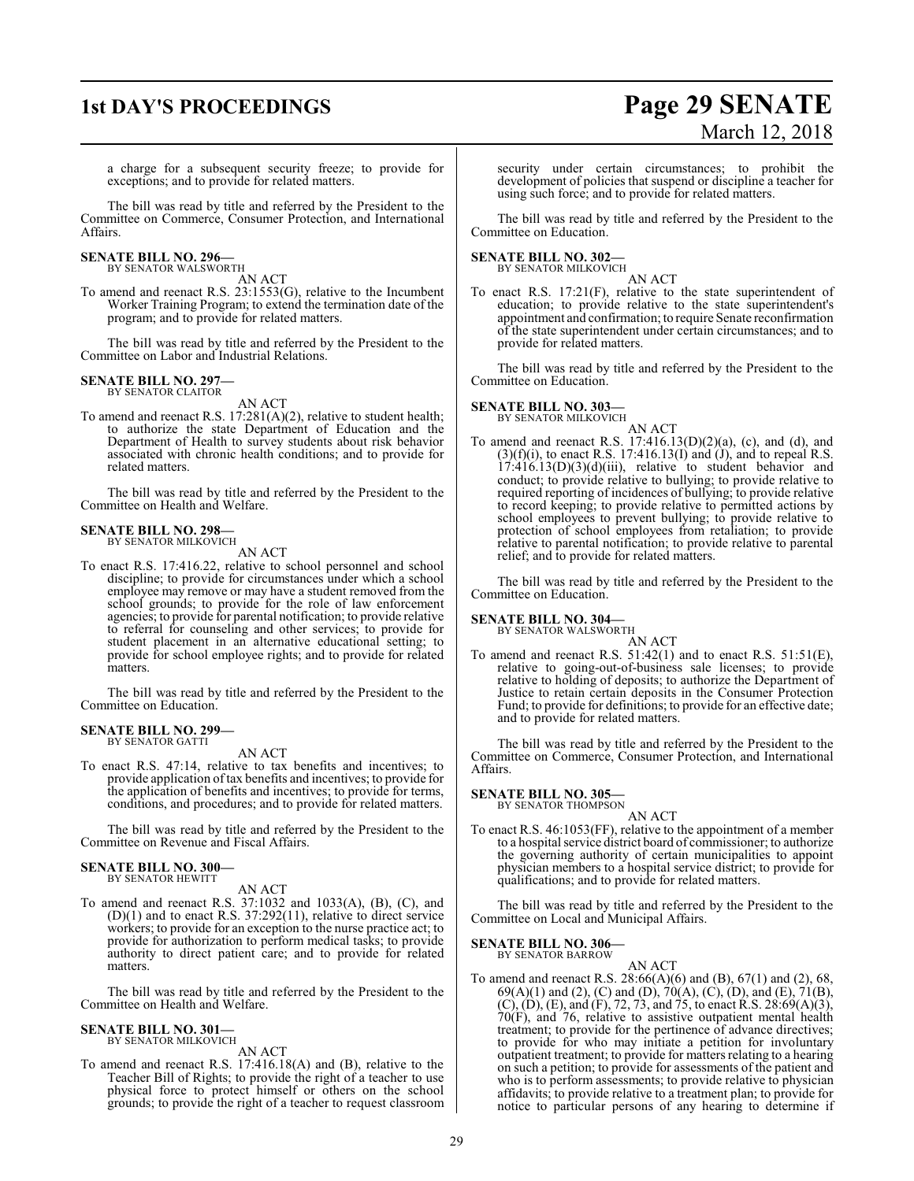a charge for a subsequent security freeze; to provide for exceptions; and to provide for related matters.

The bill was read by title and referred by the President to the Committee on Commerce, Consumer Protection, and International Affairs.

**SENATE BILL NO. 296—**
BY SENATOR WALSWORTH

AN ACT

To amend and reenact R.S. 23:1553(G), relative to the Incumbent Worker Training Program; to extend the termination date of the program; and to provide for related matters.

The bill was read by title and referred by the President to the Committee on Labor and Industrial Relations.

**SENATE BILL NO. 297—**
BY SENATOR CLAITOR

AN ACT

To amend and reenact R.S. 17:281(A)(2), relative to student health; to authorize the state Department of Education and the Department of Health to survey students about risk behavior associated with chronic health conditions; and to provide for related matters.

The bill was read by title and referred by the President to the Committee on Health and Welfare.

**SENATE BILL NO. 298—**
BY SENATOR MILKOVICH

AN ACT

To enact R.S. 17:416.22, relative to school personnel and school discipline; to provide for circumstances under which a school employee may remove or may have a student removed from the school grounds; to provide for the role of law enforcement agencies; to provide for parental notification; to provide relative to referral for counseling and other services; to provide for student placement in an alternative educational setting; to provide for school employee rights; and to provide for related matters.

The bill was read by title and referred by the President to the Committee on Education.

**SENATE BILL NO. 299—**
BY SENATOR GATTI

AN ACT

To enact R.S. 47:14, relative to tax benefits and incentives; to provide application of tax benefits and incentives; to provide for the application of benefits and incentives; to provide for terms, conditions, and procedures; and to provide for related matters.

The bill was read by title and referred by the President to the Committee on Revenue and Fiscal Affairs.

**SENATE BILL NO. 300—**
BY SENATOR HEWITT

AN ACT

To amend and reenact R.S. 37:1032 and 1033(A), (B), (C), and (D)(1) and to enact R.S. 37:292(11), relative to direct service workers; to provide for an exception to the nurse practice act; to provide for authorization to perform medical tasks; to provide authority to direct patient care; and to provide for related matters.

The bill was read by title and referred by the President to the Committee on Health and Welfare.

**SENATE BILL NO. 301—**
BY SENATOR MILKOVICH

AN ACT

To amend and reenact R.S. 17:416.18(A) and (B), relative to the Teacher Bill of Rights; to provide the right of a teacher to use physical force to protect himself or others on the school grounds; to provide the right of a teacher to request classroom security under certain circumstances; to prohibit the development of policies that suspend or discipline a teacher for using such force; and to provide for related matters.

The bill was read by title and referred by the President to the Committee on Education.

**SENATE BILL NO. 302—**
BY SENATOR MILKOVICH

AN ACT

To enact R.S. 17:21(F), relative to the state superintendent of education; to provide relative to the state superintendent's appointment and confirmation; to require Senate reconfirmation of the state superintendent under certain circumstances; and to provide for related matters.

The bill was read by title and referred by the President to the Committee on Education.

**SENATE BILL NO. 303—**
BY SENATOR MILKOVICH

AN ACT

To amend and reenact R.S. 17:416.13(D)(2)(a), (c), and (d), and (3)(f)(i), to enact R.S. 17:416.13(I) and (J), and to repeal R.S. 17:416.13(D)(3)(d)(iii), relative to student behavior and conduct; to provide relative to bullying; to provide relative to required reporting of incidences of bullying; to provide relative to record keeping; to provide relative to permitted actions by school employees to prevent bullying; to provide relative to protection of school employees from retaliation; to provide relative to parental notification; to provide relative to parental relief; and to provide for related matters.

The bill was read by title and referred by the President to the Committee on Education.

**SENATE BILL NO. 304—**
BY SENATOR WALSWORTH

AN ACT

To amend and reenact R.S. 51:42(1) and to enact R.S. 51:51(E), relative to going-out-of-business sale licenses; to provide relative to holding of deposits; to authorize the Department of Justice to retain certain deposits in the Consumer Protection Fund; to provide for definitions; to provide for an effective date; and to provide for related matters.

The bill was read by title and referred by the President to the Committee on Commerce, Consumer Protection, and International Affairs.

**SENATE BILL NO. 305—**
BY SENATOR THOMPSON

AN ACT

To enact R.S. 46:1053(FF), relative to the appointment of a member to a hospital service district board of commissioner; to authorize the governing authority of certain municipalities to appoint physician members to a hospital service district; to provide for qualifications; and to provide for related matters.

The bill was read by title and referred by the President to the Committee on Local and Municipal Affairs.

**SENATE BILL NO. 306—**
BY SENATOR BARROW

AN ACT

To amend and reenact R.S. 28:66(A)(6) and (B), 67(1) and (2), 68, 69(A)(1) and (2), (C) and (D), 70(A), (C), (D), and (E), 71(B), (C), (D), (E), and (F), 72, 73, and 75, to enact R.S. 28:69(A)(3), 70(F), and 76, relative to assistive outpatient mental health treatment; to provide for the pertinence of advance directives; to provide for who may initiate a petition for involuntary outpatient treatment; to provide for matters relating to a hearing on such a petition; to provide for assessments of the patient and who is to perform assessments; to provide relative to physician affidavits; to provide relative to a treatment plan; to provide for notice to particular persons of any hearing to determine if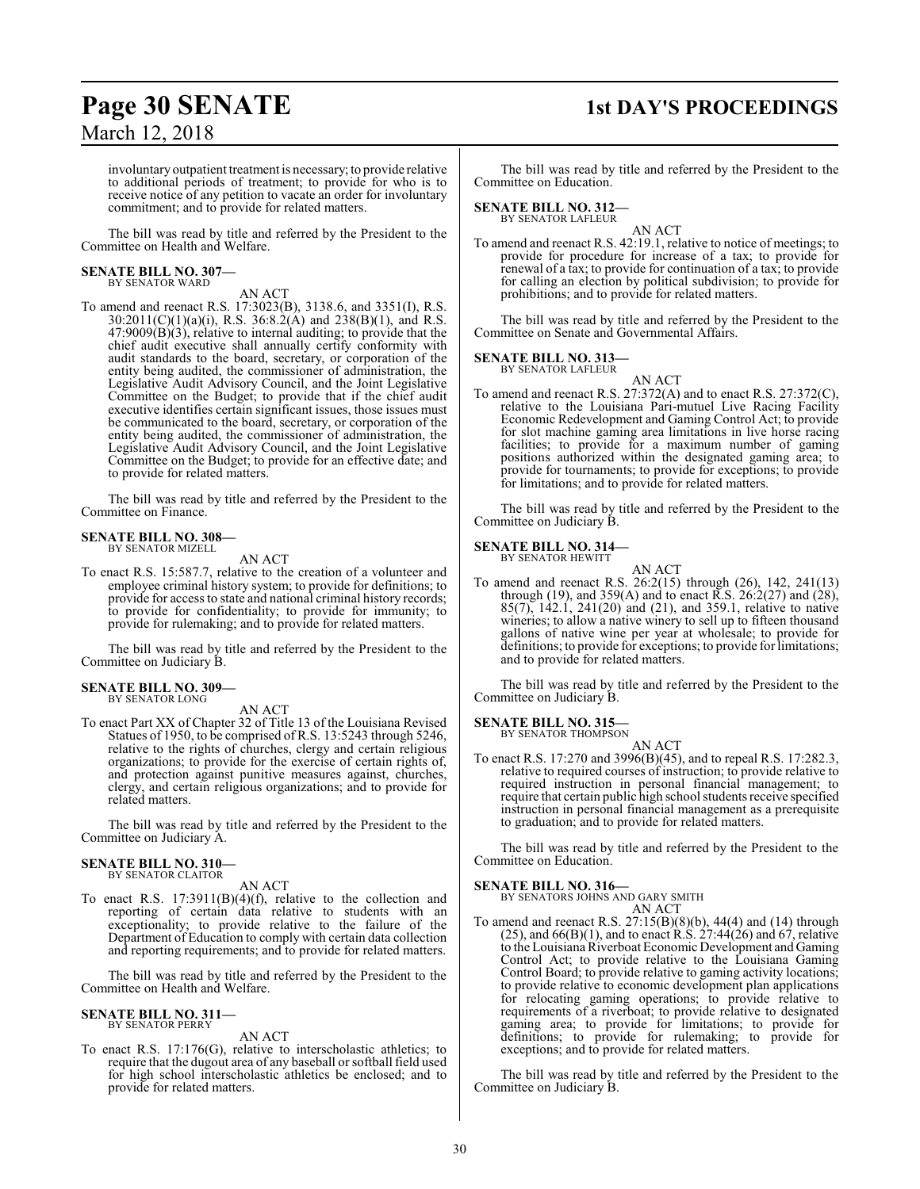involuntary outpatient treatment is necessary; to provide relative to additional periods of treatment; to provide for who is to receive notice of any petition to vacate an order for involuntary commitment; and to provide for related matters.

The bill was read by title and referred by the President to the Committee on Health and Welfare.

**SENATE BILL NO. 307—**
BY SENATOR WARD

AN ACT

To amend and reenact R.S. 17:3023(B), 3138.6, and 3351(I), R.S. 30:2011(C)(1)(a)(i), R.S. 36:8.2(A) and 238(B)(1), and R.S. 47:9009(B)(3), relative to internal auditing; to provide that the chief audit executive shall annually certify conformity with audit standards to the board, secretary, or corporation of the entity being audited, the commissioner of administration, the Legislative Audit Advisory Council, and the Joint Legislative Committee on the Budget; to provide that if the chief audit executive identifies certain significant issues, those issues must be communicated to the board, secretary, or corporation of the entity being audited, the commissioner of administration, the Legislative Audit Advisory Council, and the Joint Legislative Committee on the Budget; to provide for an effective date; and to provide for related matters.

The bill was read by title and referred by the President to the Committee on Finance.

**SENATE BILL NO. 308—**
BY SENATOR MIZELL

AN ACT

To enact R.S. 15:587.7, relative to the creation of a volunteer and employee criminal history system; to provide for definitions; to provide for access to state and national criminal history records; to provide for confidentiality; to provide for immunity; to provide for rulemaking; and to provide for related matters.

The bill was read by title and referred by the President to the Committee on Judiciary B.

**SENATE BILL NO. 309—**
BY SENATOR LONG

AN ACT

To enact Part XX of Chapter 32 of Title 13 of the Louisiana Revised Statues of 1950, to be comprised of R.S. 13:5243 through 5246, relative to the rights of churches, clergy and certain religious organizations; to provide for the exercise of certain rights of, and protection against punitive measures against, churches, clergy, and certain religious organizations; and to provide for related matters.

The bill was read by title and referred by the President to the Committee on Judiciary A.

**SENATE BILL NO. 310—**
BY SENATOR CLAITOR

AN ACT

To enact R.S. 17:3911(B)(4)(f), relative to the collection and reporting of certain data relative to students with an exceptionality; to provide relative to the failure of the Department of Education to comply with certain data collection and reporting requirements; and to provide for related matters.

The bill was read by title and referred by the President to the Committee on Health and Welfare.

**SENATE BILL NO. 311—**
BY SENATOR PERRY

AN ACT

To enact R.S. 17:176(G), relative to interscholastic athletics; to require that the dugout area of any baseball or softball field used for high school interscholastic athletics be enclosed; and to provide for related matters.

The bill was read by title and referred by the President to the Committee on Education.

**SENATE BILL NO. 312—**
BY SENATOR LAFLEUR

AN ACT

To amend and reenact R.S. 42:19.1, relative to notice of meetings; to provide for procedure for increase of a tax; to provide for renewal of a tax; to provide for continuation of a tax; to provide for calling an election by political subdivision; to provide for prohibitions; and to provide for related matters.

The bill was read by title and referred by the President to the Committee on Senate and Governmental Affairs.

**SENATE BILL NO. 313—**
BY SENATOR LAFLEUR

AN ACT

To amend and reenact R.S. 27:372(A) and to enact R.S. 27:372(C), relative to the Louisiana Pari-mutuel Live Racing Facility Economic Redevelopment and Gaming Control Act; to provide for slot machine gaming area limitations in live horse racing facilities; to provide for a maximum number of gaming positions authorized within the designated gaming area; to provide for tournaments; to provide for exceptions; to provide for limitations; and to provide for related matters.

The bill was read by title and referred by the President to the Committee on Judiciary B.

**SENATE BILL NO. 314—**
BY SENATOR HEWITT

AN ACT

To amend and reenact R.S. 26:2(15) through (26), 142, 241(13) through (19), and 359(A) and to enact R.S. 26:2(27) and (28), 85(7), 142.1, 241(20) and (21), and 359.1, relative to native wineries; to allow a native winery to sell up to fifteen thousand gallons of native wine per year at wholesale; to provide for definitions; to provide for exceptions; to provide for limitations; and to provide for related matters.

The bill was read by title and referred by the President to the Committee on Judiciary B.

**SENATE BILL NO. 315—**
BY SENATOR THOMPSON

AN ACT

To enact R.S. 17:270 and 3996(B)(45), and to repeal R.S. 17:282.3, relative to required courses of instruction; to provide relative to required instruction in personal financial management; to require that certain public high school students receive specified instruction in personal financial management as a prerequisite to graduation; and to provide for related matters.

The bill was read by title and referred by the President to the Committee on Education.

**SENATE BILL NO. 316—**
BY SENATORS JOHNS AND GARY SMITH

AN ACT

To amend and reenact R.S. 27:15(B)(8)(b), 44(4) and (14) through (25), and 66(B)(1), and to enact R.S. 27:44(26) and 67, relative to the Louisiana Riverboat Economic Development and Gaming Control Act; to provide relative to the Louisiana Gaming Control Board; to provide relative to gaming activity locations; to provide relative to economic development plan applications for relocating gaming operations; to provide relative to requirements of a riverboat; to provide relative to designated gaming area; to provide for limitations; to provide for definitions; to provide for rulemaking; to provide for exceptions; and to provide for related matters.

The bill was read by title and referred by the President to the Committee on Judiciary B.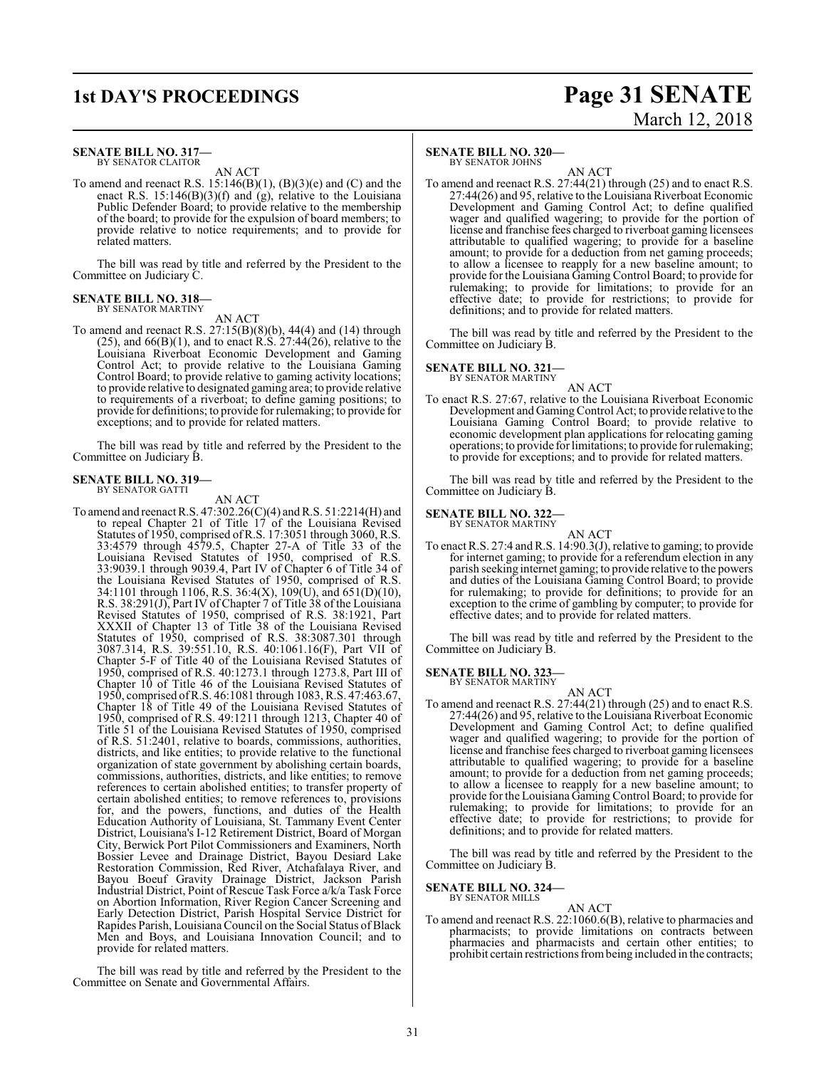**SENATE BILL NO. 317—**
BY SENATOR CLAITOR

AN ACT

To amend and reenact R.S. 15:146(B)(1), (B)(3)(e) and (C) and the enact R.S. 15:146(B)(3)(f) and (g), relative to the Louisiana Public Defender Board; to provide relative to the membership of the board; to provide for the expulsion of board members; to provide relative to notice requirements; and to provide for related matters.

The bill was read by title and referred by the President to the Committee on Judiciary C.

**SENATE BILL NO. 318—**
BY SENATOR MARTINY

AN ACT

To amend and reenact R.S. 27:15(B)(8)(b), 44(4) and (14) through (25), and 66(B)(1), and to enact R.S. 27:44(26), relative to the Louisiana Riverboat Economic Development and Gaming Control Act; to provide relative to the Louisiana Gaming Control Board; to provide relative to gaming activity locations; to provide relative to designated gaming area; to provide relative to requirements of a riverboat; to define gaming positions; to provide for definitions; to provide for rulemaking; to provide for exceptions; and to provide for related matters.

The bill was read by title and referred by the President to the Committee on Judiciary B.

**SENATE BILL NO. 319—**
BY SENATOR GATTI

AN ACT

To amend and reenact R.S. 47:302.26(C)(4) and R.S. 51:2214(H) and to repeal Chapter 21 of Title 17 of the Louisiana Revised Statutes of 1950, comprised of R.S. 17:3051 through 3060, R.S. 33:4579 through 4579.5, Chapter 27-A of Title 33 of the Louisiana Revised Statutes of 1950, comprised of R.S. 33:9039.1 through 9039.4, Part IV of Chapter 6 of Title 34 of the Louisiana Revised Statutes of 1950, comprised of R.S. 34:1101 through 1106, R.S. 36:4(X), 109(U), and 651(D)(10), R.S. 38:291(J), Part IV of Chapter 7 of Title 38 of the Louisiana Revised Statutes of 1950, comprised of R.S. 38:1921, Part XXXII of Chapter 13 of Title 38 of the Louisiana Revised Statutes of 1950, comprised of R.S. 38:3087.301 through 3087.314, R.S. 39:551.10, R.S. 40:1061.16(F), Part VII of Chapter 5-F of Title 40 of the Louisiana Revised Statutes of 1950, comprised of R.S. 40:1273.1 through 1273.8, Part III of Chapter 10 of Title 46 of the Louisiana Revised Statutes of 1950, comprised of R.S. 46:1081 through 1083, R.S. 47:463.67, Chapter 18 of Title 49 of the Louisiana Revised Statutes of 1950, comprised of R.S. 49:1211 through 1213, Chapter 40 of Title 51 of the Louisiana Revised Statutes of 1950, comprised of R.S. 51:2401, relative to boards, commissions, authorities, districts, and like entities; to provide relative to the functional organization of state government by abolishing certain boards, commissions, authorities, districts, and like entities; to remove references to certain abolished entities; to transfer property of certain abolished entities; to remove references to, provisions for, and the powers, functions, and duties of the Health Education Authority of Louisiana, St. Tammany Event Center District, Louisiana's I-12 Retirement District, Board of Morgan City, Berwick Port Pilot Commissioners and Examiners, North Bossier Levee and Drainage District, Bayou Desiard Lake Restoration Commission, Red River, Atchafalaya River, and Bayou Boeuf Gravity Drainage District, Jackson Parish Industrial District, Point of Rescue Task Force a/k/a Task Force on Abortion Information, River Region Cancer Screening and Early Detection District, Parish Hospital Service District for Rapides Parish, Louisiana Council on the Social Status of Black Men and Boys, and Louisiana Innovation Council; and to provide for related matters.

The bill was read by title and referred by the President to the Committee on Senate and Governmental Affairs.

**SENATE BILL NO. 320—**
BY SENATOR JOHNS

AN ACT

To amend and reenact R.S. 27:44(21) through (25) and to enact R.S. 27:44(26) and 95, relative to the Louisiana Riverboat Economic Development and Gaming Control Act; to define qualified wager and qualified wagering; to provide for the portion of license and franchise fees charged to riverboat gaming licensees attributable to qualified wagering; to provide for a baseline amount; to provide for a deduction from net gaming proceeds; to allow a licensee to reapply for a new baseline amount; to provide for the Louisiana Gaming Control Board; to provide for rulemaking; to provide for limitations; to provide for an effective date; to provide for restrictions; to provide for definitions; and to provide for related matters.

The bill was read by title and referred by the President to the Committee on Judiciary B.

**SENATE BILL NO. 321—**
BY SENATOR MARTINY

AN ACT

To enact R.S. 27:67, relative to the Louisiana Riverboat Economic Development and Gaming Control Act; to provide relative to the Louisiana Gaming Control Board; to provide relative to economic development plan applications for relocating gaming operations; to provide for limitations; to provide for rulemaking; to provide for exceptions; and to provide for related matters.

The bill was read by title and referred by the President to the Committee on Judiciary B.

**SENATE BILL NO. 322—**
BY SENATOR MARTINY

AN ACT

To enact R.S. 27:4 and R.S. 14:90.3(J), relative to gaming; to provide for internet gaming; to provide for a referendum election in any parish seeking internet gaming; to provide relative to the powers and duties of the Louisiana Gaming Control Board; to provide for rulemaking; to provide for definitions; to provide for an exception to the crime of gambling by computer; to provide for effective dates; and to provide for related matters.

The bill was read by title and referred by the President to the Committee on Judiciary B.

**SENATE BILL NO. 323—**
BY SENATOR MARTINY

AN ACT

To amend and reenact R.S. 27:44(21) through (25) and to enact R.S. 27:44(26) and 95, relative to the Louisiana Riverboat Economic Development and Gaming Control Act; to define qualified wager and qualified wagering; to provide for the portion of license and franchise fees charged to riverboat gaming licensees attributable to qualified wagering; to provide for a baseline amount; to provide for a deduction from net gaming proceeds; to allow a licensee to reapply for a new baseline amount; to provide for the Louisiana Gaming Control Board; to provide for rulemaking; to provide for limitations; to provide for an effective date; to provide for restrictions; to provide for definitions; and to provide for related matters.

The bill was read by title and referred by the President to the Committee on Judiciary B.

**SENATE BILL NO. 324—**
BY SENATOR MILLS

AN ACT

To amend and reenact R.S. 22:1060.6(B), relative to pharmacies and pharmacists; to provide limitations on contracts between pharmacies and pharmacists and certain other entities; to prohibit certain restrictions from being included in the contracts;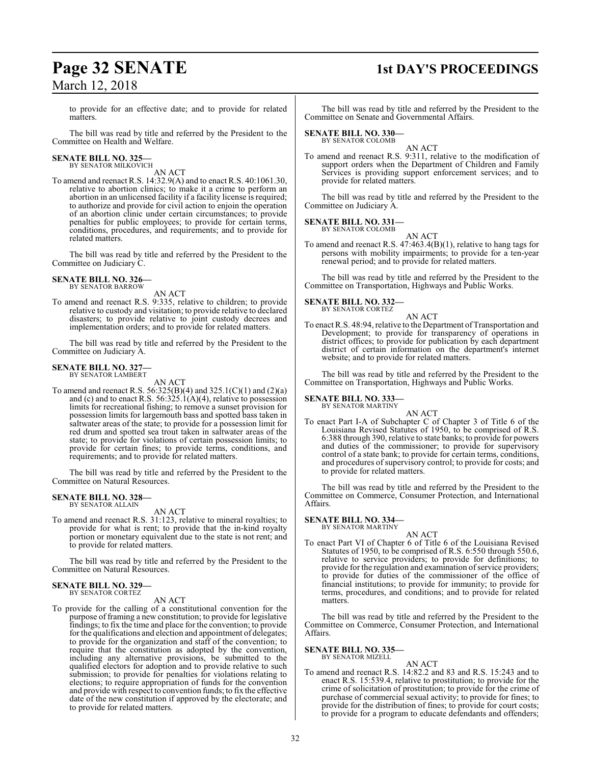to provide for an effective date; and to provide for related matters.

The bill was read by title and referred by the President to the Committee on Health and Welfare.

**SENATE BILL NO. 325—**
BY SENATOR MILKOVICH

AN ACT

To amend and reenact R.S. 14:32.9(A) and to enact R.S. 40:1061.30, relative to abortion clinics; to make it a crime to perform an abortion in an unlicensed facility if a facility license is required; to authorize and provide for civil action to enjoin the operation of an abortion clinic under certain circumstances; to provide penalties for public employees; to provide for certain terms, conditions, procedures, and requirements; and to provide for related matters.

The bill was read by title and referred by the President to the Committee on Judiciary C.

**SENATE BILL NO. 326—**
BY SENATOR BARROW

AN ACT

To amend and reenact R.S. 9:335, relative to children; to provide relative to custody and visitation; to provide relative to declared disasters; to provide relative to joint custody decrees and implementation orders; and to provide for related matters.

The bill was read by title and referred by the President to the Committee on Judiciary A.

**SENATE BILL NO. 327—**
BY SENATOR LAMBERT

AN ACT

To amend and reenact R.S. 56:325(B)(4) and 325.1(C)(1) and (2)(a) and (c) and to enact R.S. 56:325.1(A)(4), relative to possession limits for recreational fishing; to remove a sunset provision for possession limits for largemouth bass and spotted bass taken in saltwater areas of the state; to provide for a possession limit for red drum and spotted sea trout taken in saltwater areas of the state; to provide for violations of certain possession limits; to provide for certain fines; to provide terms, conditions, and requirements; and to provide for related matters.

The bill was read by title and referred by the President to the Committee on Natural Resources.

**SENATE BILL NO. 328—**
BY SENATOR ALLAIN

AN ACT

To amend and reenact R.S. 31:123, relative to mineral royalties; to provide for what is rent; to provide that the in-kind royalty portion or monetary equivalent due to the state is not rent; and to provide for related matters.

The bill was read by title and referred by the President to the Committee on Natural Resources.

**SENATE BILL NO. 329—**
BY SENATOR CORTEZ

AN ACT

To provide for the calling of a constitutional convention for the purpose of framing a new constitution; to provide for legislative findings; to fix the time and place for the convention; to provide for the qualifications and election and appointment of delegates; to provide for the organization and staff of the convention; to require that the constitution as adopted by the convention, including any alternative provisions, be submitted to the qualified electors for adoption and to provide relative to such submission; to provide for penalties for violations relating to elections; to require appropriation of funds for the convention and provide with respect to convention funds; to fix the effective date of the new constitution if approved by the electorate; and to provide for related matters.

The bill was read by title and referred by the President to the Committee on Senate and Governmental Affairs.

**SENATE BILL NO. 330—**
BY SENATOR COLOMB

AN ACT

To amend and reenact R.S. 9:311, relative to the modification of support orders when the Department of Children and Family Services is providing support enforcement services; and to provide for related matters.

The bill was read by title and referred by the President to the Committee on Judiciary A.

**SENATE BILL NO. 331—**
BY SENATOR COLOMB

AN ACT

To amend and reenact R.S. 47:463.4(B)(1), relative to hang tags for persons with mobility impairments; to provide for a ten-year renewal period; and to provide for related matters.

The bill was read by title and referred by the President to the Committee on Transportation, Highways and Public Works.

**SENATE BILL NO. 332—**
BY SENATOR CORTEZ

AN ACT

To enact R.S. 48:94, relative to the Department of Transportation and Development; to provide for transparency of operations in district offices; to provide for publication by each department district of certain information on the department's internet website; and to provide for related matters.

The bill was read by title and referred by the President to the Committee on Transportation, Highways and Public Works.

**SENATE BILL NO. 333—**
BY SENATOR MARTINY

AN ACT

To enact Part I-A of Subchapter C of Chapter 3 of Title 6 of the Louisiana Revised Statutes of 1950, to be comprised of R.S. 6:388 through 390, relative to state banks; to provide for powers and duties of the commissioner; to provide for supervisory control of a state bank; to provide for certain terms, conditions, and procedures of supervisory control; to provide for costs; and to provide for related matters.

The bill was read by title and referred by the President to the Committee on Commerce, Consumer Protection, and International Affairs.

**SENATE BILL NO. 334—**
BY SENATOR MARTINY

AN ACT

To enact Part VI of Chapter 6 of Title 6 of the Louisiana Revised Statutes of 1950, to be comprised of R.S. 6:550 through 550.6, relative to service providers; to provide for definitions; to provide for the regulation and examination of service providers; to provide for duties of the commissioner of the office of financial institutions; to provide for immunity; to provide for terms, procedures, and conditions; and to provide for related matters.

The bill was read by title and referred by the President to the Committee on Commerce, Consumer Protection, and International Affairs.

**SENATE BILL NO. 335—**
BY SENATOR MIZELL

AN ACT

To amend and reenact R.S. 14:82.2 and 83 and R.S. 15:243 and to enact R.S. 15:539.4, relative to prostitution; to provide for the crime of solicitation of prostitution; to provide for the crime of purchase of commercial sexual activity; to provide for fines; to provide for the distribution of fines; to provide for court costs; to provide for a program to educate defendants and offenders;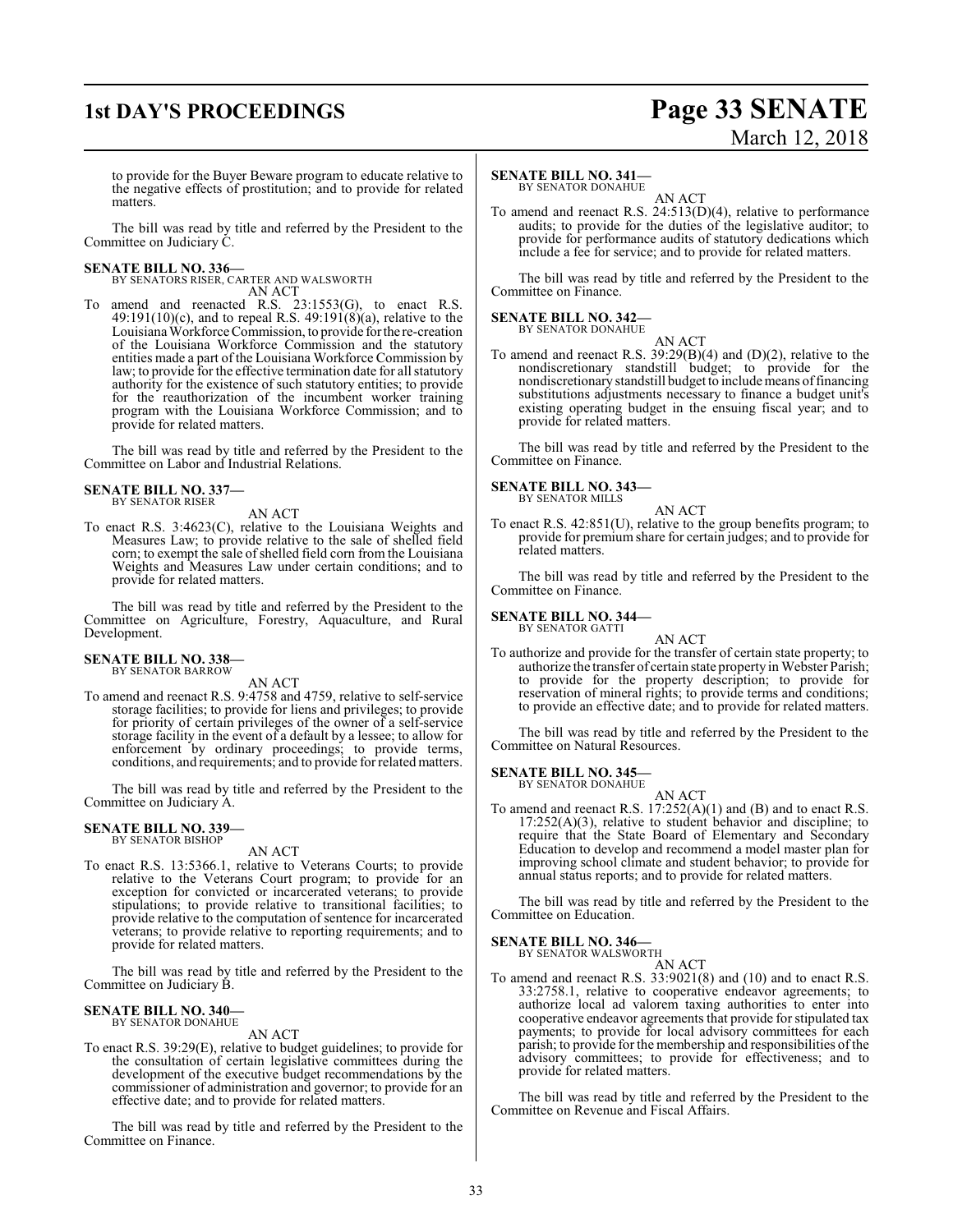to provide for the Buyer Beware program to educate relative to the negative effects of prostitution; and to provide for related matters.

The bill was read by title and referred by the President to the Committee on Judiciary C.

**SENATE BILL NO. 336—**
BY SENATORS RISER, CARTER AND WALSWORTH

AN ACT

To amend and reenacted R.S. 23:1553(G), to enact R.S. 49:191(10)(c), and to repeal R.S. 49:191(8)(a), relative to the Louisiana Workforce Commission, to provide for the re-creation of the Louisiana Workforce Commission and the statutory entities made a part of the Louisiana Workforce Commission by law; to provide for the effective termination date for all statutory authority for the existence of such statutory entities; to provide for the reauthorization of the incumbent worker training program with the Louisiana Workforce Commission; and to provide for related matters.

The bill was read by title and referred by the President to the Committee on Labor and Industrial Relations.

**SENATE BILL NO. 337—**
BY SENATOR RISER

AN ACT

To enact R.S. 3:4623(C), relative to the Louisiana Weights and Measures Law; to provide relative to the sale of shelled field corn; to exempt the sale of shelled field corn from the Louisiana Weights and Measures Law under certain conditions; and to provide for related matters.

The bill was read by title and referred by the President to the Committee on Agriculture, Forestry, Aquaculture, and Rural Development.

**SENATE BILL NO. 338—**
BY SENATOR BARROW

AN ACT

To amend and reenact R.S. 9:4758 and 4759, relative to self-service storage facilities; to provide for liens and privileges; to provide for priority of certain privileges of the owner of a self-service storage facility in the event of a default by a lessee; to allow for enforcement by ordinary proceedings; to provide terms, conditions, and requirements; and to provide for related matters.

The bill was read by title and referred by the President to the Committee on Judiciary A.

**SENATE BILL NO. 339—**
BY SENATOR BISHOP

AN ACT

To enact R.S. 13:5366.1, relative to Veterans Courts; to provide relative to the Veterans Court program; to provide for an exception for convicted or incarcerated veterans; to provide stipulations; to provide relative to transitional facilities; to provide relative to the computation of sentence for incarcerated veterans; to provide relative to reporting requirements; and to provide for related matters.

The bill was read by title and referred by the President to the Committee on Judiciary B.

**SENATE BILL NO. 340—**
BY SENATOR DONAHUE

AN ACT

To enact R.S. 39:29(E), relative to budget guidelines; to provide for the consultation of certain legislative committees during the development of the executive budget recommendations by the commissioner of administration and governor; to provide for an effective date; and to provide for related matters.

The bill was read by title and referred by the President to the Committee on Finance.

**SENATE BILL NO. 341—**
BY SENATOR DONAHUE

AN ACT

To amend and reenact R.S. 24:513(D)(4), relative to performance audits; to provide for the duties of the legislative auditor; to provide for performance audits of statutory dedications which include a fee for service; and to provide for related matters.

The bill was read by title and referred by the President to the Committee on Finance.

**SENATE BILL NO. 342—**
BY SENATOR DONAHUE

AN ACT

To amend and reenact R.S. 39:29(B)(4) and (D)(2), relative to the nondiscretionary standstill budget; to provide for the nondiscretionary standstill budget to include means of financing substitutions adjustments necessary to finance a budget unit's existing operating budget in the ensuing fiscal year; and to provide for related matters.

The bill was read by title and referred by the President to the Committee on Finance.

**SENATE BILL NO. 343—**
BY SENATOR MILLS

AN ACT

To enact R.S. 42:851(U), relative to the group benefits program; to provide for premium share for certain judges; and to provide for related matters.

The bill was read by title and referred by the President to the Committee on Finance.

**SENATE BILL NO. 344—**
BY SENATOR GATTI

AN ACT

To authorize and provide for the transfer of certain state property; to authorize the transfer of certain state property in Webster Parish; to provide for the property description; to provide for reservation of mineral rights; to provide terms and conditions; to provide an effective date; and to provide for related matters.

The bill was read by title and referred by the President to the Committee on Natural Resources.

**SENATE BILL NO. 345—**
BY SENATOR DONAHUE

AN ACT

To amend and reenact R.S. 17:252(A)(1) and (B) and to enact R.S. 17:252(A)(3), relative to student behavior and discipline; to require that the State Board of Elementary and Secondary Education to develop and recommend a model master plan for improving school climate and student behavior; to provide for annual status reports; and to provide for related matters.

The bill was read by title and referred by the President to the Committee on Education.

**SENATE BILL NO. 346—**
BY SENATOR WALSWORTH

AN ACT

To amend and reenact R.S. 33:9021(8) and (10) and to enact R.S. 33:2758.1, relative to cooperative endeavor agreements; to authorize local ad valorem taxing authorities to enter into cooperative endeavor agreements that provide for stipulated tax payments; to provide for local advisory committees for each parish; to provide for the membership and responsibilities of the advisory committees; to provide for effectiveness; and to provide for related matters.

The bill was read by title and referred by the President to the Committee on Revenue and Fiscal Affairs.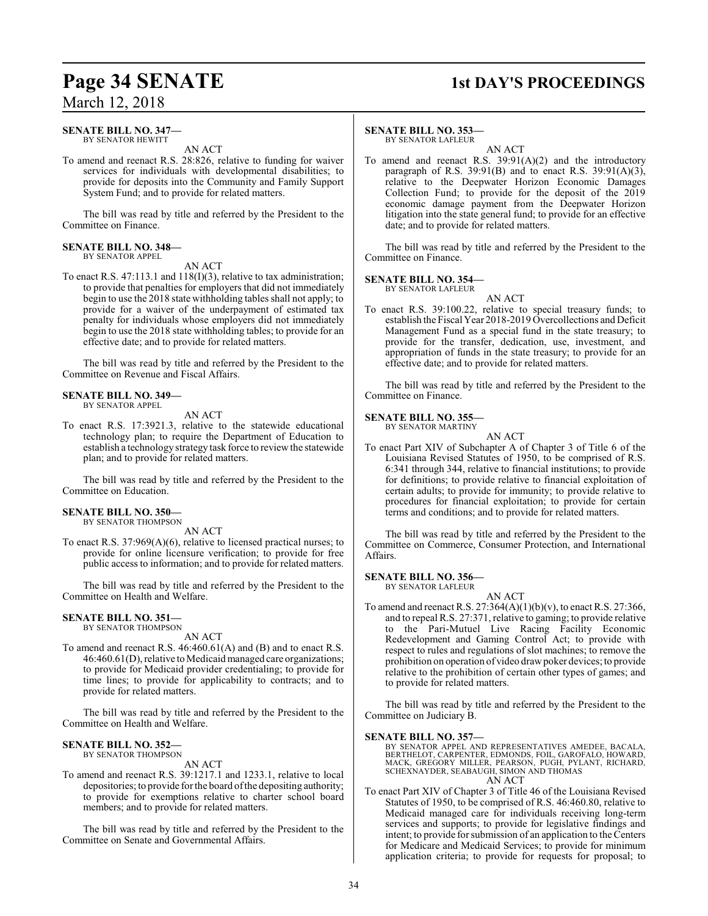**SENATE BILL NO. 347—**
BY SENATOR HEWITT

AN ACT

To amend and reenact R.S. 28:826, relative to funding for waiver services for individuals with developmental disabilities; to provide for deposits into the Community and Family Support System Fund; and to provide for related matters.

The bill was read by title and referred by the President to the Committee on Finance.

**SENATE BILL NO. 348—**
BY SENATOR APPEL

AN ACT

To enact R.S. 47:113.1 and 118(I)(3), relative to tax administration; to provide that penalties for employers that did not immediately begin to use the 2018 state withholding tables shall not apply; to provide for a waiver of the underpayment of estimated tax penalty for individuals whose employers did not immediately begin to use the 2018 state withholding tables; to provide for an effective date; and to provide for related matters.

The bill was read by title and referred by the President to the Committee on Revenue and Fiscal Affairs.

**SENATE BILL NO. 349—**
BY SENATOR APPEL

AN ACT

To enact R.S. 17:3921.3, relative to the statewide educational technology plan; to require the Department of Education to establish a technology strategy task force to review the statewide plan; and to provide for related matters.

The bill was read by title and referred by the President to the Committee on Education.

**SENATE BILL NO. 350—**
BY SENATOR THOMPSON

AN ACT

To enact R.S. 37:969(A)(6), relative to licensed practical nurses; to provide for online licensure verification; to provide for free public access to information; and to provide for related matters.

The bill was read by title and referred by the President to the Committee on Health and Welfare.

**SENATE BILL NO. 351—**
BY SENATOR THOMPSON

AN ACT

To amend and reenact R.S. 46:460.61(A) and (B) and to enact R.S. 46:460.61(D), relative to Medicaid managed care organizations; to provide for Medicaid provider credentialing; to provide for time lines; to provide for applicability to contracts; and to provide for related matters.

The bill was read by title and referred by the President to the Committee on Health and Welfare.

**SENATE BILL NO. 352—**
BY SENATOR THOMPSON

AN ACT

To amend and reenact R.S. 39:1217.1 and 1233.1, relative to local depositories; to provide for the board of the depositing authority; to provide for exemptions relative to charter school board members; and to provide for related matters.

The bill was read by title and referred by the President to the Committee on Senate and Governmental Affairs.

**SENATE BILL NO. 353—**
BY SENATOR LAFLEUR

AN ACT

To amend and reenact R.S. 39:91(A)(2) and the introductory paragraph of R.S. 39:91(B) and to enact R.S. 39:91(A)(3), relative to the Deepwater Horizon Economic Damages Collection Fund; to provide for the deposit of the 2019 economic damage payment from the Deepwater Horizon litigation into the state general fund; to provide for an effective date; and to provide for related matters.

The bill was read by title and referred by the President to the Committee on Finance.

**SENATE BILL NO. 354—**
BY SENATOR LAFLEUR

AN ACT

To enact R.S. 39:100.22, relative to special treasury funds; to establish the Fiscal Year 2018-2019 Overcollections and Deficit Management Fund as a special fund in the state treasury; to provide for the transfer, dedication, use, investment, and appropriation of funds in the state treasury; to provide for an effective date; and to provide for related matters.

The bill was read by title and referred by the President to the Committee on Finance.

**SENATE BILL NO. 355—**
BY SENATOR MARTINY

AN ACT

To enact Part XIV of Subchapter A of Chapter 3 of Title 6 of the Louisiana Revised Statutes of 1950, to be comprised of R.S. 6:341 through 344, relative to financial institutions; to provide for definitions; to provide relative to financial exploitation of certain adults; to provide for immunity; to provide relative to procedures for financial exploitation; to provide for certain terms and conditions; and to provide for related matters.

The bill was read by title and referred by the President to the Committee on Commerce, Consumer Protection, and International Affairs.

**SENATE BILL NO. 356—**
BY SENATOR LAFLEUR

AN ACT

To amend and reenact R.S. 27:364(A)(1)(b)(v), to enact R.S. 27:366, and to repeal R.S. 27:371, relative to gaming; to provide relative to the Pari-Mutuel Live Racing Facility Economic Redevelopment and Gaming Control Act; to provide with respect to rules and regulations of slot machines; to remove the prohibition on operation of video draw poker devices; to provide relative to the prohibition of certain other types of games; and to provide for related matters.

The bill was read by title and referred by the President to the Committee on Judiciary B.

**SENATE BILL NO. 357—**
BY SENATOR APPEL AND REPRESENTATIVES AMEDEE, BACALA, BERTHELOT, CARPENTER, EDMONDS, FOIL, GAROFALO, HOWARD, MACK, GREGORY MILLER, PEARSON, PUGH, PYLANT, RICHARD, SCHEXNAYDER, SEABAUGH, SIMON AND THOMAS

AN ACT

To enact Part XIV of Chapter 3 of Title 46 of the Louisiana Revised Statutes of 1950, to be comprised of R.S. 46:460.80, relative to Medicaid managed care for individuals receiving long-term services and supports; to provide for legislative findings and intent; to provide for submission of an application to the Centers for Medicare and Medicaid Services; to provide for minimum application criteria; to provide for requests for proposal; to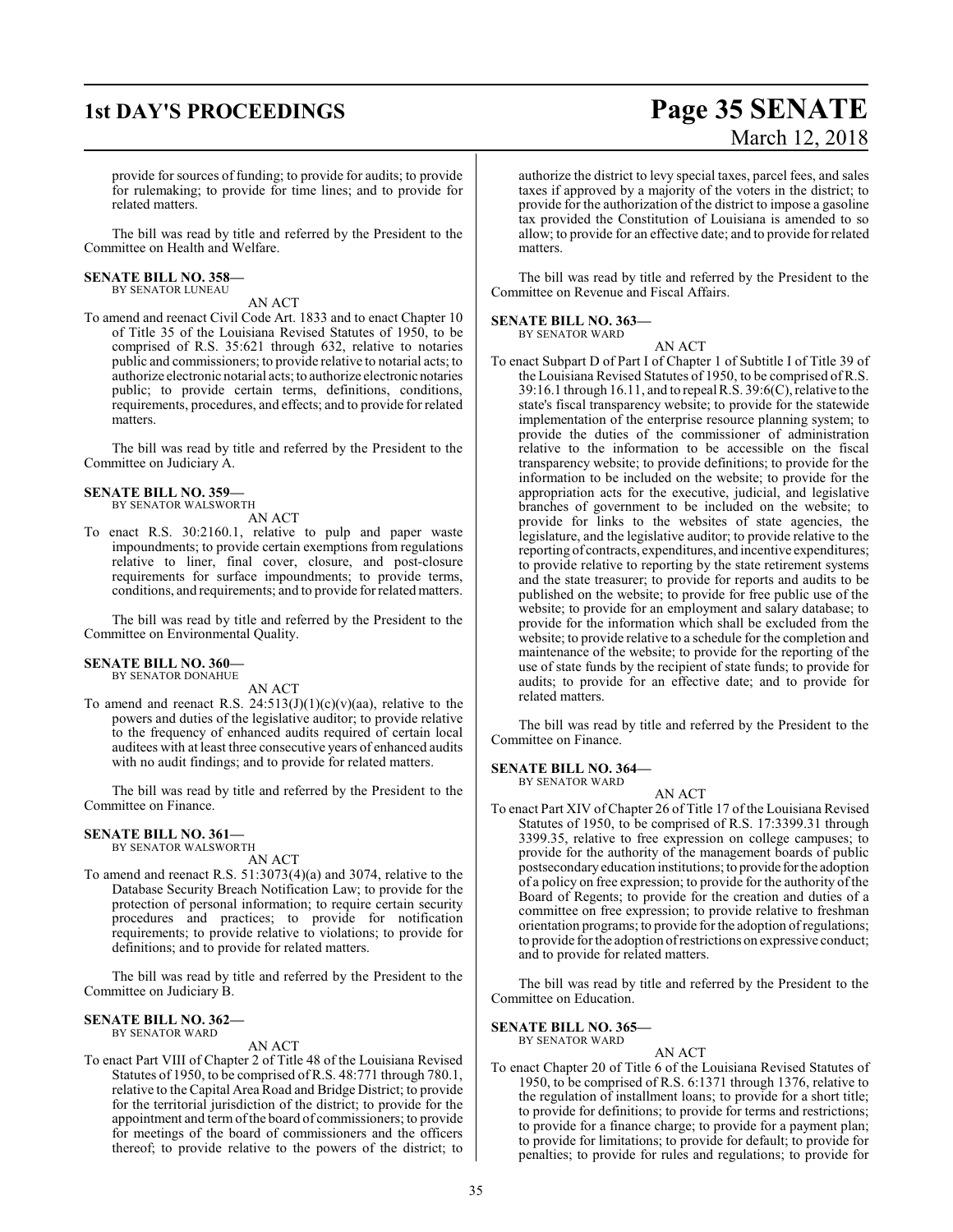provide for sources of funding; to provide for audits; to provide for rulemaking; to provide for time lines; and to provide for related matters.

The bill was read by title and referred by the President to the Committee on Health and Welfare.

**SENATE BILL NO. 358—**
BY SENATOR LUNEAU

AN ACT

To amend and reenact Civil Code Art. 1833 and to enact Chapter 10 of Title 35 of the Louisiana Revised Statutes of 1950, to be comprised of R.S. 35:621 through 632, relative to notaries public and commissioners; to provide relative to notarial acts; to authorize electronic notarial acts; to authorize electronic notaries public; to provide certain terms, definitions, conditions, requirements, procedures, and effects; and to provide for related matters.

The bill was read by title and referred by the President to the Committee on Judiciary A.

**SENATE BILL NO. 359—**
BY SENATOR WALSWORTH

AN ACT

To enact R.S. 30:2160.1, relative to pulp and paper waste impoundments; to provide certain exemptions from regulations relative to liner, final cover, closure, and post-closure requirements for surface impoundments; to provide terms, conditions, and requirements; and to provide for related matters.

The bill was read by title and referred by the President to the Committee on Environmental Quality.

**SENATE BILL NO. 360—**
BY SENATOR DONAHUE

AN ACT

To amend and reenact R.S. 24:513(J)(1)(c)(v)(aa), relative to the powers and duties of the legislative auditor; to provide relative to the frequency of enhanced audits required of certain local auditees with at least three consecutive years of enhanced audits with no audit findings; and to provide for related matters.

The bill was read by title and referred by the President to the Committee on Finance.

**SENATE BILL NO. 361—**
BY SENATOR WALSWORTH

AN ACT

To amend and reenact R.S. 51:3073(4)(a) and 3074, relative to the Database Security Breach Notification Law; to provide for the protection of personal information; to require certain security procedures and practices; to provide for notification requirements; to provide relative to violations; to provide for definitions; and to provide for related matters.

The bill was read by title and referred by the President to the Committee on Judiciary B.

**SENATE BILL NO. 362—**
BY SENATOR WARD

AN ACT

To enact Part VIII of Chapter 2 of Title 48 of the Louisiana Revised Statutes of 1950, to be comprised of R.S. 48:771 through 780.1, relative to the Capital Area Road and Bridge District; to provide for the territorial jurisdiction of the district; to provide for the appointment and term of the board of commissioners; to provide for meetings of the board of commissioners and the officers thereof; to provide relative to the powers of the district; to authorize the district to levy special taxes, parcel fees, and sales taxes if approved by a majority of the voters in the district; to provide for the authorization of the district to impose a gasoline tax provided the Constitution of Louisiana is amended to so allow; to provide for an effective date; and to provide for related matters.

The bill was read by title and referred by the President to the Committee on Revenue and Fiscal Affairs.

**SENATE BILL NO. 363—**
BY SENATOR WARD

AN ACT

To enact Subpart D of Part I of Chapter 1 of Subtitle I of Title 39 of the Louisiana Revised Statutes of 1950, to be comprised of R.S. 39:16.1 through 16.11, and to repeal R.S. 39:6(C), relative to the state's fiscal transparency website; to provide for the statewide implementation of the enterprise resource planning system; to provide the duties of the commissioner of administration relative to the information to be accessible on the fiscal transparency website; to provide definitions; to provide for the information to be included on the website; to provide for the appropriation acts for the executive, judicial, and legislative branches of government to be included on the website; to provide for links to the websites of state agencies, the legislature, and the legislative auditor; to provide relative to the reporting of contracts, expenditures, and incentive expenditures; to provide relative to reporting by the state retirement systems and the state treasurer; to provide for reports and audits to be published on the website; to provide for free public use of the website; to provide for an employment and salary database; to provide for the information which shall be excluded from the website; to provide relative to a schedule for the completion and maintenance of the website; to provide for the reporting of the use of state funds by the recipient of state funds; to provide for audits; to provide for an effective date; and to provide for related matters.

The bill was read by title and referred by the President to the Committee on Finance.

**SENATE BILL NO. 364—**
BY SENATOR WARD

AN ACT

To enact Part XIV of Chapter 26 of Title 17 of the Louisiana Revised Statutes of 1950, to be comprised of R.S. 17:3399.31 through 3399.35, relative to free expression on college campuses; to provide for the authority of the management boards of public postsecondary education institutions; to provide for the adoption of a policy on free expression; to provide for the authority of the Board of Regents; to provide for the creation and duties of a committee on free expression; to provide relative to freshman orientation programs; to provide for the adoption of regulations; to provide for the adoption of restrictions on expressive conduct; and to provide for related matters.

The bill was read by title and referred by the President to the Committee on Education.

**SENATE BILL NO. 365—**
BY SENATOR WARD

AN ACT

To enact Chapter 20 of Title 6 of the Louisiana Revised Statutes of 1950, to be comprised of R.S. 6:1371 through 1376, relative to the regulation of installment loans; to provide for a short title; to provide for definitions; to provide for terms and restrictions; to provide for a finance charge; to provide for a payment plan; to provide for limitations; to provide for default; to provide for penalties; to provide for rules and regulations; to provide for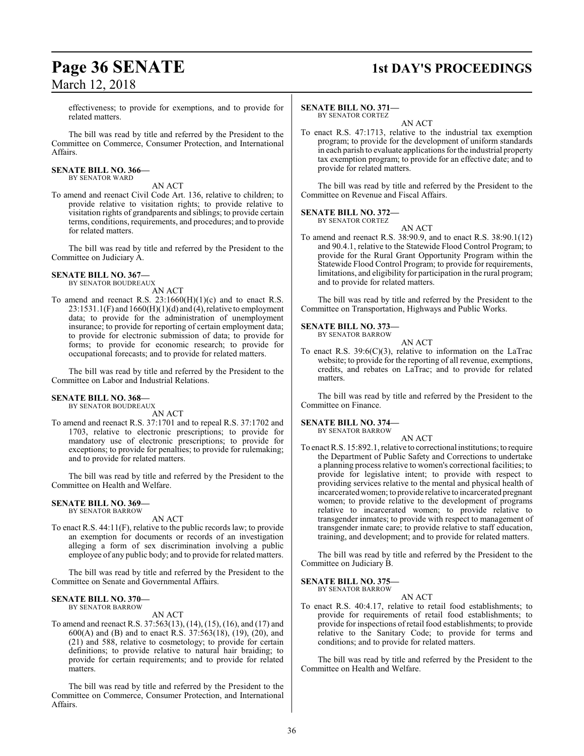effectiveness; to provide for exemptions, and to provide for related matters.

The bill was read by title and referred by the President to the Committee on Commerce, Consumer Protection, and International Affairs.

**SENATE BILL NO. 366—**
BY SENATOR WARD

AN ACT

To amend and reenact Civil Code Art. 136, relative to children; to provide relative to visitation rights; to provide relative to visitation rights of grandparents and siblings; to provide certain terms, conditions, requirements, and procedures; and to provide for related matters.

The bill was read by title and referred by the President to the Committee on Judiciary A.

**SENATE BILL NO. 367—**
BY SENATOR BOUDREAUX

AN ACT

To amend and reenact R.S. 23:1660(H)(1)(c) and to enact R.S. 23:1531.1(F) and 1660(H)(1)(d) and (4), relative to employment data; to provide for the administration of unemployment insurance; to provide for reporting of certain employment data; to provide for electronic submission of data; to provide for forms; to provide for economic research; to provide for occupational forecasts; and to provide for related matters.

The bill was read by title and referred by the President to the Committee on Labor and Industrial Relations.

**SENATE BILL NO. 368—**
BY SENATOR BOUDREAUX

AN ACT

To amend and reenact R.S. 37:1701 and to repeal R.S. 37:1702 and 1703, relative to electronic prescriptions; to provide for mandatory use of electronic prescriptions; to provide for exceptions; to provide for penalties; to provide for rulemaking; and to provide for related matters.

The bill was read by title and referred by the President to the Committee on Health and Welfare.

**SENATE BILL NO. 369—**
BY SENATOR BARROW

AN ACT

To enact R.S. 44:11(F), relative to the public records law; to provide an exemption for documents or records of an investigation alleging a form of sex discrimination involving a public employee of any public body; and to provide for related matters.

The bill was read by title and referred by the President to the Committee on Senate and Governmental Affairs.

**SENATE BILL NO. 370—**
BY SENATOR BARROW

AN ACT

To amend and reenact R.S. 37:563(13), (14), (15), (16), and (17) and 600(A) and (B) and to enact R.S. 37:563(18), (19), (20), and (21) and 588, relative to cosmetology; to provide for certain definitions; to provide relative to natural hair braiding; to provide for certain requirements; and to provide for related matters.

The bill was read by title and referred by the President to the Committee on Commerce, Consumer Protection, and International Affairs.

**SENATE BILL NO. 371—**
BY SENATOR CORTEZ

AN ACT

To enact R.S. 47:1713, relative to the industrial tax exemption program; to provide for the development of uniform standards in each parish to evaluate applications for the industrial property tax exemption program; to provide for an effective date; and to provide for related matters.

The bill was read by title and referred by the President to the Committee on Revenue and Fiscal Affairs.

**SENATE BILL NO. 372—**
BY SENATOR CORTEZ

AN ACT

To amend and reenact R.S. 38:90.9, and to enact R.S. 38:90.1(12) and 90.4.1, relative to the Statewide Flood Control Program; to provide for the Rural Grant Opportunity Program within the Statewide Flood Control Program; to provide for requirements, limitations, and eligibility for participation in the rural program; and to provide for related matters.

The bill was read by title and referred by the President to the Committee on Transportation, Highways and Public Works.

**SENATE BILL NO. 373—**
BY SENATOR BARROW

AN ACT

To enact R.S. 39:6(C)(3), relative to information on the LaTrac website; to provide for the reporting of all revenue, exemptions, credits, and rebates on LaTrac; and to provide for related matters.

The bill was read by title and referred by the President to the Committee on Finance.

**SENATE BILL NO. 374—**
BY SENATOR BARROW

AN ACT

To enact R.S. 15:892.1, relative to correctional institutions; to require the Department of Public Safety and Corrections to undertake a planning process relative to women's correctional facilities; to provide for legislative intent; to provide with respect to providing services relative to the mental and physical health of incarcerated women; to provide relative to incarcerated pregnant women; to provide relative to the development of programs relative to incarcerated women; to provide relative to transgender inmates; to provide with respect to management of transgender inmate care; to provide relative to staff education, training, and development; and to provide for related matters.

The bill was read by title and referred by the President to the Committee on Judiciary B.

**SENATE BILL NO. 375—**
BY SENATOR BARROW

AN ACT

To enact R.S. 40:4.17, relative to retail food establishments; to provide for requirements of retail food establishments; to provide for inspections of retail food establishments; to provide relative to the Sanitary Code; to provide for terms and conditions; and to provide for related matters.

The bill was read by title and referred by the President to the Committee on Health and Welfare.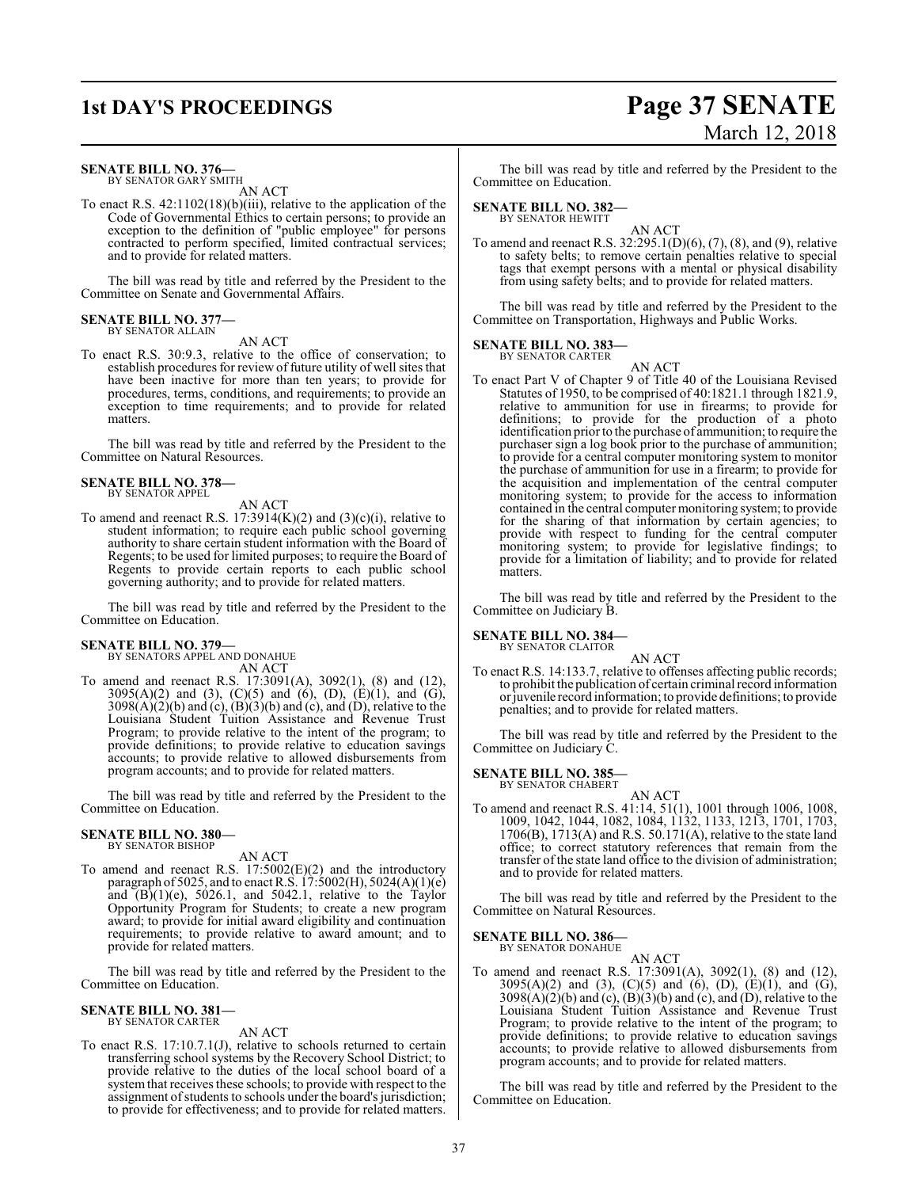**SENATE BILL NO. 376—**
BY SENATOR GARY SMITH

AN ACT

To enact R.S. 42:1102(18)(b)(iii), relative to the application of the Code of Governmental Ethics to certain persons; to provide an exception to the definition of "public employee" for persons contracted to perform specified, limited contractual services; and to provide for related matters.

The bill was read by title and referred by the President to the Committee on Senate and Governmental Affairs.

**SENATE BILL NO. 377—**
BY SENATOR ALLAIN

AN ACT

To enact R.S. 30:9.3, relative to the office of conservation; to establish procedures for review of future utility of well sites that have been inactive for more than ten years; to provide for procedures, terms, conditions, and requirements; to provide an exception to time requirements; and to provide for related matters.

The bill was read by title and referred by the President to the Committee on Natural Resources.

**SENATE BILL NO. 378—**
BY SENATOR APPEL

AN ACT

To amend and reenact R.S. 17:3914(K)(2) and (3)(c)(i), relative to student information; to require each public school governing authority to share certain student information with the Board of Regents; to be used for limited purposes; to require the Board of Regents to provide certain reports to each public school governing authority; and to provide for related matters.

The bill was read by title and referred by the President to the Committee on Education.

**SENATE BILL NO. 379—**
BY SENATORS APPEL AND DONAHUE

AN ACT

To amend and reenact R.S. 17:3091(A), 3092(1), (8) and (12), 3095(A)(2) and (3), (C)(5) and (6), (D), (E)(1), and (G), 3098(A)(2)(b) and (c), (B)(3)(b) and (c), and (D), relative to the Louisiana Student Tuition Assistance and Revenue Trust Program; to provide relative to the intent of the program; to provide definitions; to provide relative to education savings accounts; to provide relative to allowed disbursements from program accounts; and to provide for related matters.

The bill was read by title and referred by the President to the Committee on Education.

**SENATE BILL NO. 380—**
BY SENATOR BISHOP

AN ACT

To amend and reenact R.S. 17:5002(E)(2) and the introductory paragraph of 5025, and to enact R.S. 17:5002(H), 5024(A)(1)(e) and (B)(1)(e), 5026.1, and 5042.1, relative to the Taylor Opportunity Program for Students; to create a new program award; to provide for initial award eligibility and continuation requirements; to provide relative to award amount; and to provide for related matters.

The bill was read by title and referred by the President to the Committee on Education.

**SENATE BILL NO. 381—**
BY SENATOR CARTER

AN ACT

To enact R.S. 17:10.7.1(J), relative to schools returned to certain transferring school systems by the Recovery School District; to provide relative to the duties of the local school board of a system that receives these schools; to provide with respect to the assignment of students to schools under the board's jurisdiction; to provide for effectiveness; and to provide for related matters.

The bill was read by title and referred by the President to the Committee on Education.

**SENATE BILL NO. 382—**
BY SENATOR HEWITT

AN ACT

To amend and reenact R.S. 32:295.1(D)(6), (7), (8), and (9), relative to safety belts; to remove certain penalties relative to special tags that exempt persons with a mental or physical disability from using safety belts; and to provide for related matters.

The bill was read by title and referred by the President to the Committee on Transportation, Highways and Public Works.

**SENATE BILL NO. 383—**
BY SENATOR CARTER

AN ACT

To enact Part V of Chapter 9 of Title 40 of the Louisiana Revised Statutes of 1950, to be comprised of 40:1821.1 through 1821.9, relative to ammunition for use in firearms; to provide for definitions; to provide for the production of a photo identification prior to the purchase of ammunition; to require the purchaser sign a log book prior to the purchase of ammunition; to provide for a central computer monitoring system to monitor the purchase of ammunition for use in a firearm; to provide for the acquisition and implementation of the central computer monitoring system; to provide for the access to information contained in the central computer monitoring system; to provide for the sharing of that information by certain agencies; to provide with respect to funding for the central computer monitoring system; to provide for legislative findings; to provide for a limitation of liability; and to provide for related matters.

The bill was read by title and referred by the President to the Committee on Judiciary B.

**SENATE BILL NO. 384—**
BY SENATOR CLAITOR

AN ACT

To enact R.S. 14:133.7, relative to offenses affecting public records; to prohibit the publication of certain criminal record information or juvenile record information; to provide definitions; to provide penalties; and to provide for related matters.

The bill was read by title and referred by the President to the Committee on Judiciary C.

**SENATE BILL NO. 385—**
BY SENATOR CHABERT

AN ACT

To amend and reenact R.S. 41:14, 51(1), 1001 through 1006, 1008, 1009, 1042, 1044, 1082, 1084, 1132, 1133, 1213, 1701, 1703, 1706(B), 1713(A) and R.S. 50.171(A), relative to the state land office; to correct statutory references that remain from the transfer of the state land office to the division of administration; and to provide for related matters.

The bill was read by title and referred by the President to the Committee on Natural Resources.

**SENATE BILL NO. 386—**
BY SENATOR DONAHUE

AN ACT

To amend and reenact R.S. 17:3091(A), 3092(1), (8) and (12), 3095(A)(2) and (3), (C)(5) and (6), (D), (E)(1), and (G), 3098(A)(2)(b) and (c), (B)(3)(b) and (c), and (D), relative to the Louisiana Student Tuition Assistance and Revenue Trust Program; to provide relative to the intent of the program; to provide definitions; to provide relative to education savings accounts; to provide relative to allowed disbursements from program accounts; and to provide for related matters.

The bill was read by title and referred by the President to the Committee on Education.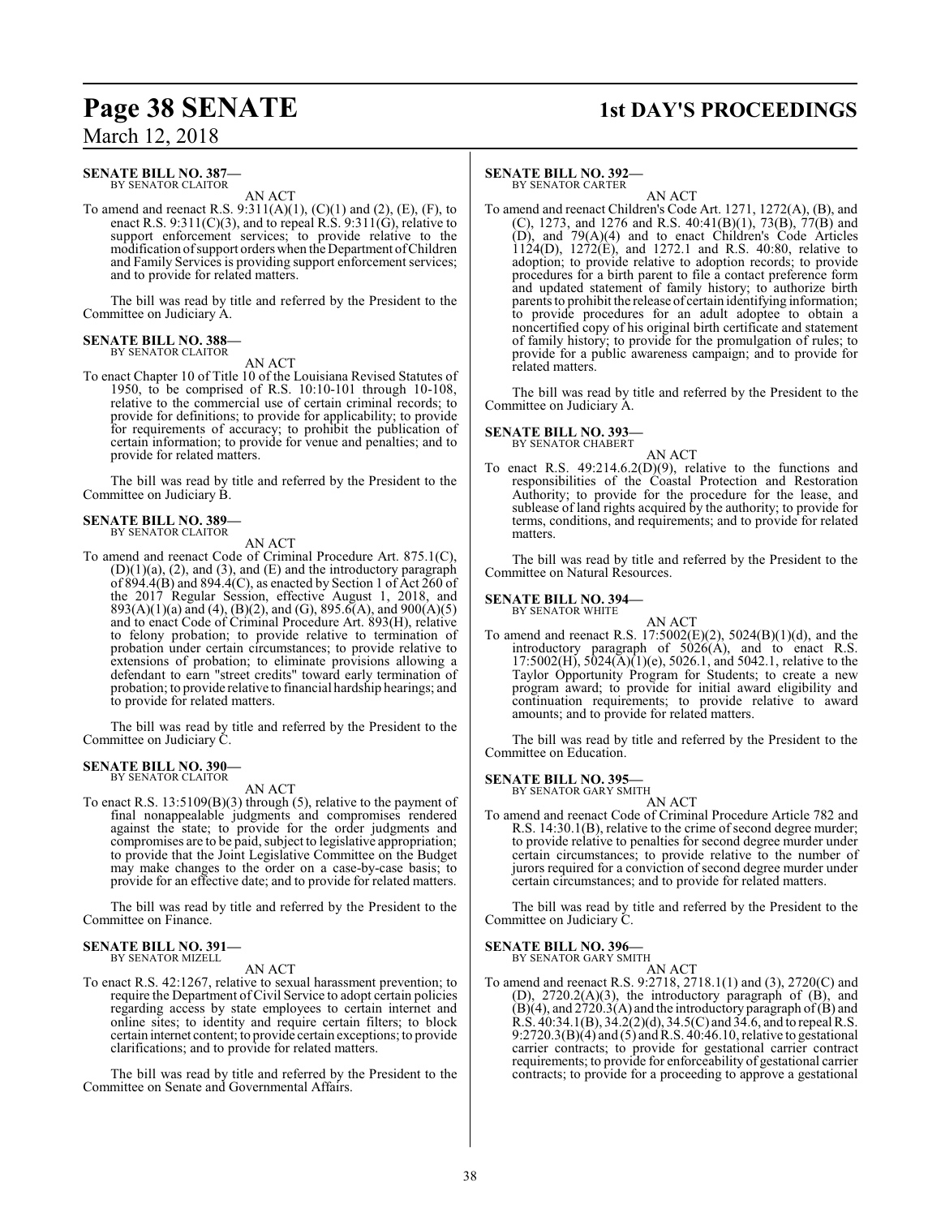**SENATE BILL NO. 387—**
BY SENATOR CLAITOR

AN ACT

To amend and reenact R.S. 9:311(A)(1), (C)(1) and (2), (E), (F), to enact R.S. 9:311(C)(3), and to repeal R.S. 9:311(G), relative to support enforcement services; to provide relative to the modification of support orders when the Department of Children and Family Services is providing support enforcement services; and to provide for related matters.

The bill was read by title and referred by the President to the Committee on Judiciary A.

**SENATE BILL NO. 388—**
BY SENATOR CLAITOR

AN ACT

To enact Chapter 10 of Title 10 of the Louisiana Revised Statutes of 1950, to be comprised of R.S. 10:10-101 through 10-108, relative to the commercial use of certain criminal records; to provide for definitions; to provide for applicability; to provide for requirements of accuracy; to prohibit the publication of certain information; to provide for venue and penalties; and to provide for related matters.

The bill was read by title and referred by the President to the Committee on Judiciary B.

**SENATE BILL NO. 389—**
BY SENATOR CLAITOR

AN ACT

To amend and reenact Code of Criminal Procedure Art. 875.1(C), (D)(1)(a), (2), and (3), and (E) and the introductory paragraph of 894.4(B) and 894.4(C), as enacted by Section 1 of Act 260 of the 2017 Regular Session, effective August 1, 2018, and 893(A)(1)(a) and (4), (B)(2), and (G), 895.6(A), and 900(A)(5) and to enact Code of Criminal Procedure Art. 893(H), relative to felony probation; to provide relative to termination of probation under certain circumstances; to provide relative to extensions of probation; to eliminate provisions allowing a defendant to earn "street credits" toward early termination of probation; to provide relative to financial hardship hearings; and to provide for related matters.

The bill was read by title and referred by the President to the Committee on Judiciary C.

**SENATE BILL NO. 390—**
BY SENATOR CLAITOR

AN ACT

To enact R.S. 13:5109(B)(3) through (5), relative to the payment of final nonappealable judgments and compromises rendered against the state; to provide for the order judgments and compromises are to be paid, subject to legislative appropriation; to provide that the Joint Legislative Committee on the Budget may make changes to the order on a case-by-case basis; to provide for an effective date; and to provide for related matters.

The bill was read by title and referred by the President to the Committee on Finance.

**SENATE BILL NO. 391—**
BY SENATOR MIZELL

AN ACT

To enact R.S. 42:1267, relative to sexual harassment prevention; to require the Department of Civil Service to adopt certain policies regarding access by state employees to certain internet and online sites; to identity and require certain filters; to block certain internet content; to provide certain exceptions; to provide clarifications; and to provide for related matters.

The bill was read by title and referred by the President to the Committee on Senate and Governmental Affairs.

**SENATE BILL NO. 392—**
BY SENATOR CARTER

AN ACT

To amend and reenact Children's Code Art. 1271, 1272(A), (B), and (C), 1273, and 1276 and R.S. 40:41(B)(1), 73(B), 77(B) and (D), and 79(A)(4) and to enact Children's Code Articles 1124(D), 1272(E), and 1272.1 and R.S. 40:80, relative to adoption; to provide relative to adoption records; to provide procedures for a birth parent to file a contact preference form and updated statement of family history; to authorize birth parents to prohibit the release of certain identifying information; to provide procedures for an adult adoptee to obtain a noncertified copy of his original birth certificate and statement of family history; to provide for the promulgation of rules; to provide for a public awareness campaign; and to provide for related matters.

The bill was read by title and referred by the President to the Committee on Judiciary A.

**SENATE BILL NO. 393—**
BY SENATOR CHABERT

AN ACT

To enact R.S. 49:214.6.2(D)(9), relative to the functions and responsibilities of the Coastal Protection and Restoration Authority; to provide for the procedure for the lease, and sublease of land rights acquired by the authority; to provide for terms, conditions, and requirements; and to provide for related matters.

The bill was read by title and referred by the President to the Committee on Natural Resources.

**SENATE BILL NO. 394—**
BY SENATOR WHITE

AN ACT

To amend and reenact R.S. 17:5002(E)(2), 5024(B)(1)(d), and the introductory paragraph of 5026(A), and to enact R.S. 17:5002(H), 5024(A)(1)(e), 5026.1, and 5042.1, relative to the Taylor Opportunity Program for Students; to create a new program award; to provide for initial award eligibility and continuation requirements; to provide relative to award amounts; and to provide for related matters.

The bill was read by title and referred by the President to the Committee on Education.

**SENATE BILL NO. 395—**
BY SENATOR GARY SMITH

AN ACT

To amend and reenact Code of Criminal Procedure Article 782 and R.S. 14:30.1(B), relative to the crime of second degree murder; to provide relative to penalties for second degree murder under certain circumstances; to provide relative to the number of jurors required for a conviction of second degree murder under certain circumstances; and to provide for related matters.

The bill was read by title and referred by the President to the Committee on Judiciary C.

**SENATE BILL NO. 396—**
BY SENATOR GARY SMITH

AN ACT

To amend and reenact R.S. 9:2718, 2718.1(1) and (3), 2720(C) and (D), 2720.2(A)(3), the introductory paragraph of (B), and (B)(4), and 2720.3(A) and the introductory paragraph of (B) and R.S. 40:34.1(B), 34.2(2)(d), 34.5(C) and 34.6, and to repeal R.S. 9:2720.3(B)(4) and (5) and R.S. 40:46.10, relative to gestational carrier contracts; to provide for gestational carrier contract requirements; to provide for enforceability of gestational carrier contracts; to provide for a proceeding to approve a gestational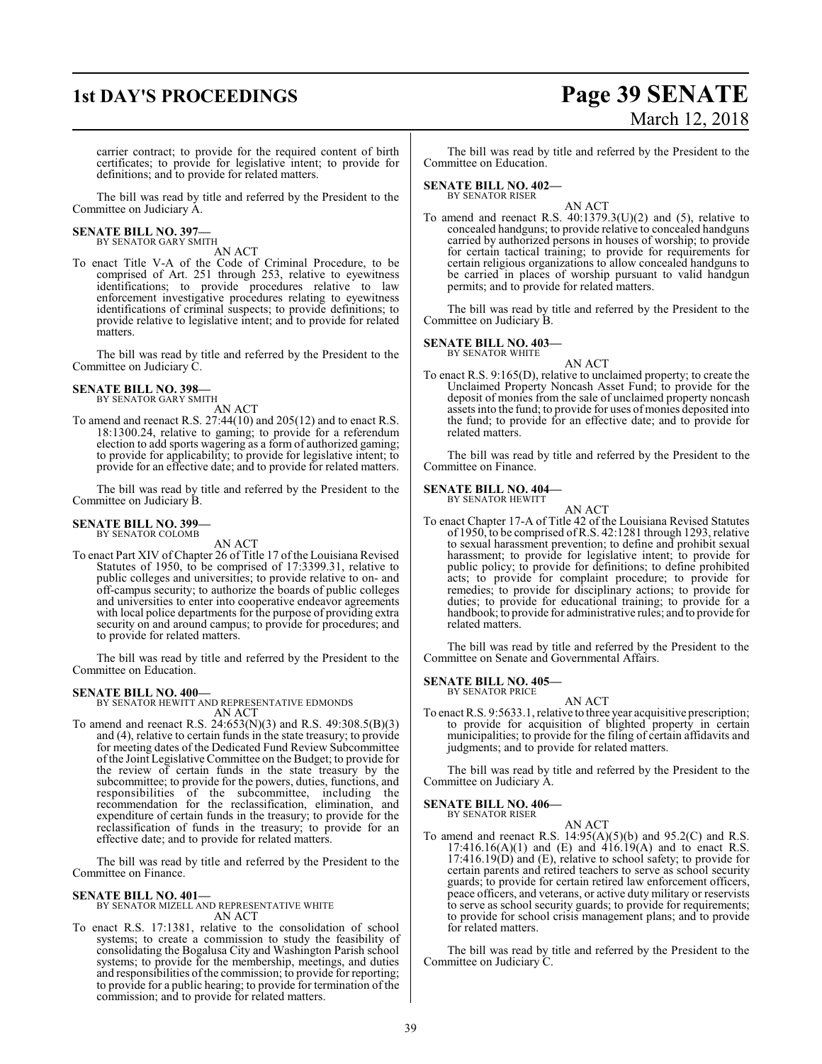carrier contract; to provide for the required content of birth certificates; to provide for legislative intent; to provide for definitions; and to provide for related matters.

The bill was read by title and referred by the President to the Committee on Judiciary A.

**SENATE BILL NO. 397—**
BY SENATOR GARY SMITH

AN ACT

To enact Title V-A of the Code of Criminal Procedure, to be comprised of Art. 251 through 253, relative to eyewitness identifications; to provide procedures relative to law enforcement investigative procedures relating to eyewitness identifications of criminal suspects; to provide definitions; to provide relative to legislative intent; and to provide for related matters.

The bill was read by title and referred by the President to the Committee on Judiciary C.

**SENATE BILL NO. 398—**
BY SENATOR GARY SMITH

AN ACT

To amend and reenact R.S. 27:44(10) and 205(12) and to enact R.S. 18:1300.24, relative to gaming; to provide for a referendum election to add sports wagering as a form of authorized gaming; to provide for applicability; to provide for legislative intent; to provide for an effective date; and to provide for related matters.

The bill was read by title and referred by the President to the Committee on Judiciary B.

**SENATE BILL NO. 399—**
BY SENATOR COLOMB

AN ACT

To enact Part XIV of Chapter 26 of Title 17 of the Louisiana Revised Statutes of 1950, to be comprised of 17:3399.31, relative to public colleges and universities; to provide relative to on- and off-campus security; to authorize the boards of public colleges and universities to enter into cooperative endeavor agreements with local police departments for the purpose of providing extra security on and around campus; to provide for procedures; and to provide for related matters.

The bill was read by title and referred by the President to the Committee on Education.

**SENATE BILL NO. 400—**
BY SENATOR HEWITT AND REPRESENTATIVE EDMONDS

AN ACT

To amend and reenact R.S. 24:653(N)(3) and R.S. 49:308.5(B)(3) and (4), relative to certain funds in the state treasury; to provide for meeting dates of the Dedicated Fund Review Subcommittee of the Joint Legislative Committee on the Budget; to provide for the review of certain funds in the state treasury by the subcommittee; to provide for the powers, duties, functions, and responsibilities of the subcommittee, including the recommendation for the reclassification, elimination, and expenditure of certain funds in the treasury; to provide for the reclassification of funds in the treasury; to provide for an effective date; and to provide for related matters.

The bill was read by title and referred by the President to the Committee on Finance.

**SENATE BILL NO. 401—**
BY SENATOR MIZELL AND REPRESENTATIVE WHITE

AN ACT

To enact R.S. 17:1381, relative to the consolidation of school systems; to create a commission to study the feasibility of consolidating the Bogalusa City and Washington Parish school systems; to provide for the membership, meetings, and duties and responsibilities of the commission; to provide for reporting; to provide for a public hearing; to provide for termination of the commission; and to provide for related matters.

The bill was read by title and referred by the President to the Committee on Education.

**SENATE BILL NO. 402—**
BY SENATOR RISER

AN ACT

To amend and reenact R.S. 40:1379.3(U)(2) and (5), relative to concealed handguns; to provide relative to concealed handguns carried by authorized persons in houses of worship; to provide for certain tactical training; to provide for requirements for certain religious organizations to allow concealed handguns to be carried in places of worship pursuant to valid handgun permits; and to provide for related matters.

The bill was read by title and referred by the President to the Committee on Judiciary B.

**SENATE BILL NO. 403—**
BY SENATOR WHITE

AN ACT

To enact R.S. 9:165(D), relative to unclaimed property; to create the Unclaimed Property Noncash Asset Fund; to provide for the deposit of monies from the sale of unclaimed property noncash assets into the fund; to provide for uses of monies deposited into the fund; to provide for an effective date; and to provide for related matters.

The bill was read by title and referred by the President to the Committee on Finance.

**SENATE BILL NO. 404—**
BY SENATOR HEWITT

AN ACT

To enact Chapter 17-A of Title 42 of the Louisiana Revised Statutes of 1950, to be comprised of R.S. 42:1281 through 1293, relative to sexual harassment prevention; to define and prohibit sexual harassment; to provide for legislative intent; to provide for public policy; to provide for definitions; to define prohibited acts; to provide for complaint procedure; to provide for remedies; to provide for disciplinary actions; to provide for duties; to provide for educational training; to provide for a handbook; to provide for administrative rules; and to provide for related matters.

The bill was read by title and referred by the President to the Committee on Senate and Governmental Affairs.

**SENATE BILL NO. 405—**
BY SENATOR PRICE

AN ACT

To enact R.S. 9:5633.1, relative to three year acquisitive prescription; to provide for acquisition of blighted property in certain municipalities; to provide for the filing of certain affidavits and judgments; and to provide for related matters.

The bill was read by title and referred by the President to the Committee on Judiciary A.

**SENATE BILL NO. 406—**
BY SENATOR RISER

AN ACT

To amend and reenact R.S. 14:95(A)(5)(b) and 95.2(C) and R.S. 17:416.16(A)(1) and (E) and 416.19(A) and to enact R.S. 17:416.19(D) and (E), relative to school safety; to provide for certain parents and retired teachers to serve as school security guards; to provide for certain retired law enforcement officers, peace officers, and veterans, or active duty military or reservists to serve as school security guards; to provide for requirements; to provide for school crisis management plans; and to provide for related matters.

The bill was read by title and referred by the President to the Committee on Judiciary C.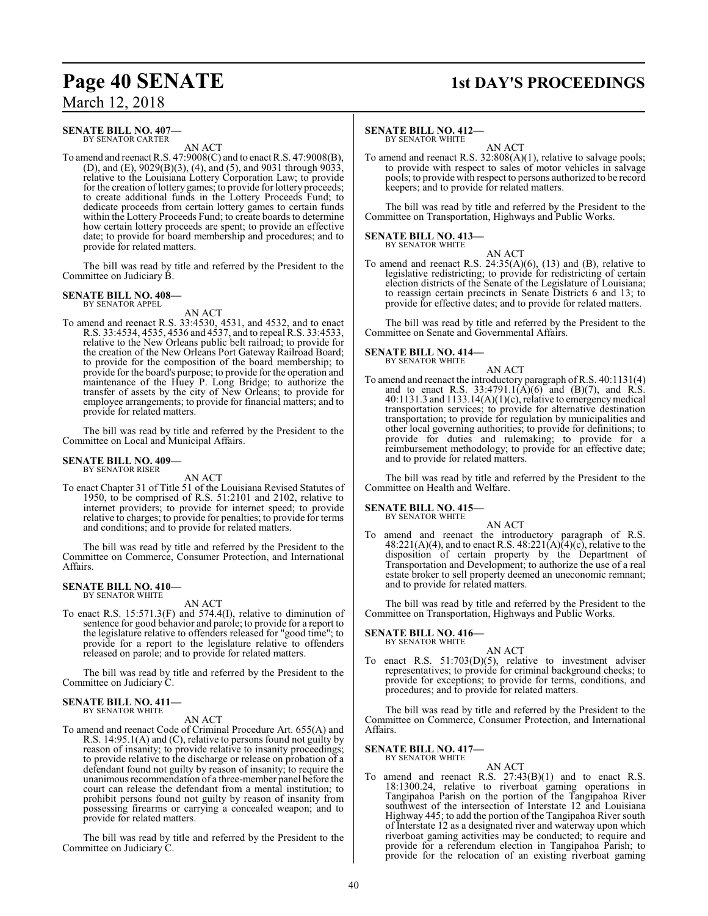**SENATE BILL NO. 407—**
BY SENATOR CARTER

AN ACT

To amend and reenact R.S. 47:9008(C) and to enact R.S. 47:9008(B), (D), and (E), 9029(B)(3), (4), and (5), and 9031 through 9033, relative to the Louisiana Lottery Corporation Law; to provide for the creation of lottery games; to provide for lottery proceeds; to create additional funds in the Lottery Proceeds Fund; to dedicate proceeds from certain lottery games to certain funds within the Lottery Proceeds Fund; to create boards to determine how certain lottery proceeds are spent; to provide an effective date; to provide for board membership and procedures; and to provide for related matters.

The bill was read by title and referred by the President to the Committee on Judiciary B.

**SENATE BILL NO. 408—**
BY SENATOR APPEL

AN ACT

To amend and reenact R.S. 33:4530, 4531, and 4532, and to enact R.S. 33:4534, 4535, 4536 and 4537, and to repeal R.S. 33:4533, relative to the New Orleans public belt railroad; to provide for the creation of the New Orleans Port Gateway Railroad Board; to provide for the composition of the board membership; to provide for the board's purpose; to provide for the operation and maintenance of the Huey P. Long Bridge; to authorize the transfer of assets by the city of New Orleans; to provide for employee arrangements; to provide for financial matters; and to provide for related matters.

The bill was read by title and referred by the President to the Committee on Local and Municipal Affairs.

**SENATE BILL NO. 409—**
BY SENATOR RISER

AN ACT

To enact Chapter 31 of Title 51 of the Louisiana Revised Statutes of 1950, to be comprised of R.S. 51:2101 and 2102, relative to internet providers; to provide for internet speed; to provide relative to charges; to provide for penalties; to provide for terms and conditions; and to provide for related matters.

The bill was read by title and referred by the President to the Committee on Commerce, Consumer Protection, and International Affairs.

**SENATE BILL NO. 410—**
BY SENATOR WHITE

AN ACT

To enact R.S. 15:571.3(F) and 574.4(I), relative to diminution of sentence for good behavior and parole; to provide for a report to the legislature relative to offenders released for "good time"; to provide for a report to the legislature relative to offenders released on parole; and to provide for related matters.

The bill was read by title and referred by the President to the Committee on Judiciary C.

**SENATE BILL NO. 411—**
BY SENATOR WHITE

AN ACT

To amend and reenact Code of Criminal Procedure Art. 655(A) and R.S. 14:95.1(A) and (C), relative to persons found not guilty by reason of insanity; to provide relative to insanity proceedings; to provide relative to the discharge or release on probation of a defendant found not guilty by reason of insanity; to require the unanimous recommendation of a three-member panel before the court can release the defendant from a mental institution; to prohibit persons found not guilty by reason of insanity from possessing firearms or carrying a concealed weapon; and to provide for related matters.

The bill was read by title and referred by the President to the Committee on Judiciary C.

**SENATE BILL NO. 412—**
BY SENATOR WHITE

AN ACT

To amend and reenact R.S. 32:808(A)(1), relative to salvage pools; to provide with respect to sales of motor vehicles in salvage pools; to provide with respect to persons authorized to be record keepers; and to provide for related matters.

The bill was read by title and referred by the President to the Committee on Transportation, Highways and Public Works.

**SENATE BILL NO. 413—**
BY SENATOR WHITE

AN ACT

To amend and reenact R.S. 24:35(A)(6), (13) and (B), relative to legislative redistricting; to provide for redistricting of certain election districts of the Senate of the Legislature of Louisiana; to reassign certain precincts in Senate Districts 6 and 13; to provide for effective dates; and to provide for related matters.

The bill was read by title and referred by the President to the Committee on Senate and Governmental Affairs.

**SENATE BILL NO. 414—**
BY SENATOR WHITE

AN ACT

To amend and reenact the introductory paragraph of R.S. 40:1131(4) and to enact R.S. 33:4791.1(A)(6) and (B)(7), and R.S. 40:1131.3 and 1133.14(A)(1)(c), relative to emergency medical transportation services; to provide for alternative destination transportation; to provide for regulation by municipalities and other local governing authorities; to provide for definitions; to provide for duties and rulemaking; to provide for a reimbursement methodology; to provide for an effective date; and to provide for related matters.

The bill was read by title and referred by the President to the Committee on Health and Welfare.

**SENATE BILL NO. 415—**
BY SENATOR WHITE

AN ACT

To amend and reenact the introductory paragraph of R.S. 48:221(A)(4), and to enact R.S. 48:221(A)(4)(c), relative to the disposition of certain property by the Department of Transportation and Development; to authorize the use of a real estate broker to sell property deemed an uneconomic remnant; and to provide for related matters.

The bill was read by title and referred by the President to the Committee on Transportation, Highways and Public Works.

**SENATE BILL NO. 416—**
BY SENATOR WHITE

AN ACT

To enact R.S. 51:703(D)(5), relative to investment adviser representatives; to provide for criminal background checks; to provide for exceptions; to provide for terms, conditions, and procedures; and to provide for related matters.

The bill was read by title and referred by the President to the Committee on Commerce, Consumer Protection, and International Affairs.

**SENATE BILL NO. 417—**
BY SENATOR WHITE

AN ACT

To amend and reenact R.S. 27:43(B)(1) and to enact R.S. 18:1300.24, relative to riverboat gaming operations in Tangipahoa Parish on the portion of the Tangipahoa River southwest of the intersection of Interstate 12 and Louisiana Highway 445; to add the portion of the Tangipahoa River south of Interstate 12 as a designated river and waterway upon which riverboat gaming activities may be conducted; to require and provide for a referendum election in Tangipahoa Parish; to provide for the relocation of an existing riverboat gaming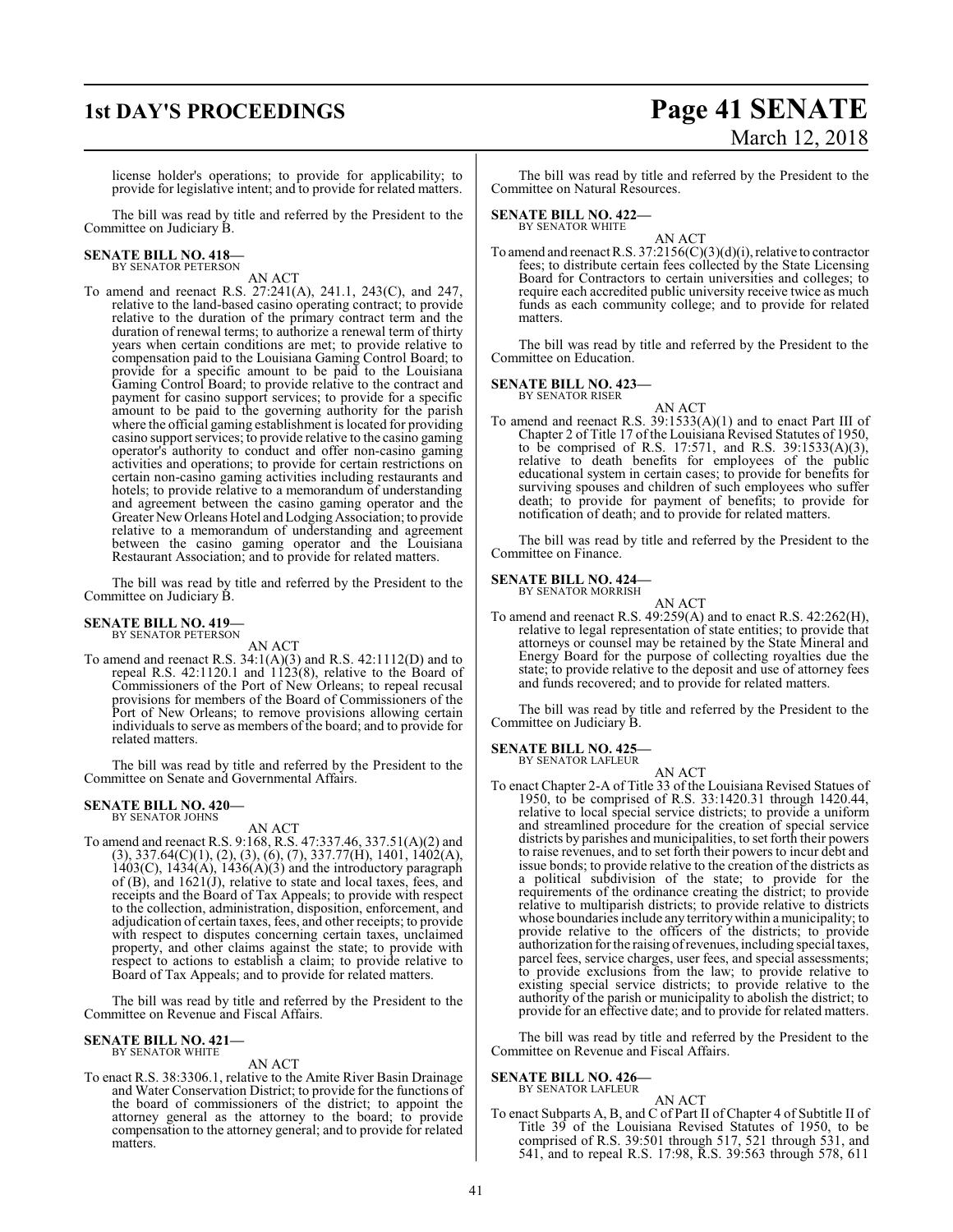license holder's operations; to provide for applicability; to provide for legislative intent; and to provide for related matters.

The bill was read by title and referred by the President to the Committee on Judiciary B.

**SENATE BILL NO. 418—**
BY SENATOR PETERSON

AN ACT

To amend and reenact R.S. 27:241(A), 241.1, 243(C), and 247, relative to the land-based casino operating contract; to provide relative to the duration of the primary contract term and the duration of renewal terms; to authorize a renewal term of thirty years when certain conditions are met; to provide relative to compensation paid to the Louisiana Gaming Control Board; to provide for a specific amount to be paid to the Louisiana Gaming Control Board; to provide relative to the contract and payment for casino support services; to provide for a specific amount to be paid to the governing authority for the parish where the official gaming establishment is located for providing casino support services; to provide relative to the casino gaming operator's authority to conduct and offer non-casino gaming activities and operations; to provide for certain restrictions on certain non-casino gaming activities including restaurants and hotels; to provide relative to a memorandum of understanding and agreement between the casino gaming operator and the Greater New Orleans Hotel and Lodging Association; to provide relative to a memorandum of understanding and agreement between the casino gaming operator and the Louisiana Restaurant Association; and to provide for related matters.

The bill was read by title and referred by the President to the Committee on Judiciary B.

**SENATE BILL NO. 419—**
BY SENATOR PETERSON

AN ACT

To amend and reenact R.S. 34:1(A)(3) and R.S. 42:1112(D) and to repeal R.S. 42:1120.1 and 1123(8), relative to the Board of Commissioners of the Port of New Orleans; to repeal recusal provisions for members of the Board of Commissioners of the Port of New Orleans; to remove provisions allowing certain individuals to serve as members of the board; and to provide for related matters.

The bill was read by title and referred by the President to the Committee on Senate and Governmental Affairs.

**SENATE BILL NO. 420—**
BY SENATOR JOHNS

AN ACT

To amend and reenact R.S. 9:168, R.S. 47:337.46, 337.51(A)(2) and (3), 337.64(C)(1), (2), (3), (6), (7), 337.77(H), 1401, 1402(A), 1403(C), 1434(A), 1436(A)(3) and the introductory paragraph of (B), and 1621(J), relative to state and local taxes, fees, and receipts and the Board of Tax Appeals; to provide with respect to the collection, administration, disposition, enforcement, and adjudication of certain taxes, fees, and other receipts; to provide with respect to disputes concerning certain taxes, unclaimed property, and other claims against the state; to provide with respect to actions to establish a claim; to provide relative to Board of Tax Appeals; and to provide for related matters.

The bill was read by title and referred by the President to the Committee on Revenue and Fiscal Affairs.

**SENATE BILL NO. 421—**
BY SENATOR WHITE

AN ACT

To enact R.S. 38:3306.1, relative to the Amite River Basin Drainage and Water Conservation District; to provide for the functions of the board of commissioners of the district; to appoint the attorney general as the attorney to the board; to provide compensation to the attorney general; and to provide for related matters.

The bill was read by title and referred by the President to the Committee on Natural Resources.

**SENATE BILL NO. 422—**
BY SENATOR WHITE

AN ACT

To amend and reenact R.S. 37:2156(C)(3)(d)(i), relative to contractor fees; to distribute certain fees collected by the State Licensing Board for Contractors to certain universities and colleges; to require each accredited public university receive twice as much funds as each community college; and to provide for related matters.

The bill was read by title and referred by the President to the Committee on Education.

**SENATE BILL NO. 423—**
BY SENATOR RISER

AN ACT

To amend and reenact R.S. 39:1533(A)(1) and to enact Part III of Chapter 2 of Title 17 of the Louisiana Revised Statutes of 1950, to be comprised of R.S. 17:571, and R.S. 39:1533(A)(3), relative to death benefits for employees of the public educational system in certain cases; to provide for benefits for surviving spouses and children of such employees who suffer death; to provide for payment of benefits; to provide for notification of death; and to provide for related matters.

The bill was read by title and referred by the President to the Committee on Finance.

**SENATE BILL NO. 424—**
BY SENATOR MORRISH

AN ACT

To amend and reenact R.S. 49:259(A) and to enact R.S. 42:262(H), relative to legal representation of state entities; to provide that attorneys or counsel may be retained by the State Mineral and Energy Board for the purpose of collecting royalties due the state; to provide relative to the deposit and use of attorney fees and funds recovered; and to provide for related matters.

The bill was read by title and referred by the President to the Committee on Judiciary B.

**SENATE BILL NO. 425—**
BY SENATOR LAFLEUR

AN ACT

To enact Chapter 2-A of Title 33 of the Louisiana Revised Statues of 1950, to be comprised of R.S. 33:1420.31 through 1420.44, relative to local special service districts; to provide a uniform and streamlined procedure for the creation of special service districts by parishes and municipalities, to set forth their powers to raise revenues, and to set forth their powers to incur debt and issue bonds; to provide relative to the creation of the districts as a political subdivision of the state; to provide for the requirements of the ordinance creating the district; to provide relative to multiparish districts; to provide relative to districts whose boundaries include any territory within a municipality; to provide relative to the officers of the districts; to provide authorization for the raising of revenues, including special taxes, parcel fees, service charges, user fees, and special assessments; to provide exclusions from the law; to provide relative to existing special service districts; to provide relative to the authority of the parish or municipality to abolish the district; to provide for an effective date; and to provide for related matters.

The bill was read by title and referred by the President to the Committee on Revenue and Fiscal Affairs.

**SENATE BILL NO. 426—**
BY SENATOR LAFLEUR

AN ACT

To enact Subparts A, B, and C of Part II of Chapter 4 of Subtitle II of Title 39 of the Louisiana Revised Statutes of 1950, to be comprised of R.S. 39:501 through 517, 521 through 531, and 541, and to repeal R.S. 17:98, R.S. 39:563 through 578, 611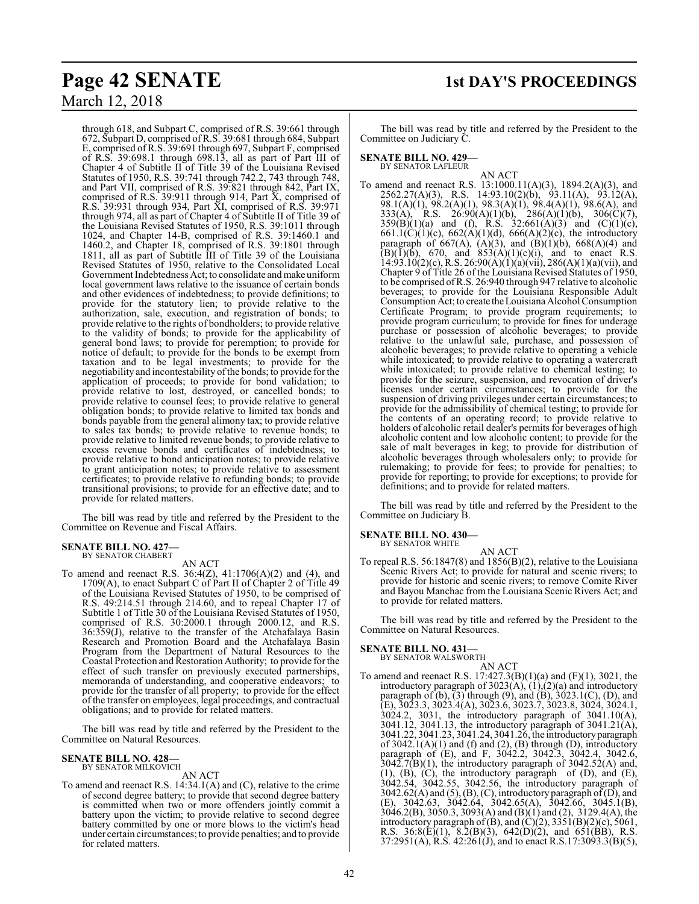through 618, and Subpart C, comprised of R.S. 39:661 through 672, Subpart D, comprised of R.S. 39:681 through 684, Subpart E, comprised of R.S. 39:691 through 697, Subpart F, comprised of R.S. 39:698.1 through 698.13, all as part of Part III of Chapter 4 of Subtitle II of Title 39 of the Louisiana Revised Statutes of 1950, R.S. 39:741 through 742.2, 743 through 748, and Part VII, comprised of R.S. 39:821 through 842, Part IX, comprised of R.S. 39:911 through 914, Part X, comprised of R.S. 39:931 through 934, Part XI, comprised of R.S. 39:971 through 974, all as part of Chapter 4 of Subtitle II of Title 39 of the Louisiana Revised Statutes of 1950, R.S. 39:1011 through 1024, and Chapter 14-B, comprised of R.S. 39:1460.1 and 1460.2, and Chapter 18, comprised of R.S. 39:1801 through 1811, all as part of Subtitle III of Title 39 of the Louisiana Revised Statutes of 1950, relative to the Consolidated Local Government Indebtedness Act; to consolidate and make uniform local government laws relative to the issuance of certain bonds and other evidences of indebtedness; to provide definitions; to provide for the statutory lien; to provide relative to the authorization, sale, execution, and registration of bonds; to provide relative to the rights of bondholders; to provide relative to the validity of bonds; to provide for the applicability of general bond laws; to provide for peremption; to provide for notice of default; to provide for the bonds to be exempt from taxation and to be legal investments; to provide for the negotiability and incontestability of the bonds; to provide for the application of proceeds; to provide for bond validation; to provide relative to lost, destroyed, or cancelled bonds; to provide relative to counsel fees; to provide relative to general obligation bonds; to provide relative to limited tax bonds and bonds payable from the general alimony tax; to provide relative to sales tax bonds; to provide relative to revenue bonds; to provide relative to limited revenue bonds; to provide relative to excess revenue bonds and certificates of indebtedness; to provide relative to bond anticipation notes; to provide relative to grant anticipation notes; to provide relative to assessment certificates; to provide relative to refunding bonds; to provide transitional provisions; to provide for an effective date; and to provide for related matters.

The bill was read by title and referred by the President to the Committee on Revenue and Fiscal Affairs.

**SENATE BILL NO. 427—**
BY SENATOR CHABERT

AN ACT

To amend and reenact R.S. 36:4(Z), 41:1706(A)(2) and (4), and 1709(A), to enact Subpart C of Part II of Chapter 2 of Title 49 of the Louisiana Revised Statutes of 1950, to be comprised of R.S. 49:214.51 through 214.60, and to repeal Chapter 17 of Subtitle 1 of Title 30 of the Louisiana Revised Statutes of 1950, comprised of R.S. 30:2000.1 through 2000.12, and R.S. 36:359(J), relative to the transfer of the Atchafalaya Basin Research and Promotion Board and the Atchafalaya Basin Program from the Department of Natural Resources to the Coastal Protection and Restoration Authority; to provide for the effect of such transfer on previously executed partnerships, memoranda of understanding, and cooperative endeavors; to provide for the transfer of all property; to provide for the effect of the transfer on employees, legal proceedings, and contractual obligations; and to provide for related matters.

The bill was read by title and referred by the President to the Committee on Natural Resources.

**SENATE BILL NO. 428—**
BY SENATOR MILKOVICH

AN ACT

To amend and reenact R.S. 14:34.1(A) and (C), relative to the crime of second degree battery; to provide that second degree battery is committed when two or more offenders jointly commit a battery upon the victim; to provide relative to second degree battery committed by one or more blows to the victim's head under certain circumstances; to provide penalties; and to provide for related matters.

The bill was read by title and referred by the President to the Committee on Judiciary C.

**SENATE BILL NO. 429—**
BY SENATOR LAFLEUR

AN ACT

To amend and reenact R.S. 13:1000.11(A)(3), 1894.2(A)(3), and 2562.27(A)(3), R.S. 14:93.10(2)(b), 93.11(A), 93.12(A), 98.1(A)(1), 98.2(A)(1), 98.3(A)(1), 98.4(A)(1), 98.6(A), and 333(A), R.S. 26:90(A)(1)(b), 286(A)(1)(b), 306(C)(7), 359(B)(1)(a) and (f), R.S. 32:661(A)(3) and (C)(1)(c), 661.1(C)(1)(c), 662(A)(1)(d), 666(A)(2)(c), the introductory paragraph of 667(A), (A)(3), and (B)(1)(b), 668(A)(4) and (B)(1)(b), 670, and 853(A)(1)(c)(i), and to enact R.S. 14:93.10(2)(c), R.S. 26:90(A)(1)(a)(vii), 286(A)(1)(a)(vii), and Chapter 9 of Title 26 of the Louisiana Revised Statutes of 1950, to be comprised of R.S. 26:940 through 947 relative to alcoholic beverages; to provide for the Louisiana Responsible Adult Consumption Act; to create the Louisiana Alcohol Consumption Certificate Program; to provide program requirements; to provide program curriculum; to provide for fines for underage purchase or possession of alcoholic beverages; to provide relative to the unlawful sale, purchase, and possession of alcoholic beverages; to provide relative to operating a vehicle while intoxicated; to provide relative to operating a watercraft while intoxicated; to provide relative to chemical testing; to provide for the seizure, suspension, and revocation of driver's licenses under certain circumstances; to provide for the suspension of driving privileges under certain circumstances; to provide for the admissibility of chemical testing; to provide for the contents of an operating record; to provide relative to holders of alcoholic retail dealer's permits for beverages of high alcoholic content and low alcoholic content; to provide for the sale of malt beverages in keg; to provide for distribution of alcoholic beverages through wholesalers only; to provide for rulemaking; to provide for fees; to provide for penalties; to provide for reporting; to provide for exceptions; to provide for definitions; and to provide for related matters.

The bill was read by title and referred by the President to the Committee on Judiciary B.

**SENATE BILL NO. 430—**
BY SENATOR WHITE

AN ACT

To repeal R.S. 56:1847(8) and 1856(B)(2), relative to the Louisiana Scenic Rivers Act; to provide for natural and scenic rivers; to provide for historic and scenic rivers; to remove Comite River and Bayou Manchac from the Louisiana Scenic Rivers Act; and to provide for related matters.

The bill was read by title and referred by the President to the Committee on Natural Resources.

**SENATE BILL NO. 431—**
BY SENATOR WALSWORTH

AN ACT

To amend and reenact R.S. 17:427.3(B)(1)(a) and (F)(1), 3021, the introductory paragraph of 3023(A), (1),(2)(a) and introductory paragraph of (b), (3) through (9), and (B), 3023.1(C), (D), and (E), 3023.3, 3023.4(A), 3023.6, 3023.7, 3023.8, 3024, 3024.1, 3024.2, 3031, the introductory paragraph of 3041.10(A), 3041.12, 3041.13, the introductory paragraph of 3041.21(A), 3041.22, 3041.23, 3041.24, 3041.26, the introductory paragraph of 3042.1(A)(1) and (f) and (2), (B) through (D), introductory paragraph of (E), and F, 3042.2, 3042.3, 3042.4, 3042.6, 3042.7(B)(1), the introductory paragraph of 3042.52(A) and, (1), (B), (C), the introductory paragraph of (D), and (E), 3042.54, 3042.55, 3042.56, the introductory paragraph of 3042.62(A) and (5), (B), (C), introductory paragraph of (D), and (E), 3042.63, 3042.64, 3042.65(A), 3042.66, 3045.1(B), 3046.2(B), 3050.3, 3093(A) and (B)(1) and (2), 3129.4(A), the introductory paragraph of (B), and (C)(2), 3351(B)(2)(c), 5061, R.S. 36:8(E)(1), 8.2(B)(3), 642(D)(2), and 651(BB), R.S. 37:2951(A), R.S. 42:261(J), and to enact R.S.17:3093.3(B)(5),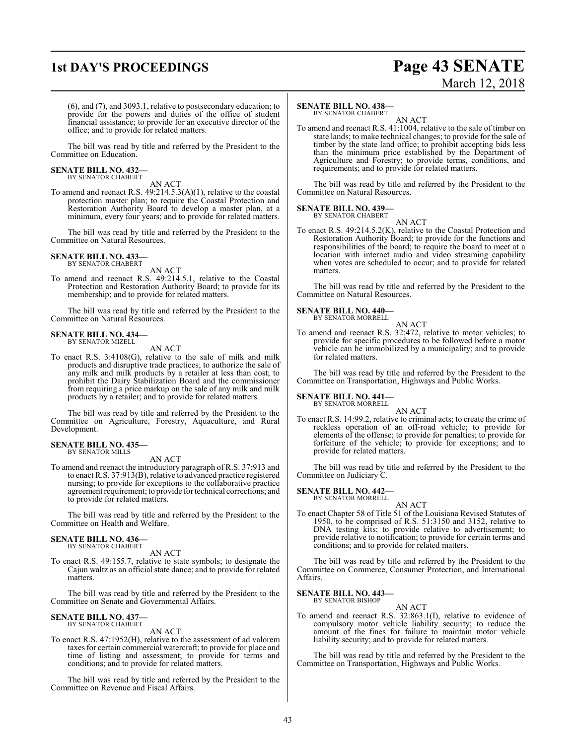(6), and (7), and 3093.1, relative to postsecondary education; to provide for the powers and duties of the office of student financial assistance; to provide for an executive director of the office; and to provide for related matters.

The bill was read by title and referred by the President to the Committee on Education.

**SENATE BILL NO. 432—**
BY SENATOR CHABERT

AN ACT

To amend and reenact R.S. 49:214.5.3(A)(1), relative to the coastal protection master plan; to require the Coastal Protection and Restoration Authority Board to develop a master plan, at a minimum, every four years; and to provide for related matters.

The bill was read by title and referred by the President to the Committee on Natural Resources.

**SENATE BILL NO. 433—**
BY SENATOR CHABERT

AN ACT

To amend and reenact R.S. 49:214.5.1, relative to the Coastal Protection and Restoration Authority Board; to provide for its membership; and to provide for related matters.

The bill was read by title and referred by the President to the Committee on Natural Resources.

**SENATE BILL NO. 434—**
BY SENATOR MIZELL

AN ACT

To enact R.S. 3:4108(G), relative to the sale of milk and milk products and disruptive trade practices; to authorize the sale of any milk and milk products by a retailer at less than cost; to prohibit the Dairy Stabilization Board and the commissioner from requiring a price markup on the sale of any milk and milk products by a retailer; and to provide for related matters.

The bill was read by title and referred by the President to the Committee on Agriculture, Forestry, Aquaculture, and Rural Development.

**SENATE BILL NO. 435—**
BY SENATOR MILLS

AN ACT

To amend and reenact the introductory paragraph of R.S. 37:913 and to enact R.S. 37:913(B), relative to advanced practice registered nursing; to provide for exceptions to the collaborative practice agreement requirement; to provide for technical corrections; and to provide for related matters.

The bill was read by title and referred by the President to the Committee on Health and Welfare.

**SENATE BILL NO. 436—**
BY SENATOR CHABERT

AN ACT

To enact R.S. 49:155.7, relative to state symbols; to designate the Cajun waltz as an official state dance; and to provide for related matters.

The bill was read by title and referred by the President to the Committee on Senate and Governmental Affairs.

**SENATE BILL NO. 437—**
BY SENATOR CHABERT

AN ACT

To enact R.S. 47:1952(H), relative to the assessment of ad valorem taxes for certain commercial watercraft; to provide for place and time of listing and assessment; to provide for terms and conditions; and to provide for related matters.

The bill was read by title and referred by the President to the Committee on Revenue and Fiscal Affairs.

**SENATE BILL NO. 438—**
BY SENATOR CHABERT

AN ACT

To amend and reenact R.S. 41:1004, relative to the sale of timber on state lands; to make technical changes; to provide for the sale of timber by the state land office; to prohibit accepting bids less than the minimum price established by the Department of Agriculture and Forestry; to provide terms, conditions, and requirements; and to provide for related matters.

The bill was read by title and referred by the President to the Committee on Natural Resources.

**SENATE BILL NO. 439—**
BY SENATOR CHABERT

AN ACT

To enact R.S. 49:214.5.2(K), relative to the Coastal Protection and Restoration Authority Board; to provide for the functions and responsibilities of the board; to require the board to meet at a location with internet audio and video streaming capability when votes are scheduled to occur; and to provide for related matters.

The bill was read by title and referred by the President to the Committee on Natural Resources.

**SENATE BILL NO. 440—**
BY SENATOR MORRELL

AN ACT

To amend and reenact R.S. 32:472, relative to motor vehicles; to provide for specific procedures to be followed before a motor vehicle can be immobilized by a municipality; and to provide for related matters.

The bill was read by title and referred by the President to the Committee on Transportation, Highways and Public Works.

**SENATE BILL NO. 441—**
BY SENATOR MORRELL

AN ACT

To enact R.S. 14:99.2, relative to criminal acts; to create the crime of reckless operation of an off-road vehicle; to provide for elements of the offense; to provide for penalties; to provide for forfeiture of the vehicle; to provide for exceptions; and to provide for related matters.

The bill was read by title and referred by the President to the Committee on Judiciary C.

**SENATE BILL NO. 442—**
BY SENATOR MORRELL

AN ACT

To enact Chapter 58 of Title 51 of the Louisiana Revised Statutes of 1950, to be comprised of R.S. 51:3150 and 3152, relative to DNA testing kits; to provide relative to advertisement; to provide relative to notification; to provide for certain terms and conditions; and to provide for related matters.

The bill was read by title and referred by the President to the Committee on Commerce, Consumer Protection, and International Affairs.

**SENATE BILL NO. 443—**
BY SENATOR BISHOP

AN ACT

To amend and reenact R.S. 32:863.1(I), relative to evidence of compulsory motor vehicle liability security; to reduce the amount of the fines for failure to maintain motor vehicle liability security; and to provide for related matters.

The bill was read by title and referred by the President to the Committee on Transportation, Highways and Public Works.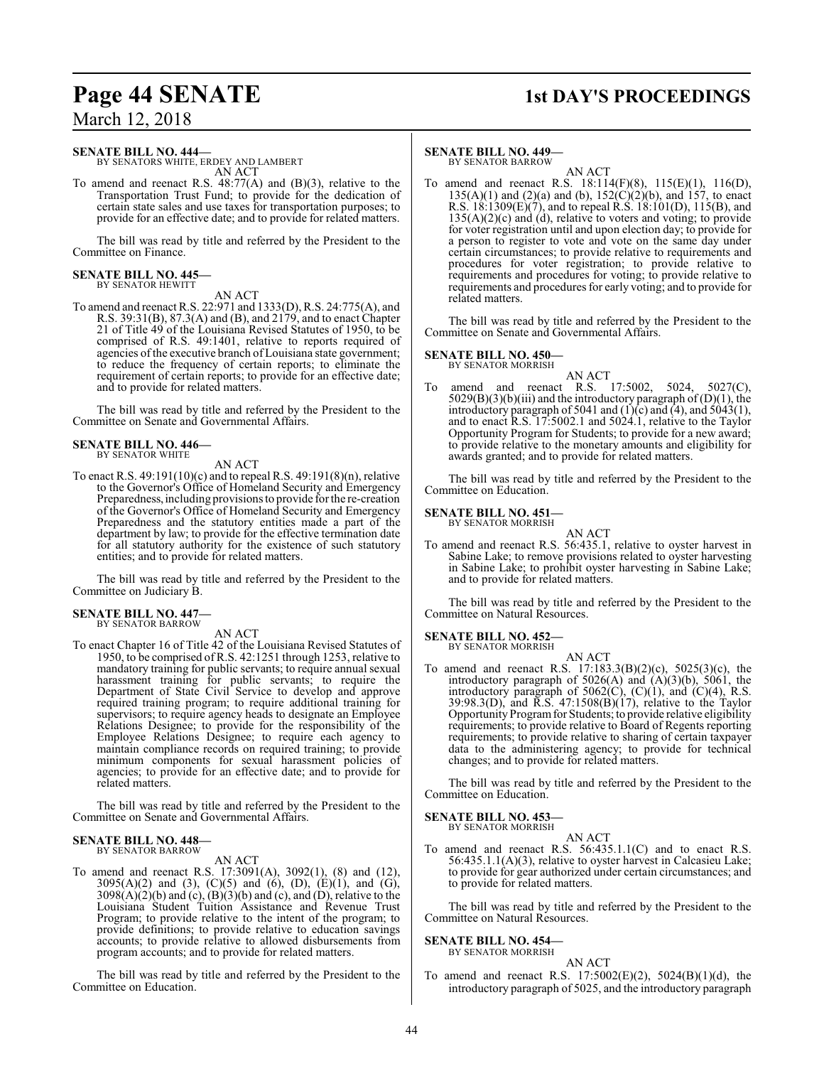**SENATE BILL NO. 444—**
BY SENATORS WHITE, ERDEY AND LAMBERT

AN ACT

To amend and reenact R.S. 48:77(A) and (B)(3), relative to the Transportation Trust Fund; to provide for the dedication of certain state sales and use taxes for transportation purposes; to provide for an effective date; and to provide for related matters.

The bill was read by title and referred by the President to the Committee on Finance.

**SENATE BILL NO. 445—**
BY SENATOR HEWITT

AN ACT

To amend and reenact R.S. 22:971 and 1333(D), R.S. 24:775(A), and R.S. 39:31(B), 87.3(A) and (B), and 2179, and to enact Chapter 21 of Title 49 of the Louisiana Revised Statutes of 1950, to be comprised of R.S. 49:1401, relative to reports required of agencies of the executive branch of Louisiana state government; to reduce the frequency of certain reports; to eliminate the requirement of certain reports; to provide for an effective date; and to provide for related matters.

The bill was read by title and referred by the President to the Committee on Senate and Governmental Affairs.

**SENATE BILL NO. 446—**
BY SENATOR WHITE

AN ACT

To enact R.S. 49:191(10)(c) and to repeal R.S. 49:191(8)(n), relative to the Governor's Office of Homeland Security and Emergency Preparedness, including provisions to provide for the re-creation of the Governor's Office of Homeland Security and Emergency Preparedness and the statutory entities made a part of the department by law; to provide for the effective termination date for all statutory authority for the existence of such statutory entities; and to provide for related matters.

The bill was read by title and referred by the President to the Committee on Judiciary B.

**SENATE BILL NO. 447—**
BY SENATOR BARROW

AN ACT

To enact Chapter 16 of Title 42 of the Louisiana Revised Statutes of 1950, to be comprised of R.S. 42:1251 through 1253, relative to mandatory training for public servants; to require annual sexual harassment training for public servants; to require the Department of State Civil Service to develop and approve required training program; to require additional training for supervisors; to require agency heads to designate an Employee Relations Designee; to provide for the responsibility of the Employee Relations Designee; to require each agency to maintain compliance records on required training; to provide minimum components for sexual harassment policies of agencies; to provide for an effective date; and to provide for related matters.

The bill was read by title and referred by the President to the Committee on Senate and Governmental Affairs.

**SENATE BILL NO. 448—**
BY SENATOR BARROW

AN ACT

To amend and reenact R.S. 17:3091(A), 3092(1), (8) and (12), 3095(A)(2) and (3), (C)(5) and (6), (D), (E)(1), and (G), 3098(A)(2)(b) and (c), (B)(3)(b) and (c), and (D), relative to the Louisiana Student Tuition Assistance and Revenue Trust Program; to provide relative to the intent of the program; to provide definitions; to provide relative to education savings accounts; to provide relative to allowed disbursements from program accounts; and to provide for related matters.

The bill was read by title and referred by the President to the Committee on Education.

**SENATE BILL NO. 449—**
BY SENATOR BARROW

AN ACT

To amend and reenact R.S. 18:114(F)(8), 115(E)(1), 116(D), 135(A)(1) and (2)(a) and (b), 152(C)(2)(b), and 157, to enact R.S. 18:1309(E)(7), and to repeal R.S. 18:101(D), 115(B), and 135(A)(2)(c) and (d), relative to voters and voting; to provide for voter registration until and upon election day; to provide for a person to register to vote and vote on the same day under certain circumstances; to provide relative to requirements and procedures for voter registration; to provide relative to requirements and procedures for voting; to provide relative to requirements and procedures for early voting; and to provide for related matters.

The bill was read by title and referred by the President to the Committee on Senate and Governmental Affairs.

**SENATE BILL NO. 450—**
BY SENATOR MORRISH

AN ACT

To amend and reenact R.S. 17:5002, 5024, 5027(C), 5029(B)(3)(b)(iii) and the introductory paragraph of (D)(1), the introductory paragraph of 5041 and (1)(c) and (4), and 5043(1), and to enact R.S. 17:5002.1 and 5024.1, relative to the Taylor Opportunity Program for Students; to provide for a new award; to provide relative to the monetary amounts and eligibility for awards granted; and to provide for related matters.

The bill was read by title and referred by the President to the Committee on Education.

**SENATE BILL NO. 451—**
BY SENATOR MORRISH

AN ACT

To amend and reenact R.S. 56:435.1, relative to oyster harvest in Sabine Lake; to remove provisions related to oyster harvesting in Sabine Lake; to prohibit oyster harvesting in Sabine Lake; and to provide for related matters.

The bill was read by title and referred by the President to the Committee on Natural Resources.

**SENATE BILL NO. 452—**
BY SENATOR MORRISH

AN ACT

To amend and reenact R.S. 17:183.3(B)(2)(c), 5025(3)(c), the introductory paragraph of 5026(A) and (A)(3)(b), 5061, the introductory paragraph of 5062(C), (C)(1), and (C)(4), R.S. 39:98.3(D), and R.S. 47:1508(B)(17), relative to the Taylor Opportunity Program for Students; to provide relative eligibility requirements; to provide relative to Board of Regents reporting requirements; to provide relative to sharing of certain taxpayer data to the administering agency; to provide for technical changes; and to provide for related matters.

The bill was read by title and referred by the President to the Committee on Education.

**SENATE BILL NO. 453—**
BY SENATOR MORRISH

AN ACT

To amend and reenact R.S. 56:435.1.1(C) and to enact R.S. 56:435.1.1(A)(3), relative to oyster harvest in Calcasieu Lake; to provide for gear authorized under certain circumstances; and to provide for related matters.

The bill was read by title and referred by the President to the Committee on Natural Resources.

**SENATE BILL NO. 454—**
BY SENATOR MORRISH

AN ACT

To amend and reenact R.S. 17:5002(E)(2), 5024(B)(1)(d), the introductory paragraph of 5025, and the introductory paragraph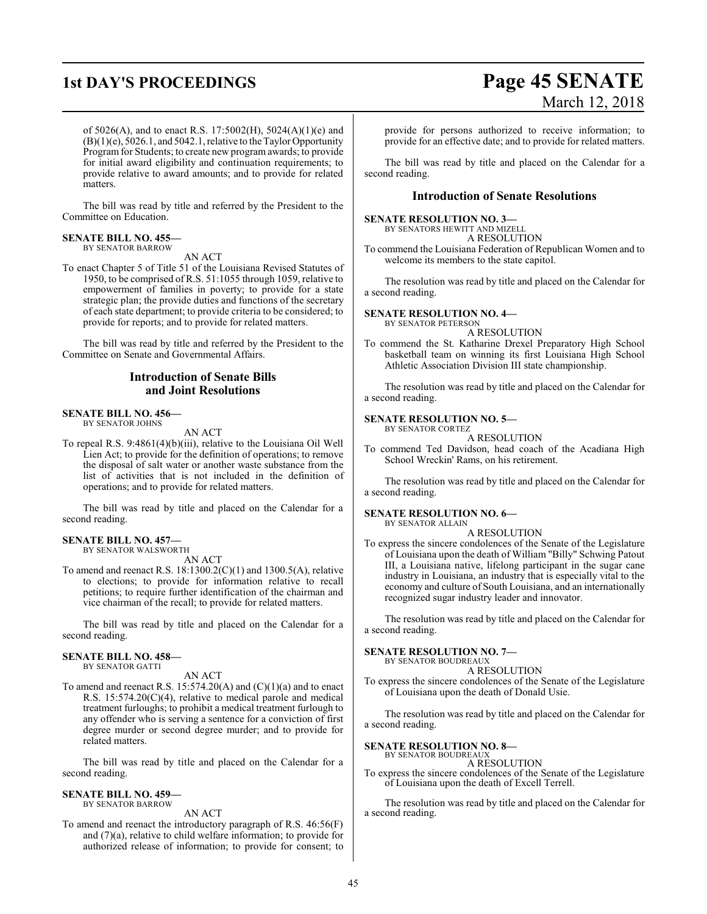of 5026(A), and to enact R.S. 17:5002(H), 5024(A)(1)(e) and (B)(1)(e), 5026.1, and 5042.1, relative to the Taylor Opportunity Program for Students; to create new program awards; to provide for initial award eligibility and continuation requirements; to provide relative to award amounts; and to provide for related matters.

The bill was read by title and referred by the President to the Committee on Education.

**SENATE BILL NO. 455—**
BY SENATOR BARROW

AN ACT

To enact Chapter 5 of Title 51 of the Louisiana Revised Statutes of 1950, to be comprised of R.S. 51:1055 through 1059, relative to empowerment of families in poverty; to provide for a state strategic plan; the provide duties and functions of the secretary of each state department; to provide criteria to be considered; to provide for reports; and to provide for related matters.

The bill was read by title and referred by the President to the Committee on Senate and Governmental Affairs.

## Introduction of Senate Bills and Joint Resolutions

**SENATE BILL NO. 456—**
BY SENATOR JOHNS

AN ACT

To repeal R.S. 9:4861(4)(b)(iii), relative to the Louisiana Oil Well Lien Act; to provide for the definition of operations; to remove the disposal of salt water or another waste substance from the list of activities that is not included in the definition of operations; and to provide for related matters.

The bill was read by title and placed on the Calendar for a second reading.

**SENATE BILL NO. 457—**
BY SENATOR WALSWORTH

AN ACT

To amend and reenact R.S. 18:1300.2(C)(1) and 1300.5(A), relative to elections; to provide for information relative to recall petitions; to require further identification of the chairman and vice chairman of the recall; to provide for related matters.

The bill was read by title and placed on the Calendar for a second reading.

**SENATE BILL NO. 458—**
BY SENATOR GATTI

AN ACT

To amend and reenact R.S. 15:574.20(A) and (C)(1)(a) and to enact R.S. 15:574.20(C)(4), relative to medical parole and medical treatment furloughs; to prohibit a medical treatment furlough to any offender who is serving a sentence for a conviction of first degree murder or second degree murder; and to provide for related matters.

The bill was read by title and placed on the Calendar for a second reading.

**SENATE BILL NO. 459—**
BY SENATOR BARROW

AN ACT

To amend and reenact the introductory paragraph of R.S. 46:56(F) and (7)(a), relative to child welfare information; to provide for authorized release of information; to provide for consent; to provide for persons authorized to receive information; to provide for an effective date; and to provide for related matters.

The bill was read by title and placed on the Calendar for a second reading.

## Introduction of Senate Resolutions

**SENATE RESOLUTION NO. 3—**
BY SENATORS HEWITT AND MIZELL

A RESOLUTION

To commend the Louisiana Federation of Republican Women and to welcome its members to the state capitol.

The resolution was read by title and placed on the Calendar for a second reading.

**SENATE RESOLUTION NO. 4—**
BY SENATOR PETERSON

A RESOLUTION

To commend the St. Katharine Drexel Preparatory High School basketball team on winning its first Louisiana High School Athletic Association Division III state championship.

The resolution was read by title and placed on the Calendar for a second reading.

**SENATE RESOLUTION NO. 5—**
BY SENATOR CORTEZ

A RESOLUTION

To commend Ted Davidson, head coach of the Acadiana High School Wreckin' Rams, on his retirement.

The resolution was read by title and placed on the Calendar for a second reading.

**SENATE RESOLUTION NO. 6—**
BY SENATOR ALLAIN

A RESOLUTION

To express the sincere condolences of the Senate of the Legislature of Louisiana upon the death of William "Billy" Schwing Patout III, a Louisiana native, lifelong participant in the sugar cane industry in Louisiana, an industry that is especially vital to the economy and culture of South Louisiana, and an internationally recognized sugar industry leader and innovator.

The resolution was read by title and placed on the Calendar for a second reading.

**SENATE RESOLUTION NO. 7—**
BY SENATOR BOUDREAUX

A RESOLUTION

To express the sincere condolences of the Senate of the Legislature of Louisiana upon the death of Donald Usie.

The resolution was read by title and placed on the Calendar for a second reading.

**SENATE RESOLUTION NO. 8—**
BY SENATOR BOUDREAUX

A RESOLUTION

To express the sincere condolences of the Senate of the Legislature of Louisiana upon the death of Excell Terrell.

The resolution was read by title and placed on the Calendar for a second reading.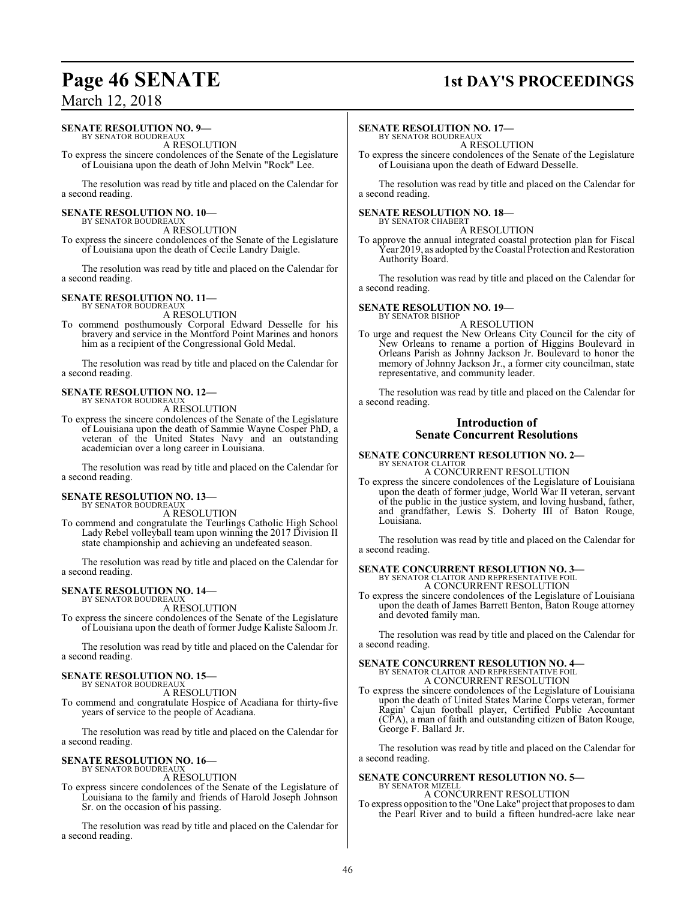**SENATE RESOLUTION NO. 9—**
BY SENATOR BOUDREAUX

A RESOLUTION

To express the sincere condolences of the Senate of the Legislature of Louisiana upon the death of John Melvin "Rock" Lee.

The resolution was read by title and placed on the Calendar for a second reading.

**SENATE RESOLUTION NO. 10—**
BY SENATOR BOUDREAUX

A RESOLUTION

To express the sincere condolences of the Senate of the Legislature of Louisiana upon the death of Cecile Landry Daigle.

The resolution was read by title and placed on the Calendar for a second reading.

**SENATE RESOLUTION NO. 11—**
BY SENATOR BOUDREAUX

A RESOLUTION

To commend posthumously Corporal Edward Desselle for his bravery and service in the Montford Point Marines and honors him as a recipient of the Congressional Gold Medal.

The resolution was read by title and placed on the Calendar for a second reading.

**SENATE RESOLUTION NO. 12—**
BY SENATOR BOUDREAUX

A RESOLUTION

To express the sincere condolences of the Senate of the Legislature of Louisiana upon the death of Sammie Wayne Cosper PhD, a veteran of the United States Navy and an outstanding academician over a long career in Louisiana.

The resolution was read by title and placed on the Calendar for a second reading.

**SENATE RESOLUTION NO. 13—**
BY SENATOR BOUDREAUX

A RESOLUTION

To commend and congratulate the Teurlings Catholic High School Lady Rebel volleyball team upon winning the 2017 Division II state championship and achieving an undefeated season.

The resolution was read by title and placed on the Calendar for a second reading.

**SENATE RESOLUTION NO. 14—**
BY SENATOR BOUDREAUX

A RESOLUTION

To express the sincere condolences of the Senate of the Legislature of Louisiana upon the death of former Judge Kaliste Saloom Jr.

The resolution was read by title and placed on the Calendar for a second reading.

**SENATE RESOLUTION NO. 15—**
BY SENATOR BOUDREAUX

A RESOLUTION

To commend and congratulate Hospice of Acadiana for thirty-five years of service to the people of Acadiana.

The resolution was read by title and placed on the Calendar for a second reading.

**SENATE RESOLUTION NO. 16—**
BY SENATOR BOUDREAUX

A RESOLUTION

To express sincere condolences of the Senate of the Legislature of Louisiana to the family and friends of Harold Joseph Johnson Sr. on the occasion of his passing.

The resolution was read by title and placed on the Calendar for a second reading.

**SENATE RESOLUTION NO. 17—**
BY SENATOR BOUDREAUX

A RESOLUTION

To express the sincere condolences of the Senate of the Legislature of Louisiana upon the death of Edward Desselle.

The resolution was read by title and placed on the Calendar for a second reading.

**SENATE RESOLUTION NO. 18—**
BY SENATOR CHABERT

A RESOLUTION

To approve the annual integrated coastal protection plan for Fiscal Year 2019, as adopted by the Coastal Protection and Restoration Authority Board.

The resolution was read by title and placed on the Calendar for a second reading.

**SENATE RESOLUTION NO. 19—**
BY SENATOR BISHOP

A RESOLUTION

To urge and request the New Orleans City Council for the city of New Orleans to rename a portion of Higgins Boulevard in Orleans Parish as Johnny Jackson Jr. Boulevard to honor the memory of Johnny Jackson Jr., a former city councilman, state representative, and community leader.

The resolution was read by title and placed on the Calendar for a second reading.

## Introduction of Senate Concurrent Resolutions

**SENATE CONCURRENT RESOLUTION NO. 2—**
BY SENATOR CLAITOR

A CONCURRENT RESOLUTION

To express the sincere condolences of the Legislature of Louisiana upon the death of former judge, World War II veteran, servant of the public in the justice system, and loving husband, father, and grandfather, Lewis S. Doherty III of Baton Rouge, Louisiana.

The resolution was read by title and placed on the Calendar for a second reading.

**SENATE CONCURRENT RESOLUTION NO. 3—**
BY SENATOR CLAITOR AND REPRESENTATIVE FOIL

A CONCURRENT RESOLUTION

To express the sincere condolences of the Legislature of Louisiana upon the death of James Barrett Benton, Baton Rouge attorney and devoted family man.

The resolution was read by title and placed on the Calendar for a second reading.

**SENATE CONCURRENT RESOLUTION NO. 4—**
BY SENATOR CLAITOR AND REPRESENTATIVE FOIL

A CONCURRENT RESOLUTION

To express the sincere condolences of the Legislature of Louisiana upon the death of United States Marine Corps veteran, former Ragin' Cajun football player, Certified Public Accountant (CPA), a man of faith and outstanding citizen of Baton Rouge, George F. Ballard Jr.

The resolution was read by title and placed on the Calendar for a second reading.

**SENATE CONCURRENT RESOLUTION NO. 5—**
BY SENATOR MIZELL

A CONCURRENT RESOLUTION

To express opposition to the "One Lake" project that proposes to dam the Pearl River and to build a fifteen hundred-acre lake near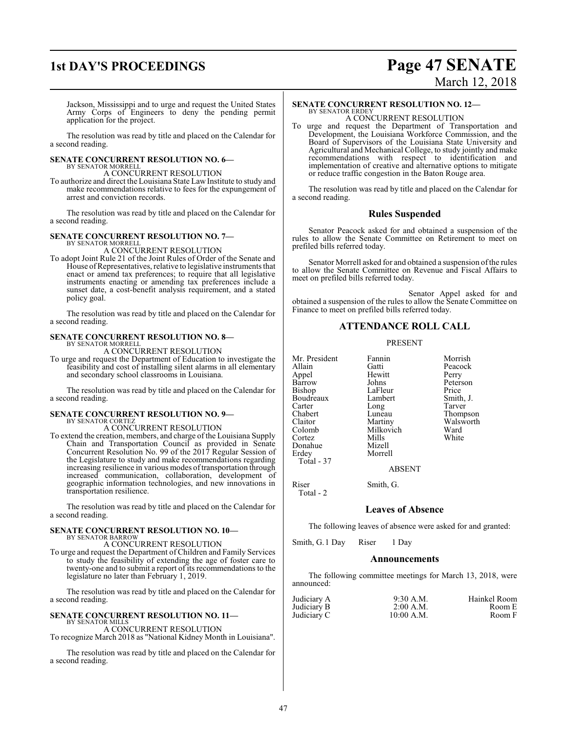Jackson, Mississippi and to urge and request the United States Army Corps of Engineers to deny the pending permit application for the project.

The resolution was read by title and placed on the Calendar for a second reading.

**SENATE CONCURRENT RESOLUTION NO. 6—**
BY SENATOR MORRELL

A CONCURRENT RESOLUTION

To authorize and direct the Louisiana State Law Institute to study and make recommendations relative to fees for the expungement of arrest and conviction records.

The resolution was read by title and placed on the Calendar for a second reading.

**SENATE CONCURRENT RESOLUTION NO. 7—**
BY SENATOR MORRELL

A CONCURRENT RESOLUTION

To adopt Joint Rule 21 of the Joint Rules of Order of the Senate and House of Representatives, relative to legislative instruments that enact or amend tax preferences; to require that all legislative instruments enacting or amending tax preferences include a sunset date, a cost-benefit analysis requirement, and a stated policy goal.

The resolution was read by title and placed on the Calendar for a second reading.

**SENATE CONCURRENT RESOLUTION NO. 8—**
BY SENATOR MORRELL

A CONCURRENT RESOLUTION

To urge and request the Department of Education to investigate the feasibility and cost of installing silent alarms in all elementary and secondary school classrooms in Louisiana.

The resolution was read by title and placed on the Calendar for a second reading.

**SENATE CONCURRENT RESOLUTION NO. 9—**
BY SENATOR CORTEZ

A CONCURRENT RESOLUTION

To extend the creation, members, and charge of the Louisiana Supply Chain and Transportation Council as provided in Senate Concurrent Resolution No. 99 of the 2017 Regular Session of the Legislature to study and make recommendations regarding increasing resilience in various modes of transportation through increased communication, collaboration, development of geographic information technologies, and new innovations in transportation resilience.

The resolution was read by title and placed on the Calendar for a second reading.

**SENATE CONCURRENT RESOLUTION NO. 10—**
BY SENATOR BARROW

A CONCURRENT RESOLUTION

To urge and request the Department of Children and Family Services to study the feasibility of extending the age of foster care to twenty-one and to submit a report of its recommendations to the legislature no later than February 1, 2019.

The resolution was read by title and placed on the Calendar for a second reading.

**SENATE CONCURRENT RESOLUTION NO. 11—**
BY SENATOR MILLS

A CONCURRENT RESOLUTION

To recognize March 2018 as "National Kidney Month in Louisiana".

The resolution was read by title and placed on the Calendar for a second reading.

**SENATE CONCURRENT RESOLUTION NO. 12—**
BY SENATOR ERDEY

A CONCURRENT RESOLUTION

To urge and request the Department of Transportation and Development, the Louisiana Workforce Commission, and the Board of Supervisors of the Louisiana State University and Agricultural and Mechanical College, to study jointly and make recommendations with respect to identification and implementation of creative and alternative options to mitigate or reduce traffic congestion in the Baton Rouge area.

The resolution was read by title and placed on the Calendar for a second reading.

## Rules Suspended

Senator Peacock asked for and obtained a suspension of the rules to allow the Senate Committee on Retirement to meet on prefiled bills referred today.

Senator Morrell asked for and obtained a suspension of the rules to allow the Senate Committee on Revenue and Fiscal Affairs to meet on prefiled bills referred today.

Senator Appel asked for and obtained a suspension of the rules to allow the Senate Committee on Finance to meet on prefiled bills referred today.

## ATTENDANCE ROLL CALL

PRESENT

| | | |
|---|---|---|
| Mr. President | Fannin | Morrish |
| Allain | Gatti | Peacock |
| Appel | Hewitt | Perry |
| Barrow | Johns | Peterson |
| Bishop | LaFleur | Price |
| Boudreaux | Lambert | Smith, J. |
| Carter | Long | Tarver |
| Chabert | Luneau | Thompson |
| Claitor | Martiny | Walsworth |
| Colomb | Milkovich | Ward |
| Cortez | Mills | White |
| Donahue | Mizell | |
| Erdey | Morrell | |
| Total - 37 | | |

ABSENT

| | |
|---|---|
| Riser | Smith, G. |
| Total - 2 | |

## Leaves of Absence

The following leaves of absence were asked for and granted:

Smith, G. 1 Day Riser 1 Day

## Announcements

The following committee meetings for March 13, 2018, were announced:

| | | |
|---|---|---|
| Judiciary A | 9:30 A.M. | Hainkel Room |
| Judiciary B | 2:00 A.M. | Room E |
| Judiciary C | 10:00 A.M. | Room F |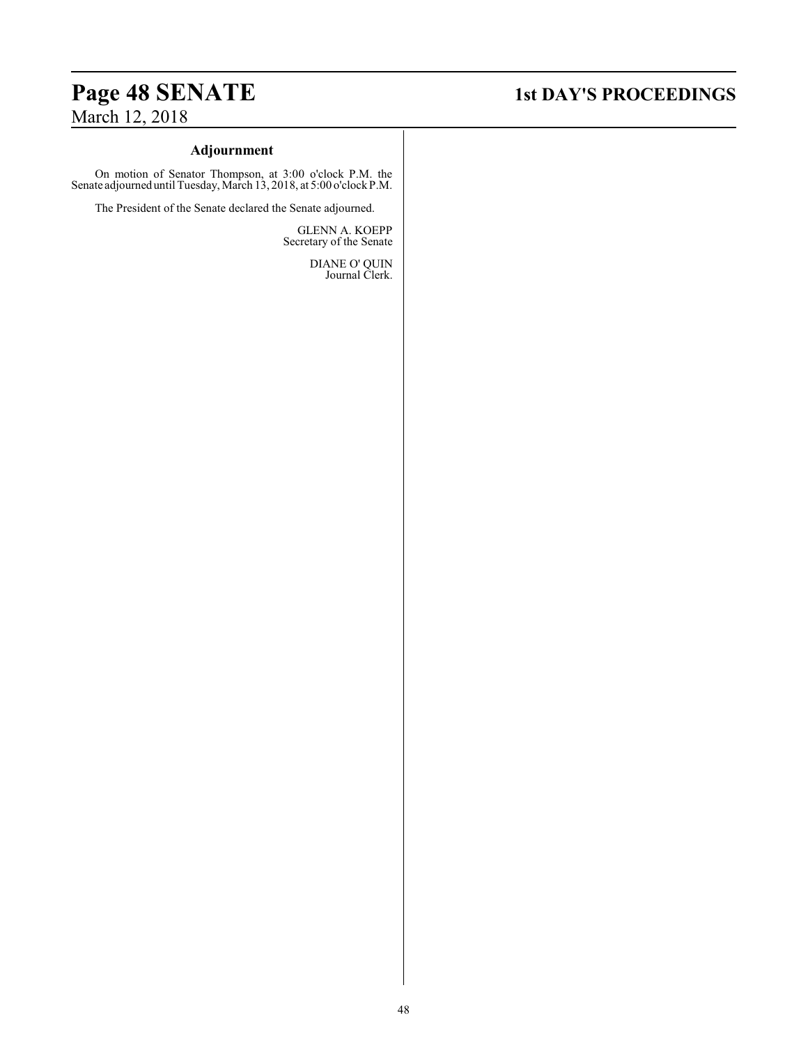### Adjournment

On motion of Senator Thompson, at 3:00 o'clock P.M. the Senate adjourned until Tuesday, March 13, 2018, at 5:00 o'clock P.M.

The President of the Senate declared the Senate adjourned.

GLENN A. KOEPP
Secretary of the Senate

DIANE O' QUIN
Journal Clerk.